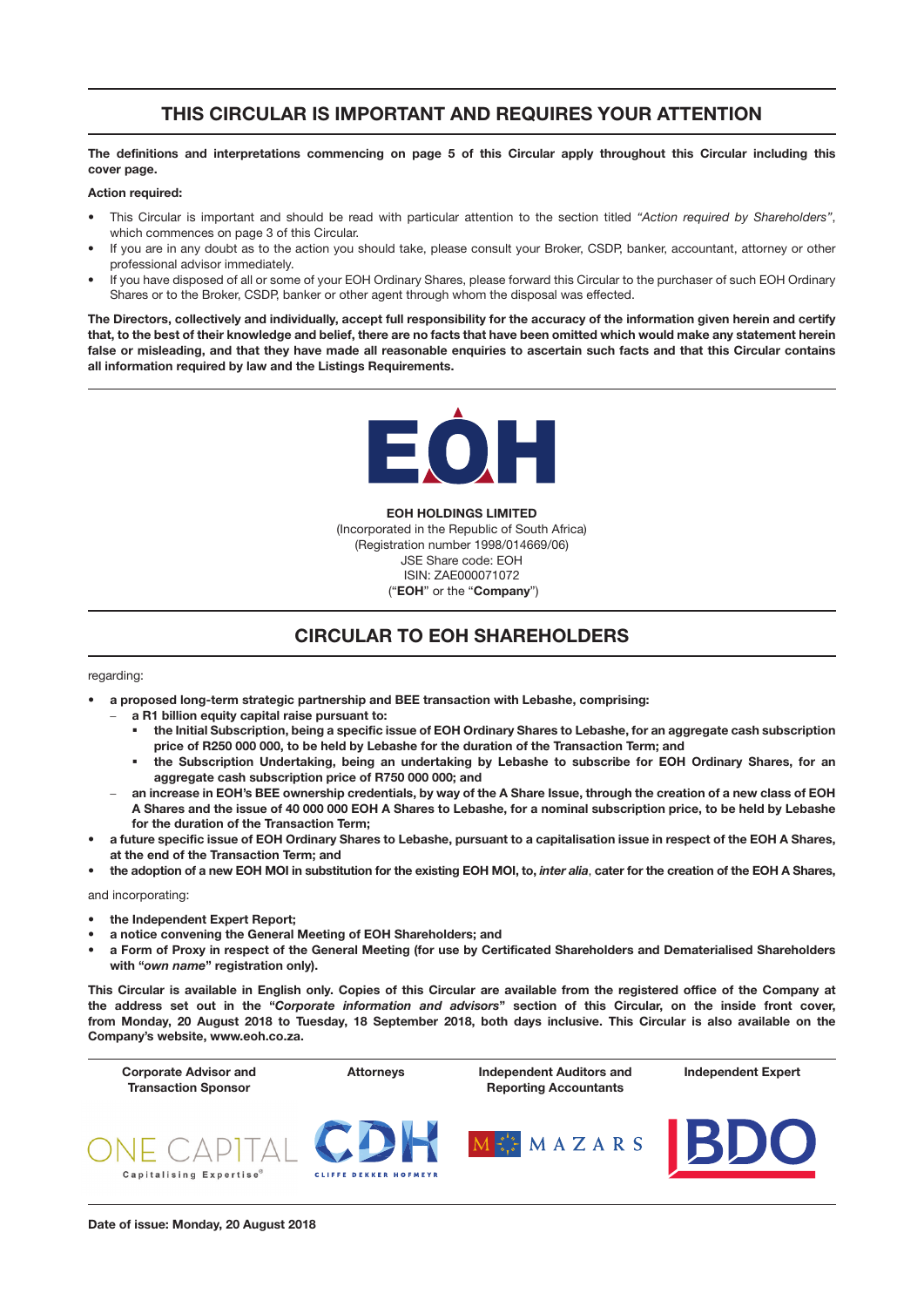# THIS CIRCULAR IS IMPORTANT AND REQUIRES YOUR ATTENTION

**The definitions and interpretations commencing on page 5 of this Circular apply throughout this Circular including this cover page.**

**Action required:**

- This Circular is important and should be read with particular attention to the section titled *"Action required by Shareholders"*, which commences on page 3 of this Circular.
- If you are in any doubt as to the action you should take, please consult your Broker, CSDP, banker, accountant, attorney or other professional advisor immediately.
- If you have disposed of all or some of your EOH Ordinary Shares, please forward this Circular to the purchaser of such EOH Ordinary Shares or to the Broker, CSDP, banker or other agent through whom the disposal was effected.

**The Directors, collectively and individually, accept full responsibility for the accuracy of the information given herein and certify that, to the best of their knowledge and belief, there are no facts that have been omitted which would make any statement herein false or misleading, and that they have made all reasonable enquiries to ascertain such facts and that this Circular contains all information required by law and the Listings Requirements.**

EOH

**EOH HOLDINGS LIMITED**
(Incorporated in the Republic of South Africa)
(Registration number 1998/014669/06)
JSE Share code: EOH
ISIN: ZAE000071072
("**EOH**" or the "**Company**")

## CIRCULAR TO EOH SHAREHOLDERS

regarding:

- **a proposed long-term strategic partnership and BEE transaction with Lebashe, comprising:**
  - **a R1 billion equity capital raise pursuant to:**
    - **the Initial Subscription, being a specific issue of EOH Ordinary Shares to Lebashe, for an aggregate cash subscription price of R250 000 000, to be held by Lebashe for the duration of the Transaction Term; and**
    - **the Subscription Undertaking, being an undertaking by Lebashe to subscribe for EOH Ordinary Shares, for an aggregate cash subscription price of R750 000 000; and**
  - **an increase in EOH's BEE ownership credentials, by way of the A Share Issue, through the creation of a new class of EOH A Shares and the issue of 40 000 000 EOH A Shares to Lebashe, for a nominal subscription price, to be held by Lebashe for the duration of the Transaction Term;**
- **a future specific issue of EOH Ordinary Shares to Lebashe, pursuant to a capitalisation issue in respect of the EOH A Shares, at the end of the Transaction Term; and**
- **the adoption of a new EOH MOI in substitution for the existing EOH MOI, to, *inter alia*, cater for the creation of the EOH A Shares,**

and incorporating:

- **the Independent Expert Report;**
- **a notice convening the General Meeting of EOH Shareholders; and**
- **a Form of Proxy in respect of the General Meeting (for use by Certificated Shareholders and Dematerialised Shareholders with "*own name*" registration only).**

**This Circular is available in English only. Copies of this Circular are available from the registered office of the Company at the address set out in the "*Corporate information and advisors*" section of this Circular, on the inside front cover, from Monday, 20 August 2018 to Tuesday, 18 September 2018, both days inclusive. This Circular is also available on the Company's website, www.eoh.co.za.**

| Corporate Advisor and Transaction Sponsor | Attorneys | Independent Auditors and Reporting Accountants | Independent Expert |
|---|---|---|---|
| ONE CAPITAL Capitalising Expertise® | CDH CLIFFE DEKKER HOFMEYR | MAZARS | BDO |

**Date of issue: Monday, 20 August 2018**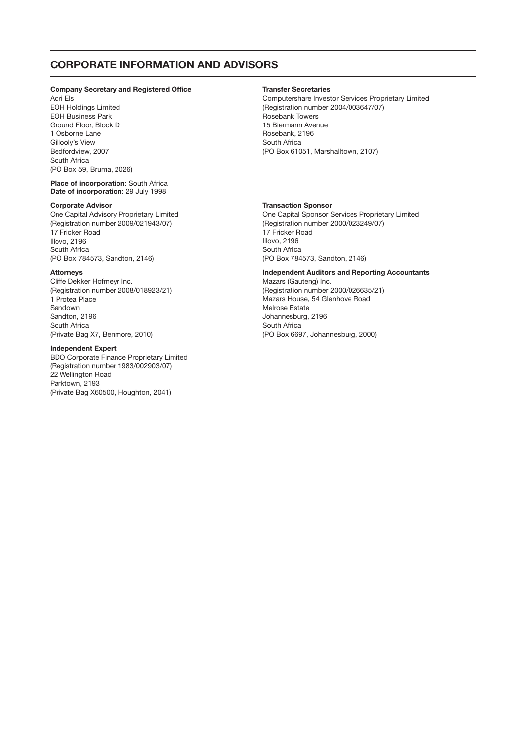# CORPORATE INFORMATION AND ADVISORS

**Company Secretary and Registered Office**
Adri Els
EOH Holdings Limited
EOH Business Park
Ground Floor, Block D
1 Osborne Lane
Gillooly's View
Bedfordview, 2007
South Africa
(PO Box 59, Bruma, 2026)

**Place of incorporation**: South Africa
**Date of incorporation**: 29 July 1998

**Corporate Advisor**
One Capital Advisory Proprietary Limited
(Registration number 2009/021943/07)
17 Fricker Road
Illovo, 2196
South Africa
(PO Box 784573, Sandton, 2146)

**Attorneys**
Cliffe Dekker Hofmeyr Inc.
(Registration number 2008/018923/21)
1 Protea Place
Sandown
Sandton, 2196
South Africa
(Private Bag X7, Benmore, 2010)

**Independent Expert**
BDO Corporate Finance Proprietary Limited
(Registration number 1983/002903/07)
22 Wellington Road
Parktown, 2193
(Private Bag X60500, Houghton, 2041)

**Transfer Secretaries**
Computershare Investor Services Proprietary Limited
(Registration number 2004/003647/07)
Rosebank Towers
15 Biermann Avenue
Rosebank, 2196
South Africa
(PO Box 61051, Marshalltown, 2107)

**Transaction Sponsor**
One Capital Sponsor Services Proprietary Limited
(Registration number 2000/023249/07)
17 Fricker Road
Illovo, 2196
South Africa
(PO Box 784573, Sandton, 2146)

**Independent Auditors and Reporting Accountants**
Mazars (Gauteng) Inc.
(Registration number 2000/026635/21)
Mazars House, 54 Glenhove Road
Melrose Estate
Johannesburg, 2196
South Africa
(PO Box 6697, Johannesburg, 2000)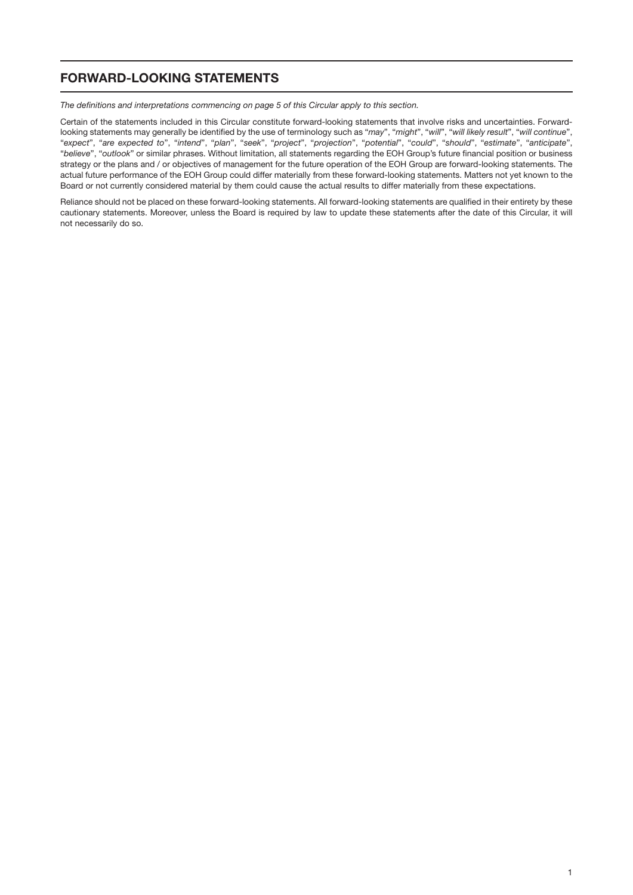# FORWARD-LOOKING STATEMENTS

*The definitions and interpretations commencing on page 5 of this Circular apply to this section.*

Certain of the statements included in this Circular constitute forward-looking statements that involve risks and uncertainties. Forward-looking statements may generally be identified by the use of terminology such as "*may*", "*might*", "*will*", "*will likely result*", "*will continue*", "*expect*", "*are expected to*", "*intend*", "*plan*", "*seek*", "*project*", "*projection*", "*potential*", "*could*", "*should*", "*estimate*", "*anticipate*", "*believe*", "*outlook*" or similar phrases. Without limitation, all statements regarding the EOH Group's future financial position or business strategy or the plans and / or objectives of management for the future operation of the EOH Group are forward-looking statements. The actual future performance of the EOH Group could differ materially from these forward-looking statements. Matters not yet known to the Board or not currently considered material by them could cause the actual results to differ materially from these expectations.

Reliance should not be placed on these forward-looking statements. All forward-looking statements are qualified in their entirety by these cautionary statements. Moreover, unless the Board is required by law to update these statements after the date of this Circular, it will not necessarily do so.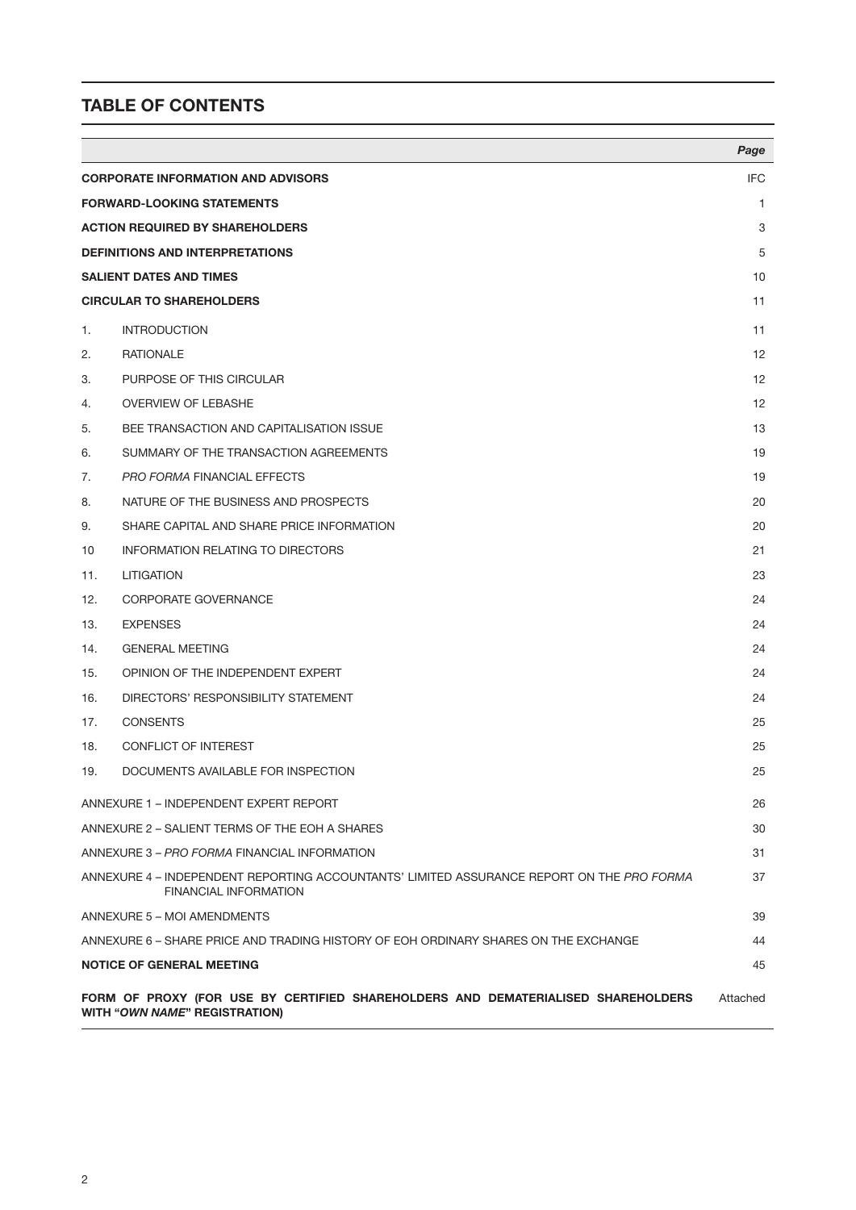## TABLE OF CONTENTS

| | | *Page* |
|---|---|---|
| **CORPORATE INFORMATION AND ADVISORS** | | IFC |
| **FORWARD-LOOKING STATEMENTS** | | 1 |
| **ACTION REQUIRED BY SHAREHOLDERS** | | 3 |
| **DEFINITIONS AND INTERPRETATIONS** | | 5 |
| **SALIENT DATES AND TIMES** | | 10 |
| **CIRCULAR TO SHAREHOLDERS** | | 11 |
| 1. | INTRODUCTION | 11 |
| 2. | RATIONALE | 12 |
| 3. | PURPOSE OF THIS CIRCULAR | 12 |
| 4. | OVERVIEW OF LEBASHE | 12 |
| 5. | BEE TRANSACTION AND CAPITALISATION ISSUE | 13 |
| 6. | SUMMARY OF THE TRANSACTION AGREEMENTS | 19 |
| 7. | *PRO FORMA* FINANCIAL EFFECTS | 19 |
| 8. | NATURE OF THE BUSINESS AND PROSPECTS | 20 |
| 9. | SHARE CAPITAL AND SHARE PRICE INFORMATION | 20 |
| 10 | INFORMATION RELATING TO DIRECTORS | 21 |
| 11. | LITIGATION | 23 |
| 12. | CORPORATE GOVERNANCE | 24 |
| 13. | EXPENSES | 24 |
| 14. | GENERAL MEETING | 24 |
| 15. | OPINION OF THE INDEPENDENT EXPERT | 24 |
| 16. | DIRECTORS' RESPONSIBILITY STATEMENT | 24 |
| 17. | CONSENTS | 25 |
| 18. | CONFLICT OF INTEREST | 25 |
| 19. | DOCUMENTS AVAILABLE FOR INSPECTION | 25 |
| ANNEXURE 1 – INDEPENDENT EXPERT REPORT | | 26 |
| ANNEXURE 2 – SALIENT TERMS OF THE EOH A SHARES | | 30 |
| ANNEXURE 3 – *PRO FORMA* FINANCIAL INFORMATION | | 31 |
| ANNEXURE 4 – INDEPENDENT REPORTING ACCOUNTANTS' LIMITED ASSURANCE REPORT ON THE *PRO FORMA* FINANCIAL INFORMATION | | 37 |
| ANNEXURE 5 – MOI AMENDMENTS | | 39 |
| ANNEXURE 6 – SHARE PRICE AND TRADING HISTORY OF EOH ORDINARY SHARES ON THE EXCHANGE | | 44 |
| **NOTICE OF GENERAL MEETING** | | 45 |
| **FORM OF PROXY (FOR USE BY CERTIFIED SHAREHOLDERS AND DEMATERIALISED SHAREHOLDERS WITH "*OWN NAME*" REGISTRATION)** | | Attached |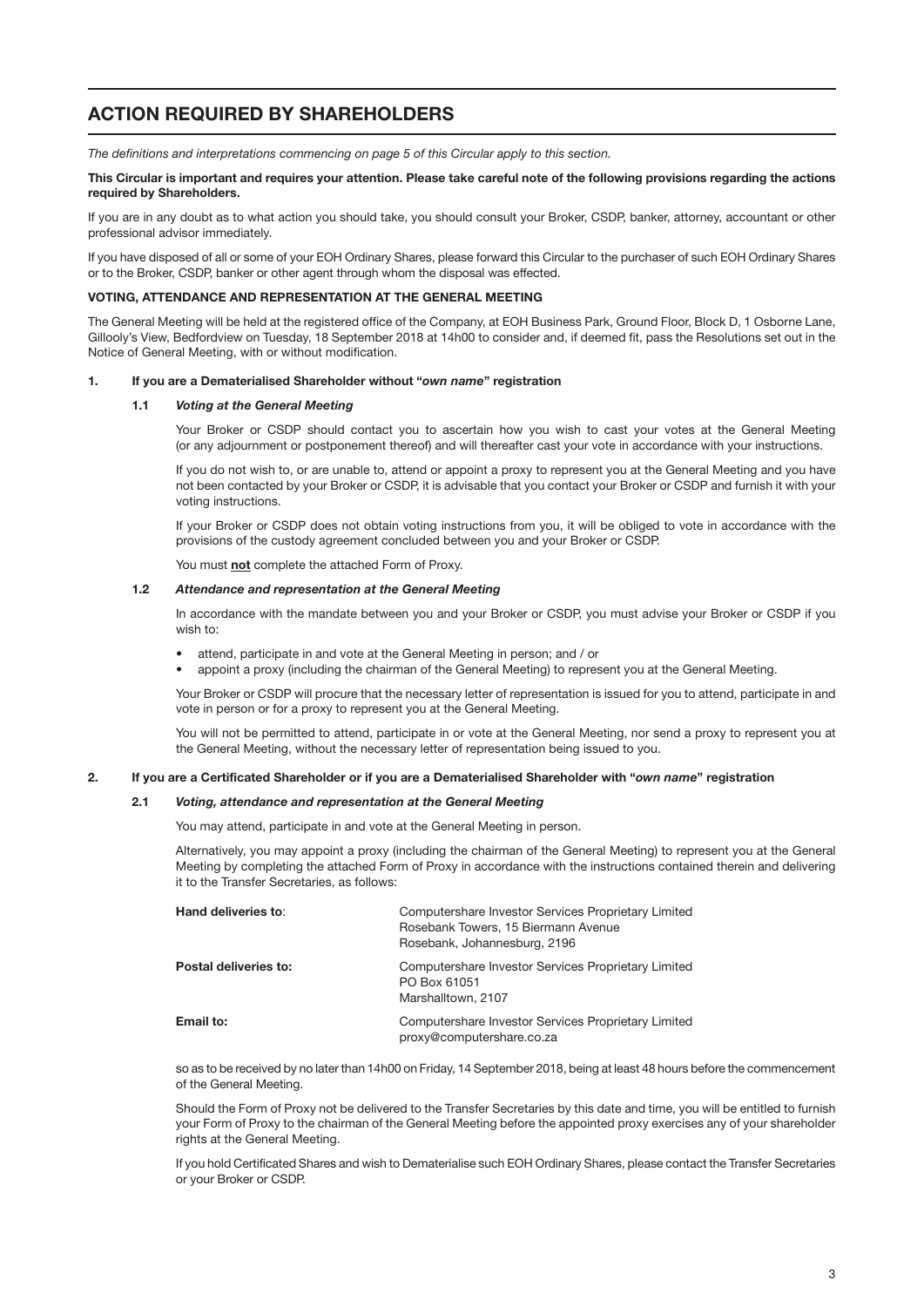# ACTION REQUIRED BY SHAREHOLDERS

*The definitions and interpretations commencing on page 5 of this Circular apply to this section.*

**This Circular is important and requires your attention. Please take careful note of the following provisions regarding the actions required by Shareholders.**

If you are in any doubt as to what action you should take, you should consult your Broker, CSDP, banker, attorney, accountant or other professional advisor immediately.

If you have disposed of all or some of your EOH Ordinary Shares, please forward this Circular to the purchaser of such EOH Ordinary Shares or to the Broker, CSDP, banker or other agent through whom the disposal was effected.

**VOTING, ATTENDANCE AND REPRESENTATION AT THE GENERAL MEETING**

The General Meeting will be held at the registered office of the Company, at EOH Business Park, Ground Floor, Block D, 1 Osborne Lane, Gillooly's View, Bedfordview on Tuesday, 18 September 2018 at 14h00 to consider and, if deemed fit, pass the Resolutions set out in the Notice of General Meeting, with or without modification.

**1. If you are a Dematerialised Shareholder without "*own name*" registration**

**1.1 *Voting at the General Meeting***

Your Broker or CSDP should contact you to ascertain how you wish to cast your votes at the General Meeting (or any adjournment or postponement thereof) and will thereafter cast your vote in accordance with your instructions.

If you do not wish to, or are unable to, attend or appoint a proxy to represent you at the General Meeting and you have not been contacted by your Broker or CSDP, it is advisable that you contact your Broker or CSDP and furnish it with your voting instructions.

If your Broker or CSDP does not obtain voting instructions from you, it will be obliged to vote in accordance with the provisions of the custody agreement concluded between you and your Broker or CSDP.

You must **not** complete the attached Form of Proxy.

**1.2 *Attendance and representation at the General Meeting***

In accordance with the mandate between you and your Broker or CSDP, you must advise your Broker or CSDP if you wish to:

- attend, participate in and vote at the General Meeting in person; and / or
- appoint a proxy (including the chairman of the General Meeting) to represent you at the General Meeting.

Your Broker or CSDP will procure that the necessary letter of representation is issued for you to attend, participate in and vote in person or for a proxy to represent you at the General Meeting.

You will not be permitted to attend, participate in or vote at the General Meeting, nor send a proxy to represent you at the General Meeting, without the necessary letter of representation being issued to you.

**2. If you are a Certificated Shareholder or if you are a Dematerialised Shareholder with "*own name*" registration**

**2.1 *Voting, attendance and representation at the General Meeting***

You may attend, participate in and vote at the General Meeting in person.

Alternatively, you may appoint a proxy (including the chairman of the General Meeting) to represent you at the General Meeting by completing the attached Form of Proxy in accordance with the instructions contained therein and delivering it to the Transfer Secretaries, as follows:

| | |
|---|---|
| **Hand deliveries to**: | Computershare Investor Services Proprietary Limited<br>Rosebank Towers, 15 Biermann Avenue<br>Rosebank, Johannesburg, 2196 |
| **Postal deliveries to:** | Computershare Investor Services Proprietary Limited<br>PO Box 61051<br>Marshalltown, 2107 |
| **Email to:** | Computershare Investor Services Proprietary Limited<br>proxy@computershare.co.za |

so as to be received by no later than 14h00 on Friday, 14 September 2018, being at least 48 hours before the commencement of the General Meeting.

Should the Form of Proxy not be delivered to the Transfer Secretaries by this date and time, you will be entitled to furnish your Form of Proxy to the chairman of the General Meeting before the appointed proxy exercises any of your shareholder rights at the General Meeting.

If you hold Certificated Shares and wish to Dematerialise such EOH Ordinary Shares, please contact the Transfer Secretaries or your Broker or CSDP.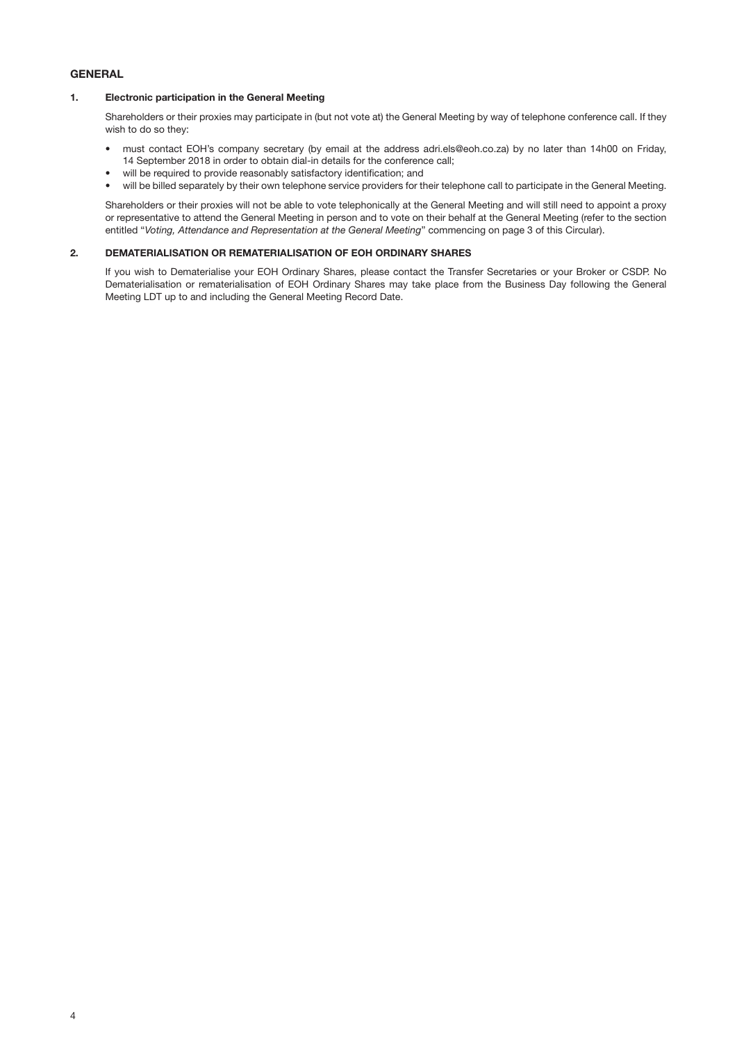## GENERAL

### 1. Electronic participation in the General Meeting

Shareholders or their proxies may participate in (but not vote at) the General Meeting by way of telephone conference call. If they wish to do so they:

- must contact EOH's company secretary (by email at the address adri.els@eoh.co.za) by no later than 14h00 on Friday, 14 September 2018 in order to obtain dial-in details for the conference call;
- will be required to provide reasonably satisfactory identification; and
- will be billed separately by their own telephone service providers for their telephone call to participate in the General Meeting.

Shareholders or their proxies will not be able to vote telephonically at the General Meeting and will still need to appoint a proxy or representative to attend the General Meeting in person and to vote on their behalf at the General Meeting (refer to the section entitled "*Voting, Attendance and Representation at the General Meeting*" commencing on page 3 of this Circular).

### 2. DEMATERIALISATION OR REMATERIALISATION OF EOH ORDINARY SHARES

If you wish to Dematerialise your EOH Ordinary Shares, please contact the Transfer Secretaries or your Broker or CSDP. No Dematerialisation or rematerialisation of EOH Ordinary Shares may take place from the Business Day following the General Meeting LDT up to and including the General Meeting Record Date.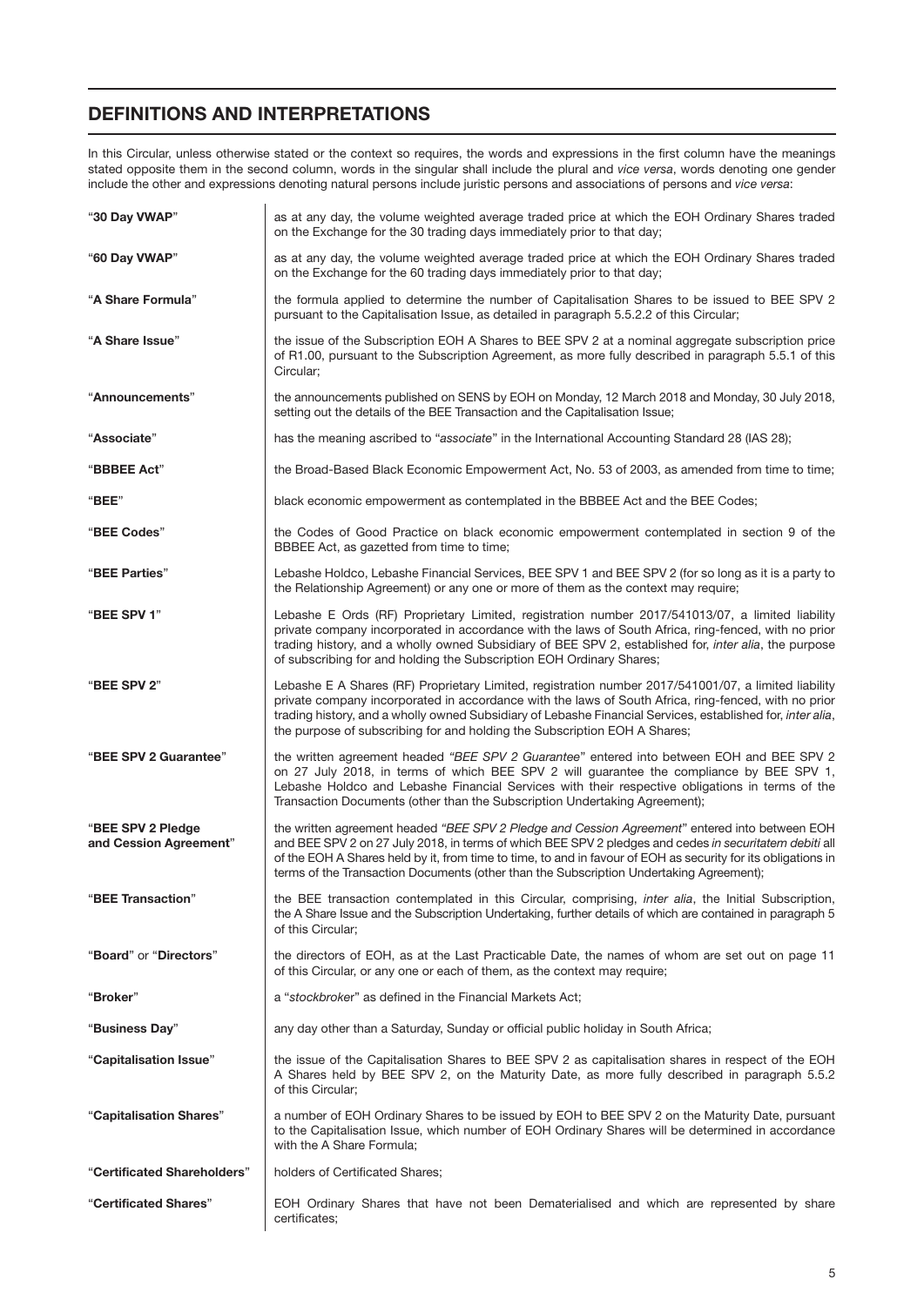## DEFINITIONS AND INTERPRETATIONS

In this Circular, unless otherwise stated or the context so requires, the words and expressions in the first column have the meanings stated opposite them in the second column, words in the singular shall include the plural and *vice versa*, words denoting one gender include the other and expressions denoting natural persons include juristic persons and associations of persons and *vice versa*:

| | |
|---|---|
| "**30 Day VWAP**" | as at any day, the volume weighted average traded price at which the EOH Ordinary Shares traded on the Exchange for the 30 trading days immediately prior to that day; |
| "**60 Day VWAP**" | as at any day, the volume weighted average traded price at which the EOH Ordinary Shares traded on the Exchange for the 60 trading days immediately prior to that day; |
| "**A Share Formula**" | the formula applied to determine the number of Capitalisation Shares to be issued to BEE SPV 2 pursuant to the Capitalisation Issue, as detailed in paragraph 5.5.2.2 of this Circular; |
| "**A Share Issue**" | the issue of the Subscription EOH A Shares to BEE SPV 2 at a nominal aggregate subscription price of R1.00, pursuant to the Subscription Agreement, as more fully described in paragraph 5.5.1 of this Circular; |
| "**Announcements**" | the announcements published on SENS by EOH on Monday, 12 March 2018 and Monday, 30 July 2018, setting out the details of the BEE Transaction and the Capitalisation Issue; |
| "**Associate**" | has the meaning ascribed to "*associate*" in the International Accounting Standard 28 (IAS 28); |
| "**BBBEE Act**" | the Broad-Based Black Economic Empowerment Act, No. 53 of 2003, as amended from time to time; |
| "**BEE**" | black economic empowerment as contemplated in the BBBEE Act and the BEE Codes; |
| "**BEE Codes**" | the Codes of Good Practice on black economic empowerment contemplated in section 9 of the BBBEE Act, as gazetted from time to time; |
| "**BEE Parties**" | Lebashe Holdco, Lebashe Financial Services, BEE SPV 1 and BEE SPV 2 (for so long as it is a party to the Relationship Agreement) or any one or more of them as the context may require; |
| "**BEE SPV 1**" | Lebashe E Ords (RF) Proprietary Limited, registration number 2017/541013/07, a limited liability private company incorporated in accordance with the laws of South Africa, ring-fenced, with no prior trading history, and a wholly owned Subsidiary of BEE SPV 2, established for, *inter alia*, the purpose of subscribing for and holding the Subscription EOH Ordinary Shares; |
| "**BEE SPV 2**" | Lebashe E A Shares (RF) Proprietary Limited, registration number 2017/541001/07, a limited liability private company incorporated in accordance with the laws of South Africa, ring-fenced, with no prior trading history, and a wholly owned Subsidiary of Lebashe Financial Services, established for, *inter alia*, the purpose of subscribing for and holding the Subscription EOH A Shares; |
| "**BEE SPV 2 Guarantee**" | the written agreement headed *"BEE SPV 2 Guarantee"* entered into between EOH and BEE SPV 2 on 27 July 2018, in terms of which BEE SPV 2 will guarantee the compliance by BEE SPV 1, Lebashe Holdco and Lebashe Financial Services with their respective obligations in terms of the Transaction Documents (other than the Subscription Undertaking Agreement); |
| "**BEE SPV 2 Pledge and Cession Agreement**" | the written agreement headed *"BEE SPV 2 Pledge and Cession Agreement"* entered into between EOH and BEE SPV 2 on 27 July 2018, in terms of which BEE SPV 2 pledges and cedes *in securitatem debiti* all of the EOH A Shares held by it, from time to time, to and in favour of EOH as security for its obligations in terms of the Transaction Documents (other than the Subscription Undertaking Agreement); |
| "**BEE Transaction**" | the BEE transaction contemplated in this Circular, comprising, *inter alia*, the Initial Subscription, the A Share Issue and the Subscription Undertaking, further details of which are contained in paragraph 5 of this Circular; |
| "**Board**" or "**Directors**" | the directors of EOH, as at the Last Practicable Date, the names of whom are set out on page 11 of this Circular, or any one or each of them, as the context may require; |
| "**Broker**" | a "*stockbroker*" as defined in the Financial Markets Act; |
| "**Business Day**" | any day other than a Saturday, Sunday or official public holiday in South Africa; |
| "**Capitalisation Issue**" | the issue of the Capitalisation Shares to BEE SPV 2 as capitalisation shares in respect of the EOH A Shares held by BEE SPV 2, on the Maturity Date, as more fully described in paragraph 5.5.2 of this Circular; |
| "**Capitalisation Shares**" | a number of EOH Ordinary Shares to be issued by EOH to BEE SPV 2 on the Maturity Date, pursuant to the Capitalisation Issue, which number of EOH Ordinary Shares will be determined in accordance with the A Share Formula; |
| "**Certificated Shareholders**" | holders of Certificated Shares; |
| "**Certificated Shares**" | EOH Ordinary Shares that have not been Dematerialised and which are represented by share certificates; |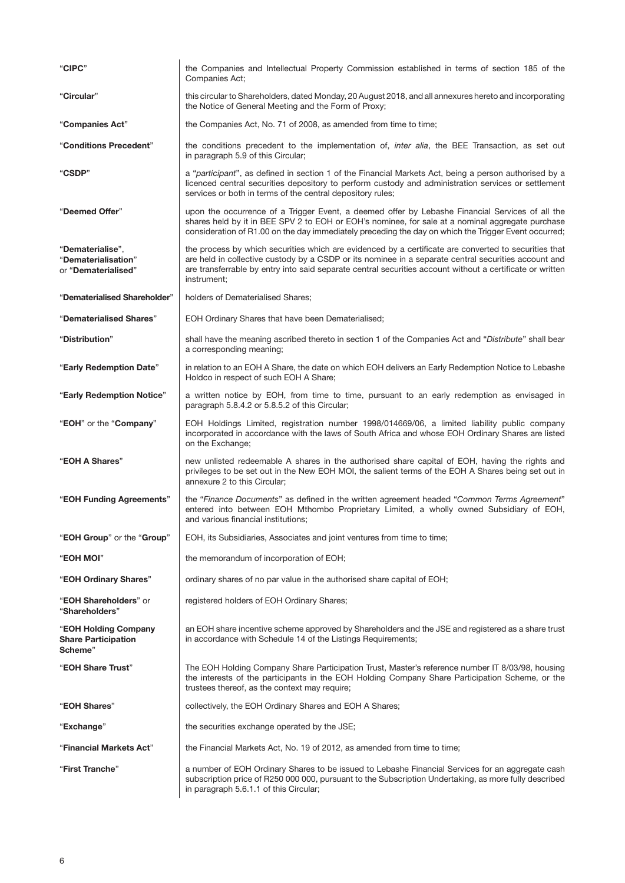| | |
|---|---|
| "**CIPC**" | the Companies and Intellectual Property Commission established in terms of section 185 of the Companies Act; |
| "**Circular**" | this circular to Shareholders, dated Monday, 20 August 2018, and all annexures hereto and incorporating the Notice of General Meeting and the Form of Proxy; |
| "**Companies Act**" | the Companies Act, No. 71 of 2008, as amended from time to time; |
| "**Conditions Precedent**" | the conditions precedent to the implementation of, *inter alia*, the BEE Transaction, as set out in paragraph 5.9 of this Circular; |
| "**CSDP**" | a "*participant*", as defined in section 1 of the Financial Markets Act, being a person authorised by a licenced central securities depository to perform custody and administration services or settlement services or both in terms of the central depository rules; |
| "**Deemed Offer**" | upon the occurrence of a Trigger Event, a deemed offer by Lebashe Financial Services of all the shares held by it in BEE SPV 2 to EOH or EOH's nominee, for sale at a nominal aggregate purchase consideration of R1.00 on the day immediately preceding the day on which the Trigger Event occurred; |
| "**Dematerialise**", "**Dematerialisation**" or "**Dematerialised**" | the process by which securities which are evidenced by a certificate are converted to securities that are held in collective custody by a CSDP or its nominee in a separate central securities account and are transferrable by entry into said separate central securities account without a certificate or written instrument; |
| "**Dematerialised Shareholder**" | holders of Dematerialised Shares; |
| "**Dematerialised Shares**" | EOH Ordinary Shares that have been Dematerialised; |
| "**Distribution**" | shall have the meaning ascribed thereto in section 1 of the Companies Act and "*Distribute*" shall bear a corresponding meaning; |
| "**Early Redemption Date**" | in relation to an EOH A Share, the date on which EOH delivers an Early Redemption Notice to Lebashe Holdco in respect of such EOH A Share; |
| "**Early Redemption Notice**" | a written notice by EOH, from time to time, pursuant to an early redemption as envisaged in paragraph 5.8.4.2 or 5.8.5.2 of this Circular; |
| "**EOH**" or the "**Company**" | EOH Holdings Limited, registration number 1998/014669/06, a limited liability public company incorporated in accordance with the laws of South Africa and whose EOH Ordinary Shares are listed on the Exchange; |
| "**EOH A Shares**" | new unlisted redeemable A shares in the authorised share capital of EOH, having the rights and privileges to be set out in the New EOH MOI, the salient terms of the EOH A Shares being set out in annexure 2 to this Circular; |
| "**EOH Funding Agreements**" | the "*Finance Documents*" as defined in the written agreement headed "*Common Terms Agreement*" entered into between EOH Mthombo Proprietary Limited, a wholly owned Subsidiary of EOH, and various financial institutions; |
| "**EOH Group**" or the "**Group**" | EOH, its Subsidiaries, Associates and joint ventures from time to time; |
| "**EOH MOI**" | the memorandum of incorporation of EOH; |
| "**EOH Ordinary Shares**" | ordinary shares of no par value in the authorised share capital of EOH; |
| "**EOH Shareholders**" or "**Shareholders**" | registered holders of EOH Ordinary Shares; |
| "**EOH Holding Company Share Participation Scheme**" | an EOH share incentive scheme approved by Shareholders and the JSE and registered as a share trust in accordance with Schedule 14 of the Listings Requirements; |
| "**EOH Share Trust**" | The EOH Holding Company Share Participation Trust, Master's reference number IT 8/03/98, housing the interests of the participants in the EOH Holding Company Share Participation Scheme, or the trustees thereof, as the context may require; |
| "**EOH Shares**" | collectively, the EOH Ordinary Shares and EOH A Shares; |
| "**Exchange**" | the securities exchange operated by the JSE; |
| "**Financial Markets Act**" | the Financial Markets Act, No. 19 of 2012, as amended from time to time; |
| "**First Tranche**" | a number of EOH Ordinary Shares to be issued to Lebashe Financial Services for an aggregate cash subscription price of R250 000 000, pursuant to the Subscription Undertaking, as more fully described in paragraph 5.6.1.1 of this Circular; |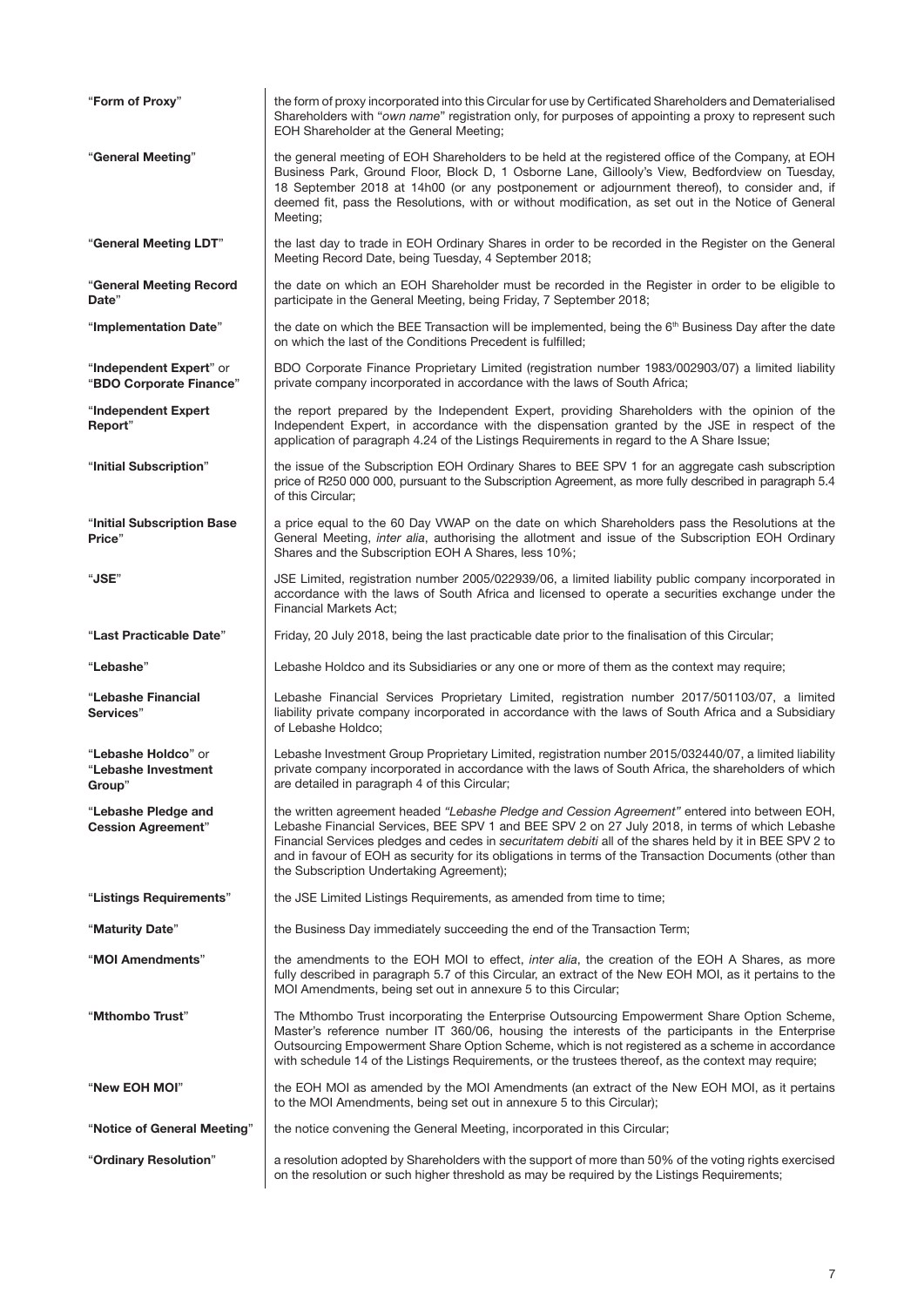| | |
|---|---|
| "**Form of Proxy**" | the form of proxy incorporated into this Circular for use by Certificated Shareholders and Dematerialised Shareholders with "*own name*" registration only, for purposes of appointing a proxy to represent such EOH Shareholder at the General Meeting; |
| "**General Meeting**" | the general meeting of EOH Shareholders to be held at the registered office of the Company, at EOH Business Park, Ground Floor, Block D, 1 Osborne Lane, Gillooly's View, Bedfordview on Tuesday, 18 September 2018 at 14h00 (or any postponement or adjournment thereof), to consider and, if deemed fit, pass the Resolutions, with or without modification, as set out in the Notice of General Meeting; |
| "**General Meeting LDT**" | the last day to trade in EOH Ordinary Shares in order to be recorded in the Register on the General Meeting Record Date, being Tuesday, 4 September 2018; |
| "**General Meeting Record Date**" | the date on which an EOH Shareholder must be recorded in the Register in order to be eligible to participate in the General Meeting, being Friday, 7 September 2018; |
| "**Implementation Date**" | the date on which the BEE Transaction will be implemented, being the 6th Business Day after the date on which the last of the Conditions Precedent is fulfilled; |
| "**Independent Expert**" or "**BDO Corporate Finance**" | BDO Corporate Finance Proprietary Limited (registration number 1983/002903/07) a limited liability private company incorporated in accordance with the laws of South Africa; |
| "**Independent Expert Report**" | the report prepared by the Independent Expert, providing Shareholders with the opinion of the Independent Expert, in accordance with the dispensation granted by the JSE in respect of the application of paragraph 4.24 of the Listings Requirements in regard to the A Share Issue; |
| "**Initial Subscription**" | the issue of the Subscription EOH Ordinary Shares to BEE SPV 1 for an aggregate cash subscription price of R250 000 000, pursuant to the Subscription Agreement, as more fully described in paragraph 5.4 of this Circular; |
| "**Initial Subscription Base Price**" | a price equal to the 60 Day VWAP on the date on which Shareholders pass the Resolutions at the General Meeting, *inter alia*, authorising the allotment and issue of the Subscription EOH Ordinary Shares and the Subscription EOH A Shares, less 10%; |
| "**JSE**" | JSE Limited, registration number 2005/022939/06, a limited liability public company incorporated in accordance with the laws of South Africa and licensed to operate a securities exchange under the Financial Markets Act; |
| "**Last Practicable Date**" | Friday, 20 July 2018, being the last practicable date prior to the finalisation of this Circular; |
| "**Lebashe**" | Lebashe Holdco and its Subsidiaries or any one or more of them as the context may require; |
| "**Lebashe Financial Services**" | Lebashe Financial Services Proprietary Limited, registration number 2017/501103/07, a limited liability private company incorporated in accordance with the laws of South Africa and a Subsidiary of Lebashe Holdco; |
| "**Lebashe Holdco**" or "**Lebashe Investment Group**" | Lebashe Investment Group Proprietary Limited, registration number 2015/032440/07, a limited liability private company incorporated in accordance with the laws of South Africa, the shareholders of which are detailed in paragraph 4 of this Circular; |
| "**Lebashe Pledge and Cession Agreement**" | the written agreement headed *"Lebashe Pledge and Cession Agreement"* entered into between EOH, Lebashe Financial Services, BEE SPV 1 and BEE SPV 2 on 27 July 2018, in terms of which Lebashe Financial Services pledges and cedes in *securitatem debiti* all of the shares held by it in BEE SPV 2 to and in favour of EOH as security for its obligations in terms of the Transaction Documents (other than the Subscription Undertaking Agreement); |
| "**Listings Requirements**" | the JSE Limited Listings Requirements, as amended from time to time; |
| "**Maturity Date**" | the Business Day immediately succeeding the end of the Transaction Term; |
| "**MOI Amendments**" | the amendments to the EOH MOI to effect, *inter alia*, the creation of the EOH A Shares, as more fully described in paragraph 5.7 of this Circular, an extract of the New EOH MOI, as it pertains to the MOI Amendments, being set out in annexure 5 to this Circular; |
| "**Mthombo Trust**" | The Mthombo Trust incorporating the Enterprise Outsourcing Empowerment Share Option Scheme, Master's reference number IT 360/06, housing the interests of the participants in the Enterprise Outsourcing Empowerment Share Option Scheme, which is not registered as a scheme in accordance with schedule 14 of the Listings Requirements, or the trustees thereof, as the context may require; |
| "**New EOH MOI**" | the EOH MOI as amended by the MOI Amendments (an extract of the New EOH MOI, as it pertains to the MOI Amendments, being set out in annexure 5 to this Circular); |
| "**Notice of General Meeting**" | the notice convening the General Meeting, incorporated in this Circular; |
| "**Ordinary Resolution**" | a resolution adopted by Shareholders with the support of more than 50% of the voting rights exercised on the resolution or such higher threshold as may be required by the Listings Requirements; |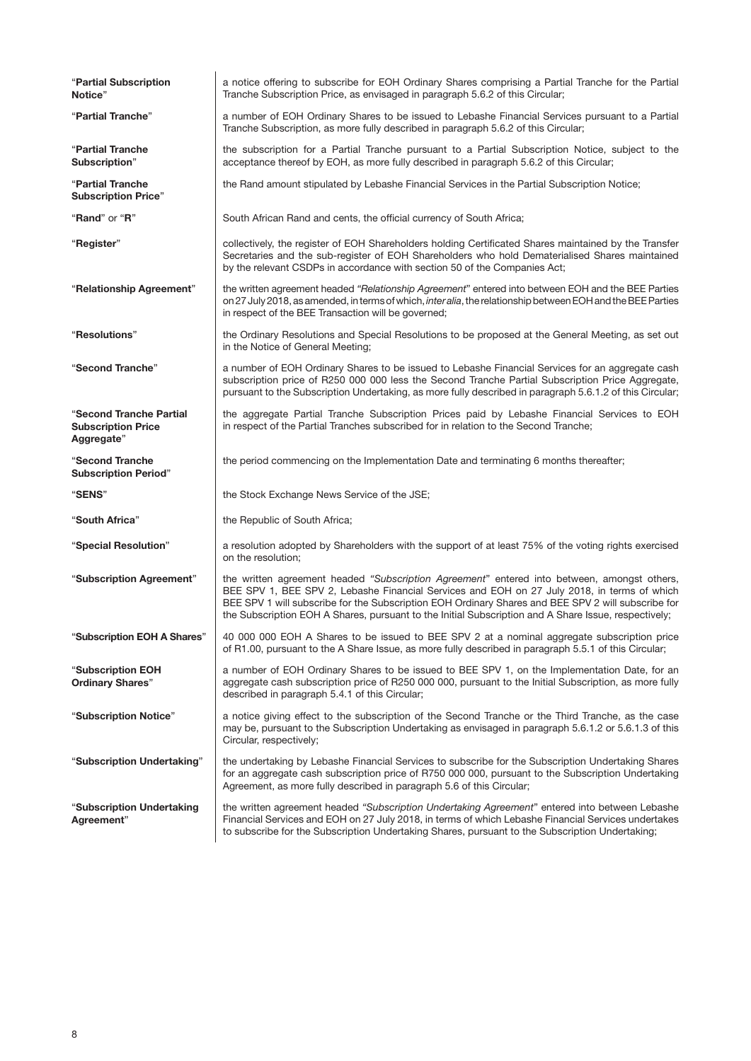| | |
|---|---|
| "**Partial Subscription Notice**" | a notice offering to subscribe for EOH Ordinary Shares comprising a Partial Tranche for the Partial Tranche Subscription Price, as envisaged in paragraph 5.6.2 of this Circular; |
| "**Partial Tranche**" | a number of EOH Ordinary Shares to be issued to Lebashe Financial Services pursuant to a Partial Tranche Subscription, as more fully described in paragraph 5.6.2 of this Circular; |
| "**Partial Tranche Subscription**" | the subscription for a Partial Tranche pursuant to a Partial Subscription Notice, subject to the acceptance thereof by EOH, as more fully described in paragraph 5.6.2 of this Circular; |
| "**Partial Tranche Subscription Price**" | the Rand amount stipulated by Lebashe Financial Services in the Partial Subscription Notice; |
| "**Rand**" or "**R**" | South African Rand and cents, the official currency of South Africa; |
| "**Register**" | collectively, the register of EOH Shareholders holding Certificated Shares maintained by the Transfer Secretaries and the sub-register of EOH Shareholders who hold Dematerialised Shares maintained by the relevant CSDPs in accordance with section 50 of the Companies Act; |
| "**Relationship Agreement**" | the written agreement headed *"Relationship Agreement"* entered into between EOH and the BEE Parties on 27 July 2018, as amended, in terms of which, *inter alia*, the relationship between EOH and the BEE Parties in respect of the BEE Transaction will be governed; |
| "**Resolutions**" | the Ordinary Resolutions and Special Resolutions to be proposed at the General Meeting, as set out in the Notice of General Meeting; |
| "**Second Tranche**" | a number of EOH Ordinary Shares to be issued to Lebashe Financial Services for an aggregate cash subscription price of R250 000 000 less the Second Tranche Partial Subscription Price Aggregate, pursuant to the Subscription Undertaking, as more fully described in paragraph 5.6.1.2 of this Circular; |
| "**Second Tranche Partial Subscription Price Aggregate**" | the aggregate Partial Tranche Subscription Prices paid by Lebashe Financial Services to EOH in respect of the Partial Tranches subscribed for in relation to the Second Tranche; |
| "**Second Tranche Subscription Period**" | the period commencing on the Implementation Date and terminating 6 months thereafter; |
| "**SENS**" | the Stock Exchange News Service of the JSE; |
| "**South Africa**" | the Republic of South Africa; |
| "**Special Resolution**" | a resolution adopted by Shareholders with the support of at least 75% of the voting rights exercised on the resolution; |
| "**Subscription Agreement**" | the written agreement headed *"Subscription Agreement"* entered into between, amongst others, BEE SPV 1, BEE SPV 2, Lebashe Financial Services and EOH on 27 July 2018, in terms of which BEE SPV 1 will subscribe for the Subscription EOH Ordinary Shares and BEE SPV 2 will subscribe for the Subscription EOH A Shares, pursuant to the Initial Subscription and A Share Issue, respectively; |
| "**Subscription EOH A Shares**" | 40 000 000 EOH A Shares to be issued to BEE SPV 2 at a nominal aggregate subscription price of R1.00, pursuant to the A Share Issue, as more fully described in paragraph 5.5.1 of this Circular; |
| "**Subscription EOH Ordinary Shares**" | a number of EOH Ordinary Shares to be issued to BEE SPV 1, on the Implementation Date, for an aggregate cash subscription price of R250 000 000, pursuant to the Initial Subscription, as more fully described in paragraph 5.4.1 of this Circular; |
| "**Subscription Notice**" | a notice giving effect to the subscription of the Second Tranche or the Third Tranche, as the case may be, pursuant to the Subscription Undertaking as envisaged in paragraph 5.6.1.2 or 5.6.1.3 of this Circular, respectively; |
| "**Subscription Undertaking**" | the undertaking by Lebashe Financial Services to subscribe for the Subscription Undertaking Shares for an aggregate cash subscription price of R750 000 000, pursuant to the Subscription Undertaking Agreement, as more fully described in paragraph 5.6 of this Circular; |
| "**Subscription Undertaking Agreement**" | the written agreement headed *"Subscription Undertaking Agreement"* entered into between Lebashe Financial Services and EOH on 27 July 2018, in terms of which Lebashe Financial Services undertakes to subscribe for the Subscription Undertaking Shares, pursuant to the Subscription Undertaking; |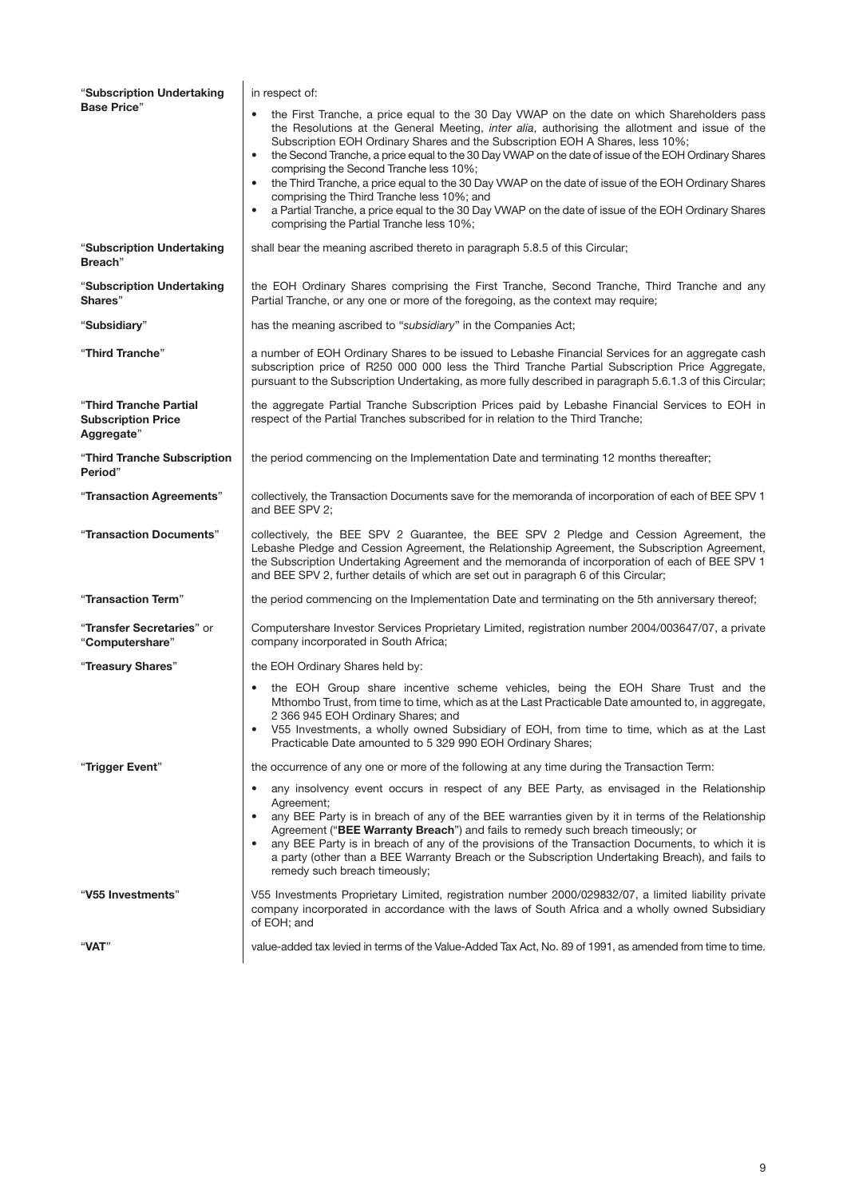| | |
|---|---|
| "**Subscription Undertaking Base Price**" | in respect of:<br>• the First Tranche, a price equal to the 30 Day VWAP on the date on which Shareholders pass the Resolutions at the General Meeting, *inter alia*, authorising the allotment and issue of the Subscription EOH Ordinary Shares and the Subscription EOH A Shares, less 10%;<br>• the Second Tranche, a price equal to the 30 Day VWAP on the date of issue of the EOH Ordinary Shares comprising the Second Tranche less 10%;<br>• the Third Tranche, a price equal to the 30 Day VWAP on the date of issue of the EOH Ordinary Shares comprising the Third Tranche less 10%; and<br>• a Partial Tranche, a price equal to the 30 Day VWAP on the date of issue of the EOH Ordinary Shares comprising the Partial Tranche less 10%; |
| "**Subscription Undertaking Breach**" | shall bear the meaning ascribed thereto in paragraph 5.8.5 of this Circular; |
| "**Subscription Undertaking Shares**" | the EOH Ordinary Shares comprising the First Tranche, Second Tranche, Third Tranche and any Partial Tranche, or any one or more of the foregoing, as the context may require; |
| "**Subsidiary**" | has the meaning ascribed to "*subsidiary*" in the Companies Act; |
| "**Third Tranche**" | a number of EOH Ordinary Shares to be issued to Lebashe Financial Services for an aggregate cash subscription price of R250 000 000 less the Third Tranche Partial Subscription Price Aggregate, pursuant to the Subscription Undertaking, as more fully described in paragraph 5.6.1.3 of this Circular; |
| "**Third Tranche Partial Subscription Price Aggregate**" | the aggregate Partial Tranche Subscription Prices paid by Lebashe Financial Services to EOH in respect of the Partial Tranches subscribed for in relation to the Third Tranche; |
| "**Third Tranche Subscription Period**" | the period commencing on the Implementation Date and terminating 12 months thereafter; |
| "**Transaction Agreements**" | collectively, the Transaction Documents save for the memoranda of incorporation of each of BEE SPV 1 and BEE SPV 2; |
| "**Transaction Documents**" | collectively, the BEE SPV 2 Guarantee, the BEE SPV 2 Pledge and Cession Agreement, the Lebashe Pledge and Cession Agreement, the Relationship Agreement, the Subscription Agreement, the Subscription Undertaking Agreement and the memoranda of incorporation of each of BEE SPV 1 and BEE SPV 2, further details of which are set out in paragraph 6 of this Circular; |
| "**Transaction Term**" | the period commencing on the Implementation Date and terminating on the 5th anniversary thereof; |
| "**Transfer Secretaries**" or "**Computershare**" | Computershare Investor Services Proprietary Limited, registration number 2004/003647/07, a private company incorporated in South Africa; |
| "**Treasury Shares**" | the EOH Ordinary Shares held by:<br>• the EOH Group share incentive scheme vehicles, being the EOH Share Trust and the Mthombo Trust, from time to time, which as at the Last Practicable Date amounted to, in aggregate, 2 366 945 EOH Ordinary Shares; and<br>• V55 Investments, a wholly owned Subsidiary of EOH, from time to time, which as at the Last Practicable Date amounted to 5 329 990 EOH Ordinary Shares; |
| "**Trigger Event**" | the occurrence of any one or more of the following at any time during the Transaction Term:<br>• any insolvency event occurs in respect of any BEE Party, as envisaged in the Relationship Agreement;<br>• any BEE Party is in breach of any of the BEE warranties given by it in terms of the Relationship Agreement ("**BEE Warranty Breach**") and fails to remedy such breach timeously; or<br>• any BEE Party is in breach of any of the provisions of the Transaction Documents, to which it is a party (other than a BEE Warranty Breach or the Subscription Undertaking Breach), and fails to remedy such breach timeously; |
| "**V55 Investments**" | V55 Investments Proprietary Limited, registration number 2000/029832/07, a limited liability private company incorporated in accordance with the laws of South Africa and a wholly owned Subsidiary of EOH; and |
| "**VAT**" | value-added tax levied in terms of the Value-Added Tax Act, No. 89 of 1991, as amended from time to time. |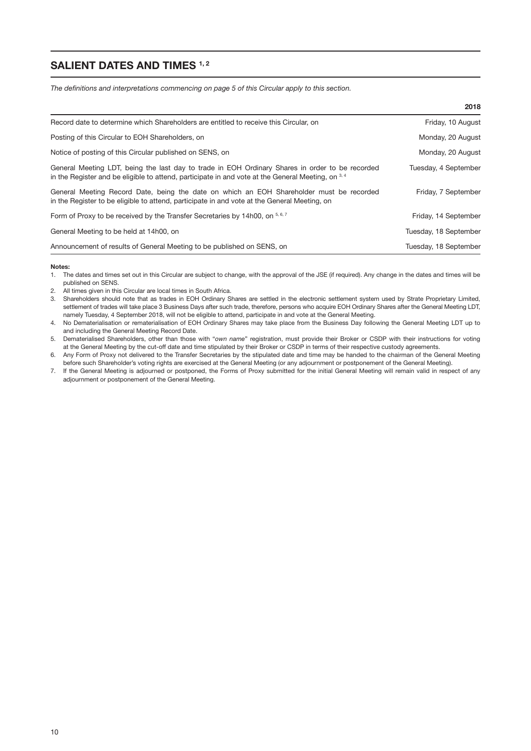## SALIENT DATES AND TIMES [1, 2]

*The definitions and interpretations commencing on page 5 of this Circular apply to this section.*

| | 2018 |
|---|---|
| Record date to determine which Shareholders are entitled to receive this Circular, on | Friday, 10 August |
| Posting of this Circular to EOH Shareholders, on | Monday, 20 August |
| Notice of posting of this Circular published on SENS, on | Monday, 20 August |
| General Meeting LDT, being the last day to trade in EOH Ordinary Shares in order to be recorded in the Register and be eligible to attend, participate in and vote at the General Meeting, on [3, 4] | Tuesday, 4 September |
| General Meeting Record Date, being the date on which an EOH Shareholder must be recorded in the Register to be eligible to attend, participate in and vote at the General Meeting, on | Friday, 7 September |
| Form of Proxy to be received by the Transfer Secretaries by 14h00, on [5, 6, 7] | Friday, 14 September |
| General Meeting to be held at 14h00, on | Tuesday, 18 September |
| Announcement of results of General Meeting to be published on SENS, on | Tuesday, 18 September |

**Notes:**

1. The dates and times set out in this Circular are subject to change, with the approval of the JSE (if required). Any change in the dates and times will be published on SENS.
2. All times given in this Circular are local times in South Africa.
3. Shareholders should note that as trades in EOH Ordinary Shares are settled in the electronic settlement system used by Strate Proprietary Limited, settlement of trades will take place 3 Business Days after such trade, therefore, persons who acquire EOH Ordinary Shares after the General Meeting LDT, namely Tuesday, 4 September 2018, will not be eligible to attend, participate in and vote at the General Meeting.
4. No Dematerialisation or rematerialisation of EOH Ordinary Shares may take place from the Business Day following the General Meeting LDT up to and including the General Meeting Record Date.
5. Dematerialised Shareholders, other than those with "*own name*" registration, must provide their Broker or CSDP with their instructions for voting at the General Meeting by the cut-off date and time stipulated by their Broker or CSDP in terms of their respective custody agreements.
6. Any Form of Proxy not delivered to the Transfer Secretaries by the stipulated date and time may be handed to the chairman of the General Meeting before such Shareholder's voting rights are exercised at the General Meeting (or any adjournment or postponement of the General Meeting).
7. If the General Meeting is adjourned or postponed, the Forms of Proxy submitted for the initial General Meeting will remain valid in respect of any adjournment or postponement of the General Meeting.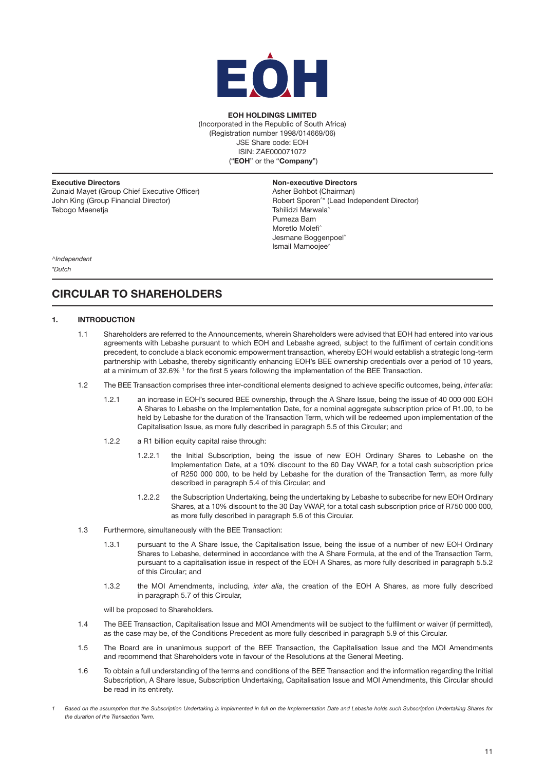**EOH HOLDINGS LIMITED**
(Incorporated in the Republic of South Africa)
(Registration number 1998/014669/06)
JSE Share code: EOH
ISIN: ZAE000071072
("**EOH**" or the "**Company**")

**Executive Directors**
Zunaid Mayet (Group Chief Executive Officer)
John King (Group Financial Director)
Tebogo Maenetja

**Non-executive Directors**
Asher Bohbot (Chairman)
Robert Sporen^* (Lead Independent Director)
Tshilidzi Marwala^
Pumeza Bam
Moretlo Molefi^
Jesmane Boggenpoel^
Ismail Mamoojee^

*^Independent*
*\*Dutch*

# CIRCULAR TO SHAREHOLDERS

## 1. INTRODUCTION

1.1 Shareholders are referred to the Announcements, wherein Shareholders were advised that EOH had entered into various agreements with Lebashe pursuant to which EOH and Lebashe agreed, subject to the fulfilment of certain conditions precedent, to conclude a black economic empowerment transaction, whereby EOH would establish a strategic long-term partnership with Lebashe, thereby significantly enhancing EOH's BEE ownership credentials over a period of 10 years, at a minimum of 32.6% [1] for the first 5 years following the implementation of the BEE Transaction.

1.2 The BEE Transaction comprises three inter-conditional elements designed to achieve specific outcomes, being, *inter alia*:

1.2.1 an increase in EOH's secured BEE ownership, through the A Share Issue, being the issue of 40 000 000 EOH A Shares to Lebashe on the Implementation Date, for a nominal aggregate subscription price of R1.00, to be held by Lebashe for the duration of the Transaction Term, which will be redeemed upon implementation of the Capitalisation Issue, as more fully described in paragraph 5.5 of this Circular; and

1.2.2 a R1 billion equity capital raise through:

1.2.2.1 the Initial Subscription, being the issue of new EOH Ordinary Shares to Lebashe on the Implementation Date, at a 10% discount to the 60 Day VWAP, for a total cash subscription price of R250 000 000, to be held by Lebashe for the duration of the Transaction Term, as more fully described in paragraph 5.4 of this Circular; and

1.2.2.2 the Subscription Undertaking, being the undertaking by Lebashe to subscribe for new EOH Ordinary Shares, at a 10% discount to the 30 Day VWAP, for a total cash subscription price of R750 000 000, as more fully described in paragraph 5.6 of this Circular.

1.3 Furthermore, simultaneously with the BEE Transaction:

1.3.1 pursuant to the A Share Issue, the Capitalisation Issue, being the issue of a number of new EOH Ordinary Shares to Lebashe, determined in accordance with the A Share Formula, at the end of the Transaction Term, pursuant to a capitalisation issue in respect of the EOH A Shares, as more fully described in paragraph 5.5.2 of this Circular; and

1.3.2 the MOI Amendments, including, *inter alia*, the creation of the EOH A Shares, as more fully described in paragraph 5.7 of this Circular,

will be proposed to Shareholders.

1.4 The BEE Transaction, Capitalisation Issue and MOI Amendments will be subject to the fulfilment or waiver (if permitted), as the case may be, of the Conditions Precedent as more fully described in paragraph 5.9 of this Circular.

1.5 The Board are in unanimous support of the BEE Transaction, the Capitalisation Issue and the MOI Amendments and recommend that Shareholders vote in favour of the Resolutions at the General Meeting.

1.6 To obtain a full understanding of the terms and conditions of the BEE Transaction and the information regarding the Initial Subscription, A Share Issue, Subscription Undertaking, Capitalisation Issue and MOI Amendments, this Circular should be read in its entirety.

[1] *Based on the assumption that the Subscription Undertaking is implemented in full on the Implementation Date and Lebashe holds such Subscription Undertaking Shares for the duration of the Transaction Term.*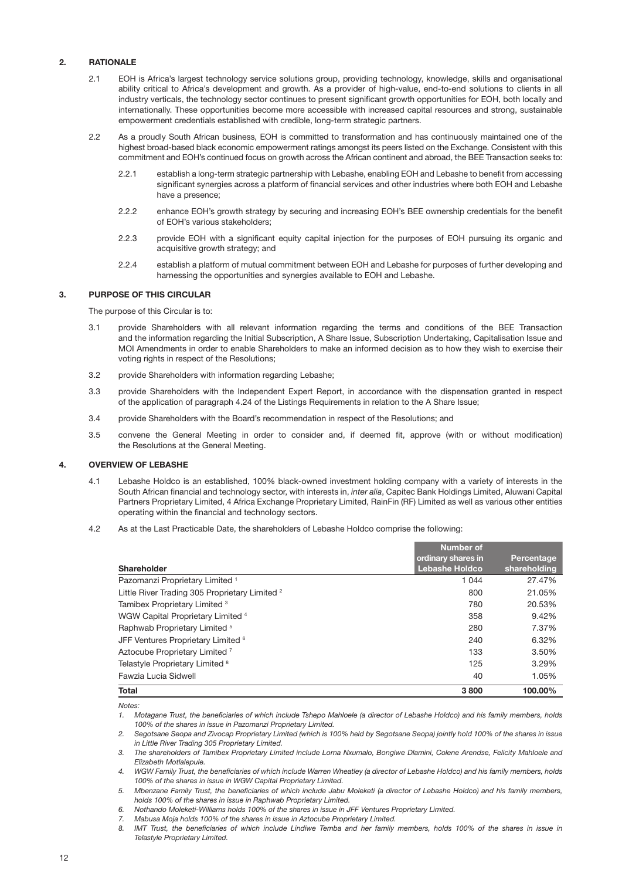## 2. RATIONALE

2.1 EOH is Africa's largest technology service solutions group, providing technology, knowledge, skills and organisational ability critical to Africa's development and growth. As a provider of high-value, end-to-end solutions to clients in all industry verticals, the technology sector continues to present significant growth opportunities for EOH, both locally and internationally. These opportunities become more accessible with increased capital resources and strong, sustainable empowerment credentials established with credible, long-term strategic partners.

2.2 As a proudly South African business, EOH is committed to transformation and has continuously maintained one of the highest broad-based black economic empowerment ratings amongst its peers listed on the Exchange. Consistent with this commitment and EOH's continued focus on growth across the African continent and abroad, the BEE Transaction seeks to:

2.2.1 establish a long-term strategic partnership with Lebashe, enabling EOH and Lebashe to benefit from accessing significant synergies across a platform of financial services and other industries where both EOH and Lebashe have a presence;

2.2.2 enhance EOH's growth strategy by securing and increasing EOH's BEE ownership credentials for the benefit of EOH's various stakeholders;

2.2.3 provide EOH with a significant equity capital injection for the purposes of EOH pursuing its organic and acquisitive growth strategy; and

2.2.4 establish a platform of mutual commitment between EOH and Lebashe for purposes of further developing and harnessing the opportunities and synergies available to EOH and Lebashe.

## 3. PURPOSE OF THIS CIRCULAR

The purpose of this Circular is to:

3.1 provide Shareholders with all relevant information regarding the terms and conditions of the BEE Transaction and the information regarding the Initial Subscription, A Share Issue, Subscription Undertaking, Capitalisation Issue and MOI Amendments in order to enable Shareholders to make an informed decision as to how they wish to exercise their voting rights in respect of the Resolutions;

3.2 provide Shareholders with information regarding Lebashe;

3.3 provide Shareholders with the Independent Expert Report, in accordance with the dispensation granted in respect of the application of paragraph 4.24 of the Listings Requirements in relation to the A Share Issue;

3.4 provide Shareholders with the Board's recommendation in respect of the Resolutions; and

3.5 convene the General Meeting in order to consider and, if deemed fit, approve (with or without modification) the Resolutions at the General Meeting.

## 4. OVERVIEW OF LEBASHE

4.1 Lebashe Holdco is an established, 100% black-owned investment holding company with a variety of interests in the South African financial and technology sector, with interests in, *inter alia*, Capitec Bank Holdings Limited, Aluwani Capital Partners Proprietary Limited, 4 Africa Exchange Proprietary Limited, RainFin (RF) Limited as well as various other entities operating within the financial and technology sectors.

4.2 As at the Last Practicable Date, the shareholders of Lebashe Holdco comprise the following:

| Shareholder | Number of ordinary shares in Lebashe Holdco | Percentage shareholding |
|---|---|---|
| Pazomanzi Proprietary Limited [1] | 1 044 | 27.47% |
| Little River Trading 305 Proprietary Limited [2] | 800 | 21.05% |
| Tamibex Proprietary Limited [3] | 780 | 20.53% |
| WGW Capital Proprietary Limited [4] | 358 | 9.42% |
| Raphwab Proprietary Limited [5] | 280 | 7.37% |
| JFF Ventures Proprietary Limited [6] | 240 | 6.32% |
| Aztocube Proprietary Limited [7] | 133 | 3.50% |
| Telastyle Proprietary Limited [8] | 125 | 3.29% |
| Fawzia Lucia Sidwell | 40 | 1.05% |
| **Total** | **3 800** | **100.00%** |

*Notes:*

1. *Motagane Trust, the beneficiaries of which include Tshepo Mahloele (a director of Lebashe Holdco) and his family members, holds 100% of the shares in issue in Pazomanzi Proprietary Limited.*
2. *Segotsane Seopa and Zivocap Proprietary Limited (which is 100% held by Segotsane Seopa) jointly hold 100% of the shares in issue in Little River Trading 305 Proprietary Limited.*
3. *The shareholders of Tamibex Proprietary Limited include Lorna Nxumalo, Bongiwe Dlamini, Colene Arendse, Felicity Mahloele and Elizabeth Motlalepule.*
4. *WGW Family Trust, the beneficiaries of which include Warren Wheatley (a director of Lebashe Holdco) and his family members, holds 100% of the shares in issue in WGW Capital Proprietary Limited.*
5. *Mbenzane Family Trust, the beneficiaries of which include Jabu Moleketi (a director of Lebashe Holdco) and his family members, holds 100% of the shares in issue in Raphwab Proprietary Limited.*
6. *Nothando Moleketi-Williams holds 100% of the shares in issue in JFF Ventures Proprietary Limited.*
7. *Mabusa Moja holds 100% of the shares in issue in Aztocube Proprietary Limited.*
8. *IMT Trust, the beneficiaries of which include Lindiwe Temba and her family members, holds 100% of the shares in issue in Telastyle Proprietary Limited.*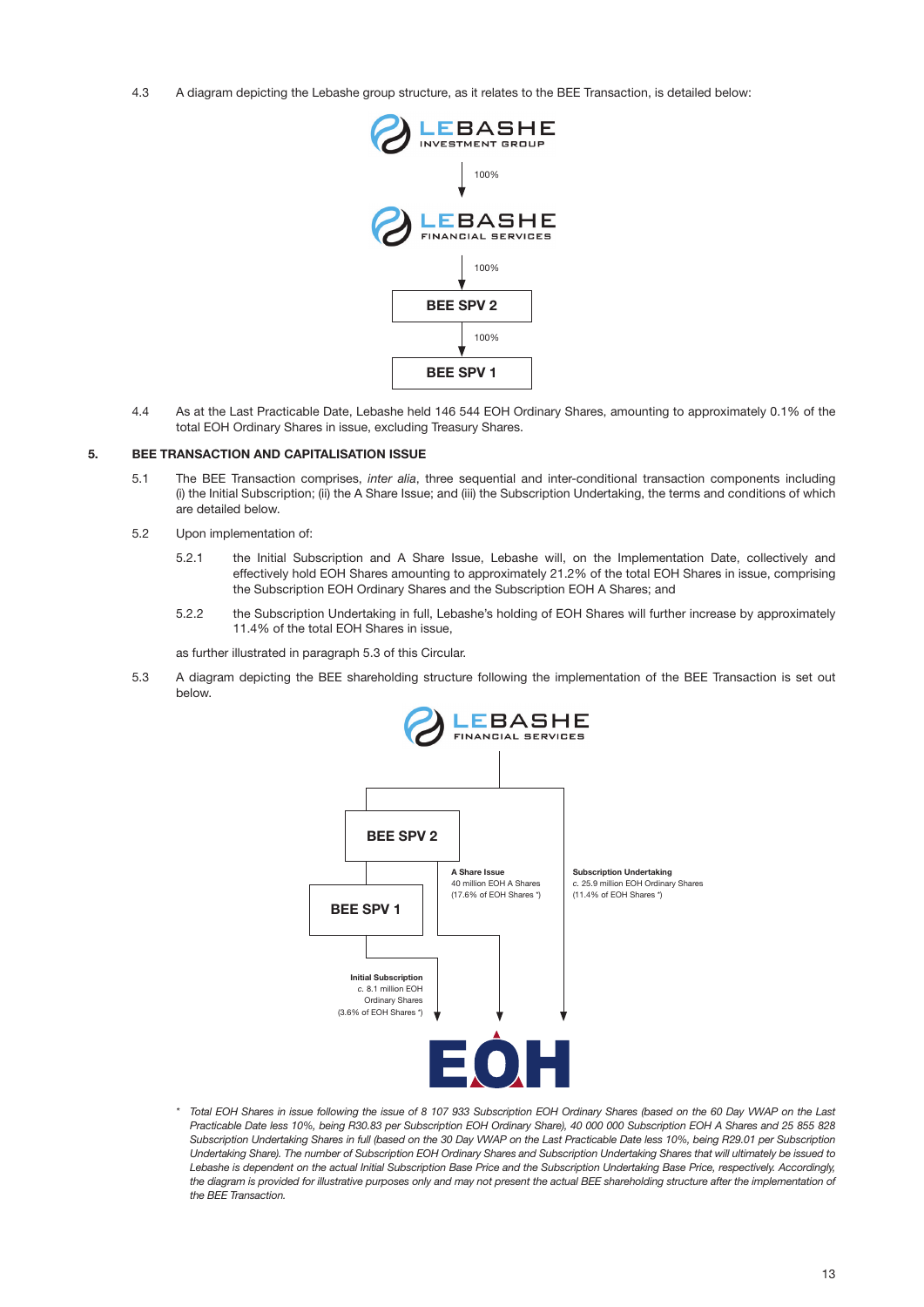4.3 A diagram depicting the Lebashe group structure, as it relates to the BEE Transaction, is detailed below:

LEBASHE INVESTMENT GROUP

100%

LEBASHE FINANCIAL SERVICES

100%

BEE SPV 2

100%

BEE SPV 1

4.4 As at the Last Practicable Date, Lebashe held 146 544 EOH Ordinary Shares, amounting to approximately 0.1% of the total EOH Ordinary Shares in issue, excluding Treasury Shares.

## 5. BEE TRANSACTION AND CAPITALISATION ISSUE

5.1 The BEE Transaction comprises, *inter alia*, three sequential and inter-conditional transaction components including (i) the Initial Subscription; (ii) the A Share Issue; and (iii) the Subscription Undertaking, the terms and conditions of which are detailed below.

5.2 Upon implementation of:

5.2.1 the Initial Subscription and A Share Issue, Lebashe will, on the Implementation Date, collectively and effectively hold EOH Shares amounting to approximately 21.2% of the total EOH Shares in issue, comprising the Subscription EOH Ordinary Shares and the Subscription EOH A Shares; and

5.2.2 the Subscription Undertaking in full, Lebashe's holding of EOH Shares will further increase by approximately 11.4% of the total EOH Shares in issue,

as further illustrated in paragraph 5.3 of this Circular.

5.3 A diagram depicting the BEE shareholding structure following the implementation of the BEE Transaction is set out below.

LEBASHE FINANCIAL SERVICES

BEE SPV 2

BEE SPV 1

**A Share Issue**
40 million EOH A Shares
(17.6% of EOH Shares *)

**Subscription Undertaking**
*c.* 25.9 million EOH Ordinary Shares
(11.4% of EOH Shares *)

**Initial Subscription**
*c.* 8.1 million EOH Ordinary Shares
(3.6% of EOH Shares *)

EOH

\* *Total EOH Shares in issue following the issue of 8 107 933 Subscription EOH Ordinary Shares (based on the 60 Day VWAP on the Last Practicable Date less 10%, being R30.83 per Subscription EOH Ordinary Share), 40 000 000 Subscription EOH A Shares and 25 855 828 Subscription Undertaking Shares in full (based on the 30 Day VWAP on the Last Practicable Date less 10%, being R29.01 per Subscription Undertaking Share). The number of Subscription EOH Ordinary Shares and Subscription Undertaking Shares that will ultimately be issued to Lebashe is dependent on the actual Initial Subscription Base Price and the Subscription Undertaking Base Price, respectively. Accordingly, the diagram is provided for illustrative purposes only and may not present the actual BEE shareholding structure after the implementation of the BEE Transaction.*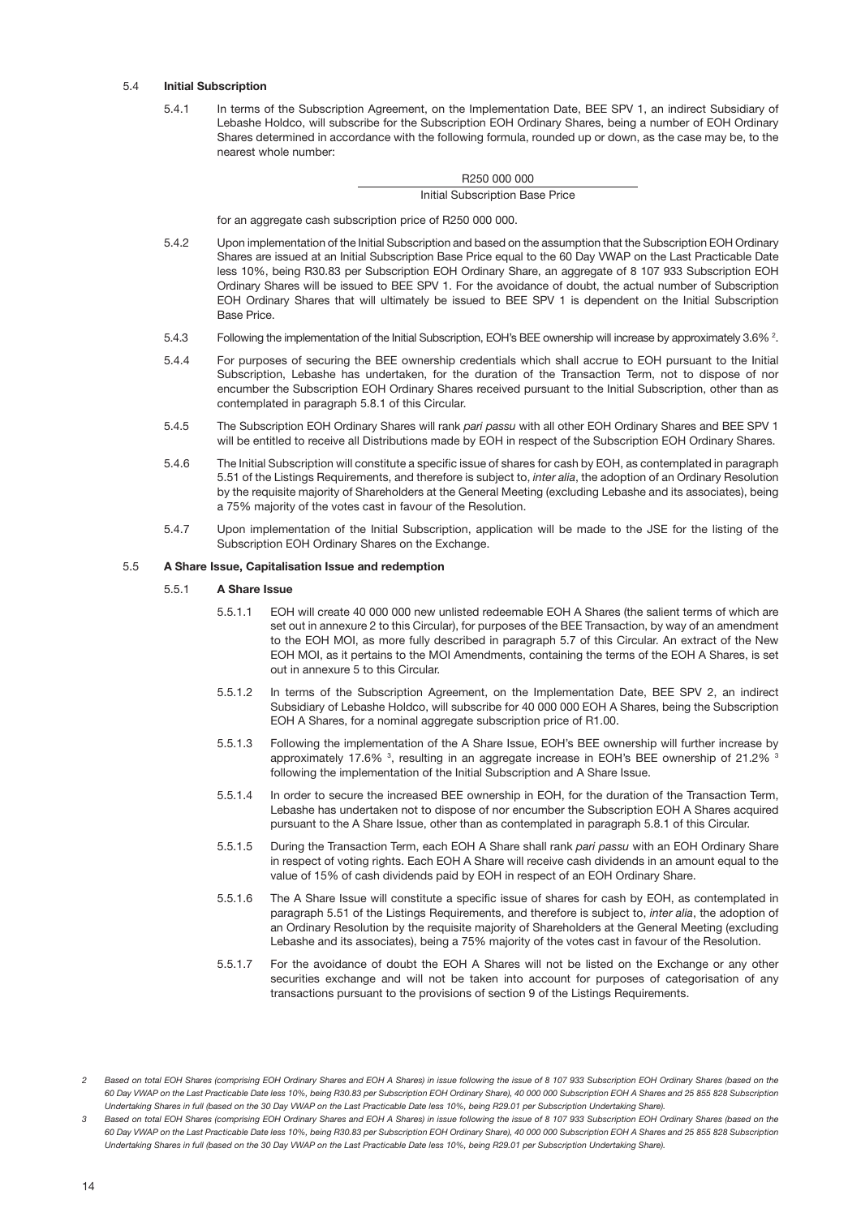### 5.4 **Initial Subscription**

5.4.1 In terms of the Subscription Agreement, on the Implementation Date, BEE SPV 1, an indirect Subsidiary of Lebashe Holdco, will subscribe for the Subscription EOH Ordinary Shares, being a number of EOH Ordinary Shares determined in accordance with the following formula, rounded up or down, as the case may be, to the nearest whole number:

$$\frac{\text{R250 000 000}}{\text{Initial Subscription Base Price}}$$

for an aggregate cash subscription price of R250 000 000.

5.4.2 Upon implementation of the Initial Subscription and based on the assumption that the Subscription EOH Ordinary Shares are issued at an Initial Subscription Base Price equal to the 60 Day VWAP on the Last Practicable Date less 10%, being R30.83 per Subscription EOH Ordinary Share, an aggregate of 8 107 933 Subscription EOH Ordinary Shares will be issued to BEE SPV 1. For the avoidance of doubt, the actual number of Subscription EOH Ordinary Shares that will ultimately be issued to BEE SPV 1 is dependent on the Initial Subscription Base Price.

5.4.3 Following the implementation of the Initial Subscription, EOH's BEE ownership will increase by approximately 3.6% [2].

5.4.4 For purposes of securing the BEE ownership credentials which shall accrue to EOH pursuant to the Initial Subscription, Lebashe has undertaken, for the duration of the Transaction Term, not to dispose of nor encumber the Subscription EOH Ordinary Shares received pursuant to the Initial Subscription, other than as contemplated in paragraph 5.8.1 of this Circular.

5.4.5 The Subscription EOH Ordinary Shares will rank *pari passu* with all other EOH Ordinary Shares and BEE SPV 1 will be entitled to receive all Distributions made by EOH in respect of the Subscription EOH Ordinary Shares.

5.4.6 The Initial Subscription will constitute a specific issue of shares for cash by EOH, as contemplated in paragraph 5.51 of the Listings Requirements, and therefore is subject to, *inter alia*, the adoption of an Ordinary Resolution by the requisite majority of Shareholders at the General Meeting (excluding Lebashe and its associates), being a 75% majority of the votes cast in favour of the Resolution.

5.4.7 Upon implementation of the Initial Subscription, application will be made to the JSE for the listing of the Subscription EOH Ordinary Shares on the Exchange.

### 5.5 **A Share Issue, Capitalisation Issue and redemption**

#### 5.5.1 **A Share Issue**

5.5.1.1 EOH will create 40 000 000 new unlisted redeemable EOH A Shares (the salient terms of which are set out in annexure 2 to this Circular), for purposes of the BEE Transaction, by way of an amendment to the EOH MOI, as more fully described in paragraph 5.7 of this Circular. An extract of the New EOH MOI, as it pertains to the MOI Amendments, containing the terms of the EOH A Shares, is set out in annexure 5 to this Circular.

5.5.1.2 In terms of the Subscription Agreement, on the Implementation Date, BEE SPV 2, an indirect Subsidiary of Lebashe Holdco, will subscribe for 40 000 000 EOH A Shares, being the Subscription EOH A Shares, for a nominal aggregate subscription price of R1.00.

5.5.1.3 Following the implementation of the A Share Issue, EOH's BEE ownership will further increase by approximately 17.6% [3], resulting in an aggregate increase in EOH's BEE ownership of 21.2% [3] following the implementation of the Initial Subscription and A Share Issue.

5.5.1.4 In order to secure the increased BEE ownership in EOH, for the duration of the Transaction Term, Lebashe has undertaken not to dispose of nor encumber the Subscription EOH A Shares acquired pursuant to the A Share Issue, other than as contemplated in paragraph 5.8.1 of this Circular.

5.5.1.5 During the Transaction Term, each EOH A Share shall rank *pari passu* with an EOH Ordinary Share in respect of voting rights. Each EOH A Share will receive cash dividends in an amount equal to the value of 15% of cash dividends paid by EOH in respect of an EOH Ordinary Share.

5.5.1.6 The A Share Issue will constitute a specific issue of shares for cash by EOH, as contemplated in paragraph 5.51 of the Listings Requirements, and therefore is subject to, *inter alia*, the adoption of an Ordinary Resolution by the requisite majority of Shareholders at the General Meeting (excluding Lebashe and its associates), being a 75% majority of the votes cast in favour of the Resolution.

5.5.1.7 For the avoidance of doubt the EOH A Shares will not be listed on the Exchange or any other securities exchange and will not be taken into account for purposes of categorisation of any transactions pursuant to the provisions of section 9 of the Listings Requirements.

---

[2] *Based on total EOH Shares (comprising EOH Ordinary Shares and EOH A Shares) in issue following the issue of 8 107 933 Subscription EOH Ordinary Shares (based on the 60 Day VWAP on the Last Practicable Date less 10%, being R30.83 per Subscription EOH Ordinary Share), 40 000 000 Subscription EOH A Shares and 25 855 828 Subscription Undertaking Shares in full (based on the 30 Day VWAP on the Last Practicable Date less 10%, being R29.01 per Subscription Undertaking Share).*

[3] *Based on total EOH Shares (comprising EOH Ordinary Shares and EOH A Shares) in issue following the issue of 8 107 933 Subscription EOH Ordinary Shares (based on the 60 Day VWAP on the Last Practicable Date less 10%, being R30.83 per Subscription EOH Ordinary Share), 40 000 000 Subscription EOH A Shares and 25 855 828 Subscription Undertaking Shares in full (based on the 30 Day VWAP on the Last Practicable Date less 10%, being R29.01 per Subscription Undertaking Share).*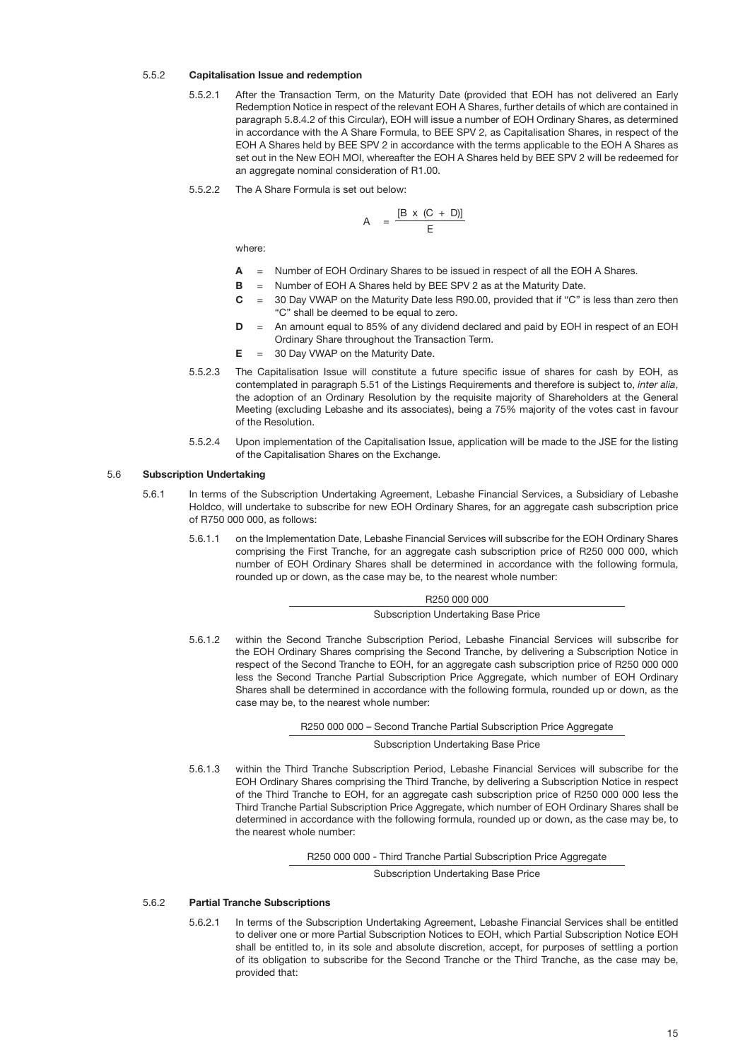5.5.2 **Capitalisation Issue and redemption**

5.5.2.1 After the Transaction Term, on the Maturity Date (provided that EOH has not delivered an Early Redemption Notice in respect of the relevant EOH A Shares, further details of which are contained in paragraph 5.8.4.2 of this Circular), EOH will issue a number of EOH Ordinary Shares, as determined in accordance with the A Share Formula, to BEE SPV 2, as Capitalisation Shares, in respect of the EOH A Shares held by BEE SPV 2 in accordance with the terms applicable to the EOH A Shares as set out in the New EOH MOI, whereafter the EOH A Shares held by BEE SPV 2 will be redeemed for an aggregate nominal consideration of R1.00.

5.5.2.2 The A Share Formula is set out below:

$$A = \frac{[B \times (C + D)]}{E}$$

where:

- **A** = Number of EOH Ordinary Shares to be issued in respect of all the EOH A Shares.
- **B** = Number of EOH A Shares held by BEE SPV 2 as at the Maturity Date.
- **C** = 30 Day VWAP on the Maturity Date less R90.00, provided that if "C" is less than zero then "C" shall be deemed to be equal to zero.
- **D** = An amount equal to 85% of any dividend declared and paid by EOH in respect of an EOH Ordinary Share throughout the Transaction Term.
- **E** = 30 Day VWAP on the Maturity Date.

5.5.2.3 The Capitalisation Issue will constitute a future specific issue of shares for cash by EOH, as contemplated in paragraph 5.51 of the Listings Requirements and therefore is subject to, *inter alia*, the adoption of an Ordinary Resolution by the requisite majority of Shareholders at the General Meeting (excluding Lebashe and its associates), being a 75% majority of the votes cast in favour of the Resolution.

5.5.2.4 Upon implementation of the Capitalisation Issue, application will be made to the JSE for the listing of the Capitalisation Shares on the Exchange.

5.6 **Subscription Undertaking**

5.6.1 In terms of the Subscription Undertaking Agreement, Lebashe Financial Services, a Subsidiary of Lebashe Holdco, will undertake to subscribe for new EOH Ordinary Shares, for an aggregate cash subscription price of R750 000 000, as follows:

5.6.1.1 on the Implementation Date, Lebashe Financial Services will subscribe for the EOH Ordinary Shares comprising the First Tranche, for an aggregate cash subscription price of R250 000 000, which number of EOH Ordinary Shares shall be determined in accordance with the following formula, rounded up or down, as the case may be, to the nearest whole number:

$$\frac{\text{R250 000 000}}{\text{Subscription Undertaking Base Price}}$$

5.6.1.2 within the Second Tranche Subscription Period, Lebashe Financial Services will subscribe for the EOH Ordinary Shares comprising the Second Tranche, by delivering a Subscription Notice in respect of the Second Tranche to EOH, for an aggregate cash subscription price of R250 000 000 less the Second Tranche Partial Subscription Price Aggregate, which number of EOH Ordinary Shares shall be determined in accordance with the following formula, rounded up or down, as the case may be, to the nearest whole number:

$$\frac{\text{R250 000 000 – Second Tranche Partial Subscription Price Aggregate}}{\text{Subscription Undertaking Base Price}}$$

5.6.1.3 within the Third Tranche Subscription Period, Lebashe Financial Services will subscribe for the EOH Ordinary Shares comprising the Third Tranche, by delivering a Subscription Notice in respect of the Third Tranche to EOH, for an aggregate cash subscription price of R250 000 000 less the Third Tranche Partial Subscription Price Aggregate, which number of EOH Ordinary Shares shall be determined in accordance with the following formula, rounded up or down, as the case may be, to the nearest whole number:

$$\frac{\text{R250 000 000 - Third Tranche Partial Subscription Price Aggregate}}{\text{Subscription Undertaking Base Price}}$$

5.6.2 **Partial Tranche Subscriptions**

5.6.2.1 In terms of the Subscription Undertaking Agreement, Lebashe Financial Services shall be entitled to deliver one or more Partial Subscription Notices to EOH, which Partial Subscription Notice EOH shall be entitled to, in its sole and absolute discretion, accept, for purposes of settling a portion of its obligation to subscribe for the Second Tranche or the Third Tranche, as the case may be, provided that: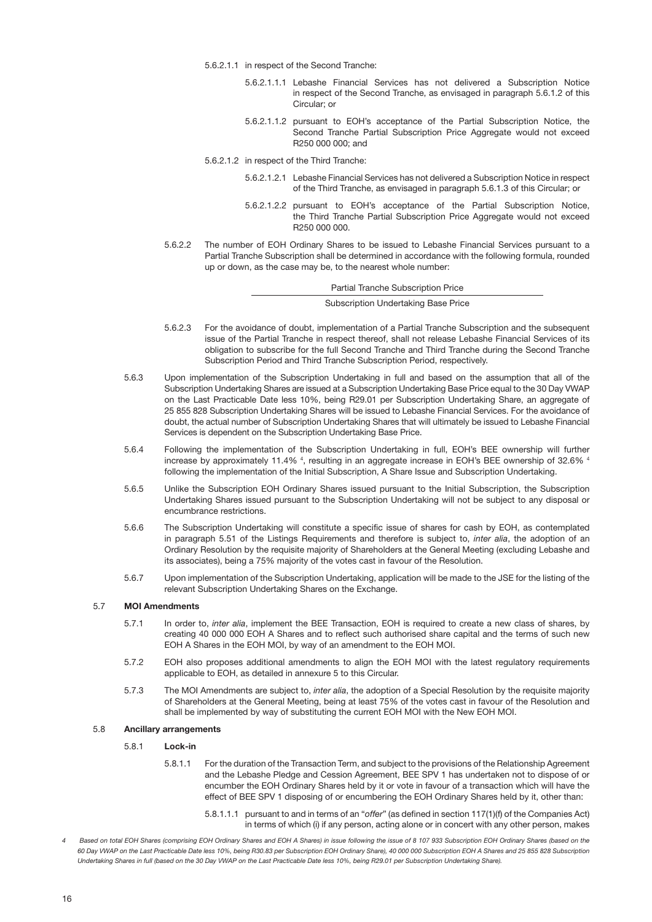5.6.2.1.1 in respect of the Second Tranche:

5.6.2.1.1.1 Lebashe Financial Services has not delivered a Subscription Notice in respect of the Second Tranche, as envisaged in paragraph 5.6.1.2 of this Circular; or

5.6.2.1.1.2 pursuant to EOH's acceptance of the Partial Subscription Notice, the Second Tranche Partial Subscription Price Aggregate would not exceed R250 000 000; and

5.6.2.1.2 in respect of the Third Tranche:

5.6.2.1.2.1 Lebashe Financial Services has not delivered a Subscription Notice in respect of the Third Tranche, as envisaged in paragraph 5.6.1.3 of this Circular; or

5.6.2.1.2.2 pursuant to EOH's acceptance of the Partial Subscription Notice, the Third Tranche Partial Subscription Price Aggregate would not exceed R250 000 000.

5.6.2.2 The number of EOH Ordinary Shares to be issued to Lebashe Financial Services pursuant to a Partial Tranche Subscription shall be determined in accordance with the following formula, rounded up or down, as the case may be, to the nearest whole number:

$$\frac{\text{Partial Tranche Subscription Price}}{\text{Subscription Undertaking Base Price}}$$

5.6.2.3 For the avoidance of doubt, implementation of a Partial Tranche Subscription and the subsequent issue of the Partial Tranche in respect thereof, shall not release Lebashe Financial Services of its obligation to subscribe for the full Second Tranche and Third Tranche during the Second Tranche Subscription Period and Third Tranche Subscription Period, respectively.

5.6.3 Upon implementation of the Subscription Undertaking in full and based on the assumption that all of the Subscription Undertaking Shares are issued at a Subscription Undertaking Base Price equal to the 30 Day VWAP on the Last Practicable Date less 10%, being R29.01 per Subscription Undertaking Share, an aggregate of 25 855 828 Subscription Undertaking Shares will be issued to Lebashe Financial Services. For the avoidance of doubt, the actual number of Subscription Undertaking Shares that will ultimately be issued to Lebashe Financial Services is dependent on the Subscription Undertaking Base Price.

5.6.4 Following the implementation of the Subscription Undertaking in full, EOH's BEE ownership will further increase by approximately 11.4% [4], resulting in an aggregate increase in EOH's BEE ownership of 32.6% [4] following the implementation of the Initial Subscription, A Share Issue and Subscription Undertaking.

5.6.5 Unlike the Subscription EOH Ordinary Shares issued pursuant to the Initial Subscription, the Subscription Undertaking Shares issued pursuant to the Subscription Undertaking will not be subject to any disposal or encumbrance restrictions.

5.6.6 The Subscription Undertaking will constitute a specific issue of shares for cash by EOH, as contemplated in paragraph 5.51 of the Listings Requirements and therefore is subject to, *inter alia*, the adoption of an Ordinary Resolution by the requisite majority of Shareholders at the General Meeting (excluding Lebashe and its associates), being a 75% majority of the votes cast in favour of the Resolution.

5.6.7 Upon implementation of the Subscription Undertaking, application will be made to the JSE for the listing of the relevant Subscription Undertaking Shares on the Exchange.

## 5.7 MOI Amendments

5.7.1 In order to, *inter alia*, implement the BEE Transaction, EOH is required to create a new class of shares, by creating 40 000 000 EOH A Shares and to reflect such authorised share capital and the terms of such new EOH A Shares in the EOH MOI, by way of an amendment to the EOH MOI.

5.7.2 EOH also proposes additional amendments to align the EOH MOI with the latest regulatory requirements applicable to EOH, as detailed in annexure 5 to this Circular.

5.7.3 The MOI Amendments are subject to, *inter alia*, the adoption of a Special Resolution by the requisite majority of Shareholders at the General Meeting, being at least 75% of the votes cast in favour of the Resolution and shall be implemented by way of substituting the current EOH MOI with the New EOH MOI.

## 5.8 Ancillary arrangements

### 5.8.1 Lock-in

5.8.1.1 For the duration of the Transaction Term, and subject to the provisions of the Relationship Agreement and the Lebashe Pledge and Cession Agreement, BEE SPV 1 has undertaken not to dispose of or encumber the EOH Ordinary Shares held by it or vote in favour of a transaction which will have the effect of BEE SPV 1 disposing of or encumbering the EOH Ordinary Shares held by it, other than:

5.8.1.1.1 pursuant to and in terms of an "*offer*" (as defined in section 117(1)(f) of the Companies Act) in terms of which (i) if any person, acting alone or in concert with any other person, makes

*4 Based on total EOH Shares (comprising EOH Ordinary Shares and EOH A Shares) in issue following the issue of 8 107 933 Subscription EOH Ordinary Shares (based on the 60 Day VWAP on the Last Practicable Date less 10%, being R30.83 per Subscription EOH Ordinary Share), 40 000 000 Subscription EOH A Shares and 25 855 828 Subscription Undertaking Shares in full (based on the 30 Day VWAP on the Last Practicable Date less 10%, being R29.01 per Subscription Undertaking Share).*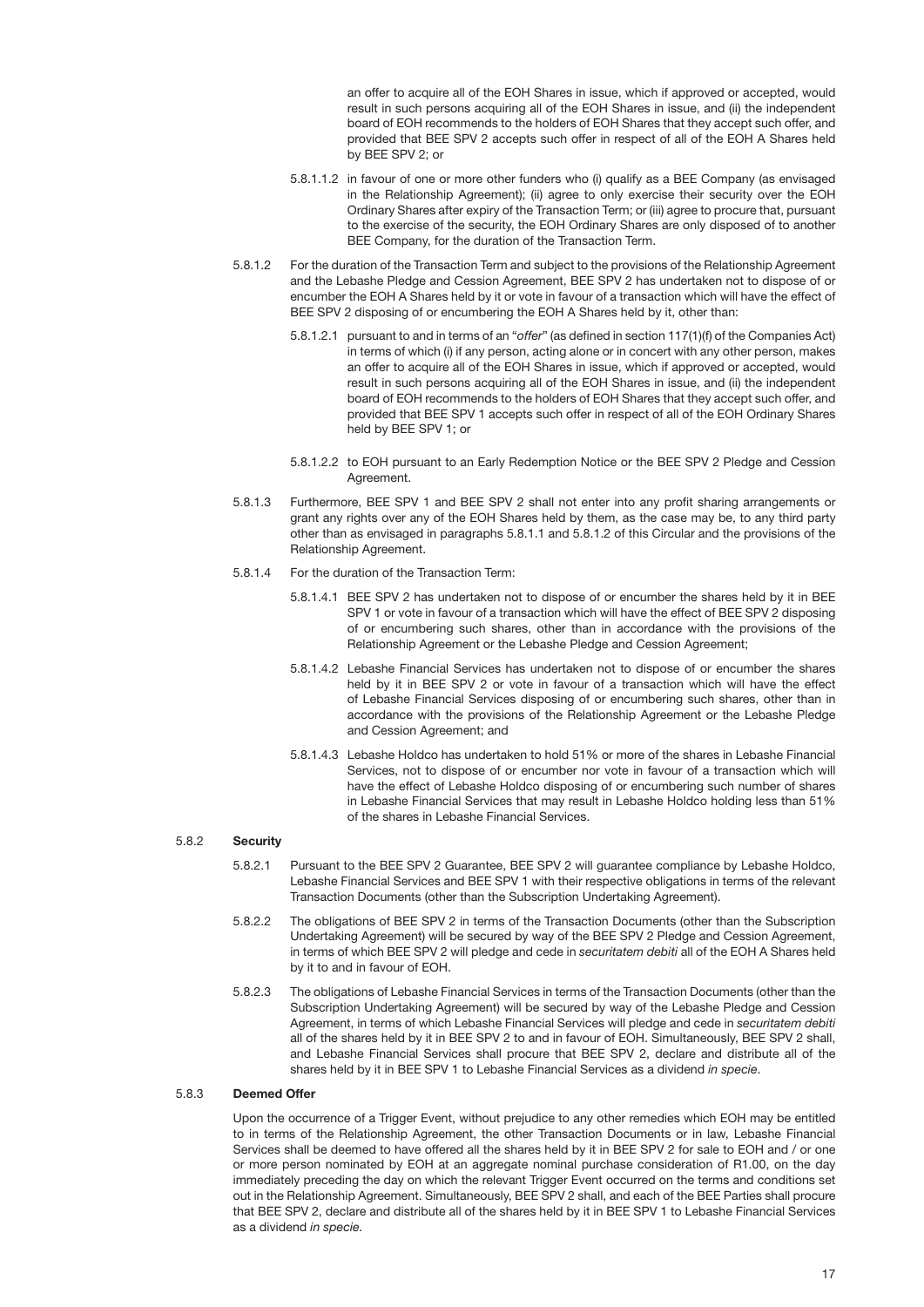an offer to acquire all of the EOH Shares in issue, which if approved or accepted, would result in such persons acquiring all of the EOH Shares in issue, and (ii) the independent board of EOH recommends to the holders of EOH Shares that they accept such offer, and provided that BEE SPV 2 accepts such offer in respect of all of the EOH A Shares held by BEE SPV 2; or

5.8.1.1.2 in favour of one or more other funders who (i) qualify as a BEE Company (as envisaged in the Relationship Agreement); (ii) agree to only exercise their security over the EOH Ordinary Shares after expiry of the Transaction Term; or (iii) agree to procure that, pursuant to the exercise of the security, the EOH Ordinary Shares are only disposed of to another BEE Company, for the duration of the Transaction Term.

5.8.1.2 For the duration of the Transaction Term and subject to the provisions of the Relationship Agreement and the Lebashe Pledge and Cession Agreement, BEE SPV 2 has undertaken not to dispose of or encumber the EOH A Shares held by it or vote in favour of a transaction which will have the effect of BEE SPV 2 disposing of or encumbering the EOH A Shares held by it, other than:

5.8.1.2.1 pursuant to and in terms of an "*offer*" (as defined in section 117(1)(f) of the Companies Act) in terms of which (i) if any person, acting alone or in concert with any other person, makes an offer to acquire all of the EOH Shares in issue, which if approved or accepted, would result in such persons acquiring all of the EOH Shares in issue, and (ii) the independent board of EOH recommends to the holders of EOH Shares that they accept such offer, and provided that BEE SPV 1 accepts such offer in respect of all of the EOH Ordinary Shares held by BEE SPV 1; or

5.8.1.2.2 to EOH pursuant to an Early Redemption Notice or the BEE SPV 2 Pledge and Cession Agreement.

5.8.1.3 Furthermore, BEE SPV 1 and BEE SPV 2 shall not enter into any profit sharing arrangements or grant any rights over any of the EOH Shares held by them, as the case may be, to any third party other than as envisaged in paragraphs 5.8.1.1 and 5.8.1.2 of this Circular and the provisions of the Relationship Agreement.

5.8.1.4 For the duration of the Transaction Term:

5.8.1.4.1 BEE SPV 2 has undertaken not to dispose of or encumber the shares held by it in BEE SPV 1 or vote in favour of a transaction which will have the effect of BEE SPV 2 disposing of or encumbering such shares, other than in accordance with the provisions of the Relationship Agreement or the Lebashe Pledge and Cession Agreement;

5.8.1.4.2 Lebashe Financial Services has undertaken not to dispose of or encumber the shares held by it in BEE SPV 2 or vote in favour of a transaction which will have the effect of Lebashe Financial Services disposing of or encumbering such shares, other than in accordance with the provisions of the Relationship Agreement or the Lebashe Pledge and Cession Agreement; and

5.8.1.4.3 Lebashe Holdco has undertaken to hold 51% or more of the shares in Lebashe Financial Services, not to dispose of or encumber nor vote in favour of a transaction which will have the effect of Lebashe Holdco disposing of or encumbering such number of shares in Lebashe Financial Services that may result in Lebashe Holdco holding less than 51% of the shares in Lebashe Financial Services.

### 5.8.2 Security

5.8.2.1 Pursuant to the BEE SPV 2 Guarantee, BEE SPV 2 will guarantee compliance by Lebashe Holdco, Lebashe Financial Services and BEE SPV 1 with their respective obligations in terms of the relevant Transaction Documents (other than the Subscription Undertaking Agreement).

5.8.2.2 The obligations of BEE SPV 2 in terms of the Transaction Documents (other than the Subscription Undertaking Agreement) will be secured by way of the BEE SPV 2 Pledge and Cession Agreement, in terms of which BEE SPV 2 will pledge and cede in *securitatem debiti* all of the EOH A Shares held by it to and in favour of EOH.

5.8.2.3 The obligations of Lebashe Financial Services in terms of the Transaction Documents (other than the Subscription Undertaking Agreement) will be secured by way of the Lebashe Pledge and Cession Agreement, in terms of which Lebashe Financial Services will pledge and cede in *securitatem debiti* all of the shares held by it in BEE SPV 2 to and in favour of EOH. Simultaneously, BEE SPV 2 shall, and Lebashe Financial Services shall procure that BEE SPV 2, declare and distribute all of the shares held by it in BEE SPV 1 to Lebashe Financial Services as a dividend *in specie*.

### 5.8.3 Deemed Offer

Upon the occurrence of a Trigger Event, without prejudice to any other remedies which EOH may be entitled to in terms of the Relationship Agreement, the other Transaction Documents or in law, Lebashe Financial Services shall be deemed to have offered all the shares held by it in BEE SPV 2 for sale to EOH and / or one or more person nominated by EOH at an aggregate nominal purchase consideration of R1.00, on the day immediately preceding the day on which the relevant Trigger Event occurred on the terms and conditions set out in the Relationship Agreement. Simultaneously, BEE SPV 2 shall, and each of the BEE Parties shall procure that BEE SPV 2, declare and distribute all of the shares held by it in BEE SPV 1 to Lebashe Financial Services as a dividend *in specie.*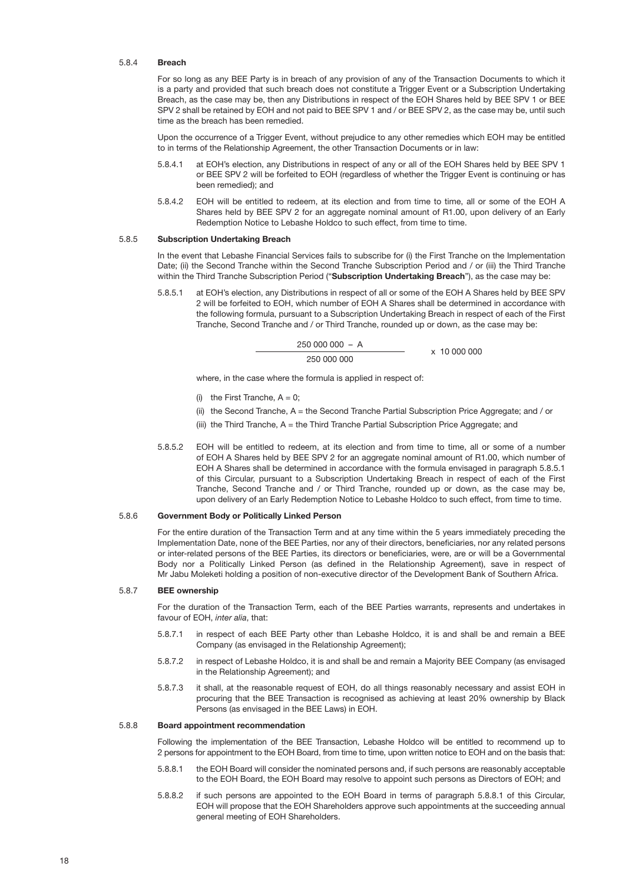#### 5.8.4 **Breach**

For so long as any BEE Party is in breach of any provision of any of the Transaction Documents to which it is a party and provided that such breach does not constitute a Trigger Event or a Subscription Undertaking Breach, as the case may be, then any Distributions in respect of the EOH Shares held by BEE SPV 1 or BEE SPV 2 shall be retained by EOH and not paid to BEE SPV 1 and / or BEE SPV 2, as the case may be, until such time as the breach has been remedied.

Upon the occurrence of a Trigger Event, without prejudice to any other remedies which EOH may be entitled to in terms of the Relationship Agreement, the other Transaction Documents or in law:

5.8.4.1 at EOH's election, any Distributions in respect of any or all of the EOH Shares held by BEE SPV 1 or BEE SPV 2 will be forfeited to EOH (regardless of whether the Trigger Event is continuing or has been remedied); and

5.8.4.2 EOH will be entitled to redeem, at its election and from time to time, all or some of the EOH A Shares held by BEE SPV 2 for an aggregate nominal amount of R1.00, upon delivery of an Early Redemption Notice to Lebashe Holdco to such effect, from time to time.

#### 5.8.5 **Subscription Undertaking Breach**

In the event that Lebashe Financial Services fails to subscribe for (i) the First Tranche on the Implementation Date; (ii) the Second Tranche within the Second Tranche Subscription Period and / or (iii) the Third Tranche within the Third Tranche Subscription Period ("**Subscription Undertaking Breach**"), as the case may be:

5.8.5.1 at EOH's election, any Distributions in respect of all or some of the EOH A Shares held by BEE SPV 2 will be forfeited to EOH, which number of EOH A Shares shall be determined in accordance with the following formula, pursuant to a Subscription Undertaking Breach in respect of each of the First Tranche, Second Tranche and / or Third Tranche, rounded up or down, as the case may be:

$$\frac{250\ 000\ 000 - A}{250\ 000\ 000} \times 10\ 000\ 000$$

where, in the case where the formula is applied in respect of:

(i) the First Tranche, A = 0;

(ii) the Second Tranche, A = the Second Tranche Partial Subscription Price Aggregate; and / or

(iii) the Third Tranche, A = the Third Tranche Partial Subscription Price Aggregate; and

5.8.5.2 EOH will be entitled to redeem, at its election and from time to time, all or some of a number of EOH A Shares held by BEE SPV 2 for an aggregate nominal amount of R1.00, which number of EOH A Shares shall be determined in accordance with the formula envisaged in paragraph 5.8.5.1 of this Circular, pursuant to a Subscription Undertaking Breach in respect of each of the First Tranche, Second Tranche and / or Third Tranche, rounded up or down, as the case may be, upon delivery of an Early Redemption Notice to Lebashe Holdco to such effect, from time to time.

#### 5.8.6 **Government Body or Politically Linked Person**

For the entire duration of the Transaction Term and at any time within the 5 years immediately preceding the Implementation Date, none of the BEE Parties, nor any of their directors, beneficiaries, nor any related persons or inter-related persons of the BEE Parties, its directors or beneficiaries, were, are or will be a Governmental Body nor a Politically Linked Person (as defined in the Relationship Agreement), save in respect of Mr Jabu Moleketi holding a position of non-executive director of the Development Bank of Southern Africa.

#### 5.8.7 **BEE ownership**

For the duration of the Transaction Term, each of the BEE Parties warrants, represents and undertakes in favour of EOH, *inter alia*, that:

5.8.7.1 in respect of each BEE Party other than Lebashe Holdco, it is and shall be and remain a BEE Company (as envisaged in the Relationship Agreement);

5.8.7.2 in respect of Lebashe Holdco, it is and shall be and remain a Majority BEE Company (as envisaged in the Relationship Agreement); and

5.8.7.3 it shall, at the reasonable request of EOH, do all things reasonably necessary and assist EOH in procuring that the BEE Transaction is recognised as achieving at least 20% ownership by Black Persons (as envisaged in the BEE Laws) in EOH.

#### 5.8.8 **Board appointment recommendation**

Following the implementation of the BEE Transaction, Lebashe Holdco will be entitled to recommend up to 2 persons for appointment to the EOH Board, from time to time, upon written notice to EOH and on the basis that:

5.8.8.1 the EOH Board will consider the nominated persons and, if such persons are reasonably acceptable to the EOH Board, the EOH Board may resolve to appoint such persons as Directors of EOH; and

5.8.8.2 if such persons are appointed to the EOH Board in terms of paragraph 5.8.8.1 of this Circular, EOH will propose that the EOH Shareholders approve such appointments at the succeeding annual general meeting of EOH Shareholders.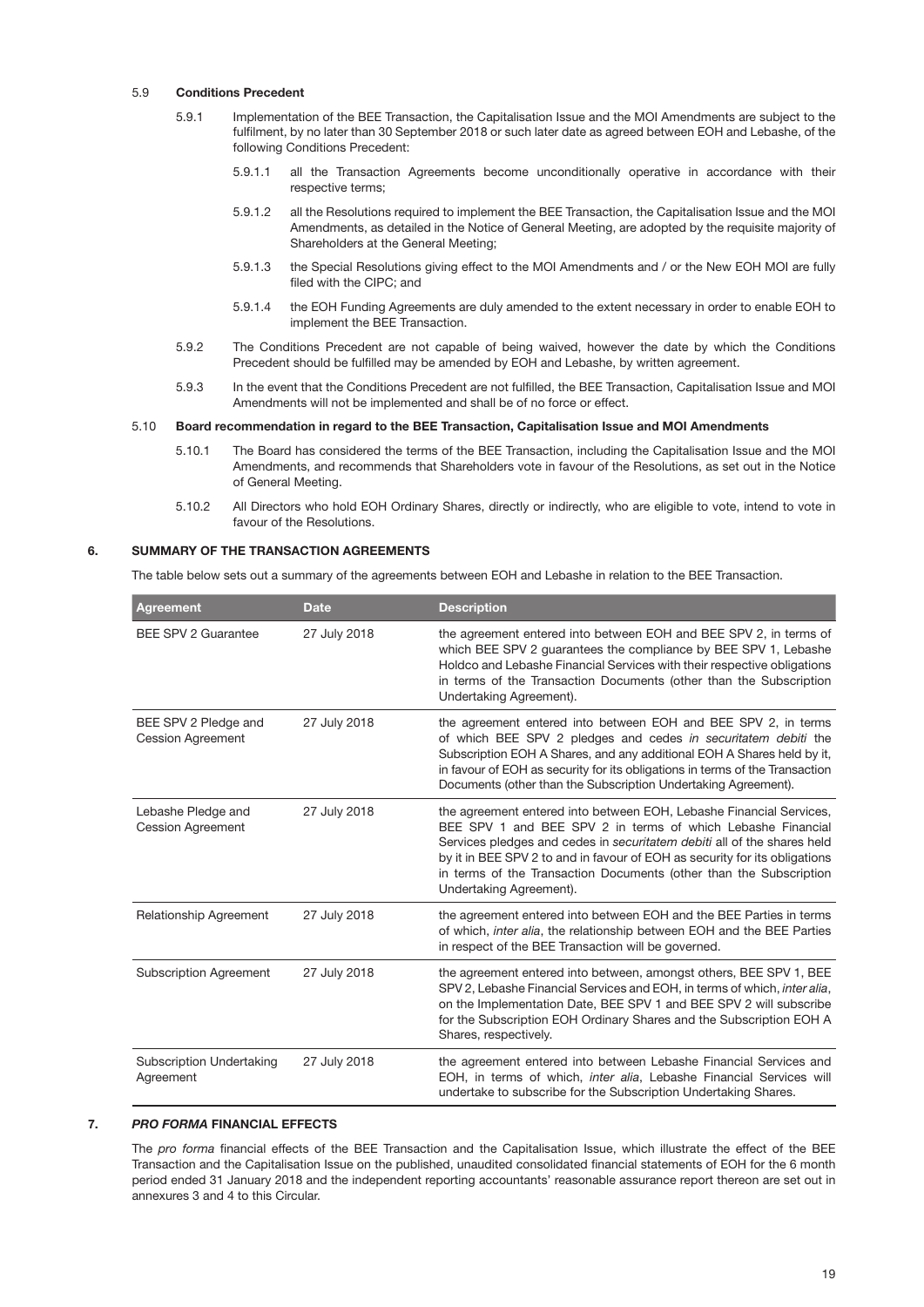5.9 **Conditions Precedent**

5.9.1 Implementation of the BEE Transaction, the Capitalisation Issue and the MOI Amendments are subject to the fulfilment, by no later than 30 September 2018 or such later date as agreed between EOH and Lebashe, of the following Conditions Precedent:

5.9.1.1 all the Transaction Agreements become unconditionally operative in accordance with their respective terms;

5.9.1.2 all the Resolutions required to implement the BEE Transaction, the Capitalisation Issue and the MOI Amendments, as detailed in the Notice of General Meeting, are adopted by the requisite majority of Shareholders at the General Meeting;

5.9.1.3 the Special Resolutions giving effect to the MOI Amendments and / or the New EOH MOI are fully filed with the CIPC; and

5.9.1.4 the EOH Funding Agreements are duly amended to the extent necessary in order to enable EOH to implement the BEE Transaction.

5.9.2 The Conditions Precedent are not capable of being waived, however the date by which the Conditions Precedent should be fulfilled may be amended by EOH and Lebashe, by written agreement.

5.9.3 In the event that the Conditions Precedent are not fulfilled, the BEE Transaction, Capitalisation Issue and MOI Amendments will not be implemented and shall be of no force or effect.

5.10 **Board recommendation in regard to the BEE Transaction, Capitalisation Issue and MOI Amendments**

5.10.1 The Board has considered the terms of the BEE Transaction, including the Capitalisation Issue and the MOI Amendments, and recommends that Shareholders vote in favour of the Resolutions, as set out in the Notice of General Meeting.

5.10.2 All Directors who hold EOH Ordinary Shares, directly or indirectly, who are eligible to vote, intend to vote in favour of the Resolutions.

## 6. SUMMARY OF THE TRANSACTION AGREEMENTS

The table below sets out a summary of the agreements between EOH and Lebashe in relation to the BEE Transaction.

| Agreement | Date | Description |
|---|---|---|
| BEE SPV 2 Guarantee | 27 July 2018 | the agreement entered into between EOH and BEE SPV 2, in terms of which BEE SPV 2 guarantees the compliance by BEE SPV 1, Lebashe Holdco and Lebashe Financial Services with their respective obligations in terms of the Transaction Documents (other than the Subscription Undertaking Agreement). |
| BEE SPV 2 Pledge and Cession Agreement | 27 July 2018 | the agreement entered into between EOH and BEE SPV 2, in terms of which BEE SPV 2 pledges and cedes *in securitatem debiti* the Subscription EOH A Shares, and any additional EOH A Shares held by it, in favour of EOH as security for its obligations in terms of the Transaction Documents (other than the Subscription Undertaking Agreement). |
| Lebashe Pledge and Cession Agreement | 27 July 2018 | the agreement entered into between EOH, Lebashe Financial Services, BEE SPV 1 and BEE SPV 2 in terms of which Lebashe Financial Services pledges and cedes in *securitatem debiti* all of the shares held by it in BEE SPV 2 to and in favour of EOH as security for its obligations in terms of the Transaction Documents (other than the Subscription Undertaking Agreement). |
| Relationship Agreement | 27 July 2018 | the agreement entered into between EOH and the BEE Parties in terms of which, *inter alia*, the relationship between EOH and the BEE Parties in respect of the BEE Transaction will be governed. |
| Subscription Agreement | 27 July 2018 | the agreement entered into between, amongst others, BEE SPV 1, BEE SPV 2, Lebashe Financial Services and EOH, in terms of which, *inter alia*, on the Implementation Date, BEE SPV 1 and BEE SPV 2 will subscribe for the Subscription EOH Ordinary Shares and the Subscription EOH A Shares, respectively. |
| Subscription Undertaking Agreement | 27 July 2018 | the agreement entered into between Lebashe Financial Services and EOH, in terms of which, *inter alia*, Lebashe Financial Services will undertake to subscribe for the Subscription Undertaking Shares. |

## 7. *PRO FORMA* FINANCIAL EFFECTS

The *pro forma* financial effects of the BEE Transaction and the Capitalisation Issue, which illustrate the effect of the BEE Transaction and the Capitalisation Issue on the published, unaudited consolidated financial statements of EOH for the 6 month period ended 31 January 2018 and the independent reporting accountants' reasonable assurance report thereon are set out in annexures 3 and 4 to this Circular.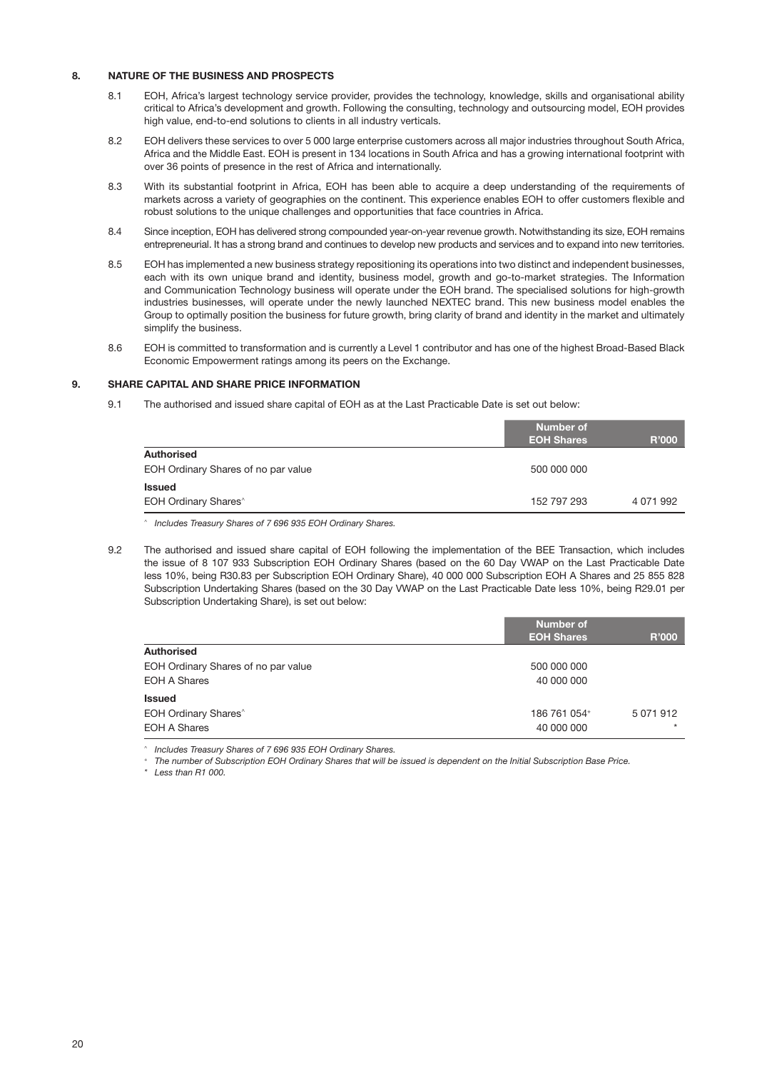## 8. NATURE OF THE BUSINESS AND PROSPECTS

8.1 EOH, Africa's largest technology service provider, provides the technology, knowledge, skills and organisational ability critical to Africa's development and growth. Following the consulting, technology and outsourcing model, EOH provides high value, end-to-end solutions to clients in all industry verticals.

8.2 EOH delivers these services to over 5 000 large enterprise customers across all major industries throughout South Africa, Africa and the Middle East. EOH is present in 134 locations in South Africa and has a growing international footprint with over 36 points of presence in the rest of Africa and internationally.

8.3 With its substantial footprint in Africa, EOH has been able to acquire a deep understanding of the requirements of markets across a variety of geographies on the continent. This experience enables EOH to offer customers flexible and robust solutions to the unique challenges and opportunities that face countries in Africa.

8.4 Since inception, EOH has delivered strong compounded year-on-year revenue growth. Notwithstanding its size, EOH remains entrepreneurial. It has a strong brand and continues to develop new products and services and to expand into new territories.

8.5 EOH has implemented a new business strategy repositioning its operations into two distinct and independent businesses, each with its own unique brand and identity, business model, growth and go-to-market strategies. The Information and Communication Technology business will operate under the EOH brand. The specialised solutions for high-growth industries businesses, will operate under the newly launched NEXTEC brand. This new business model enables the Group to optimally position the business for future growth, bring clarity of brand and identity in the market and ultimately simplify the business.

8.6 EOH is committed to transformation and is currently a Level 1 contributor and has one of the highest Broad-Based Black Economic Empowerment ratings among its peers on the Exchange.

## 9. SHARE CAPITAL AND SHARE PRICE INFORMATION

9.1 The authorised and issued share capital of EOH as at the Last Practicable Date is set out below:

| | Number of EOH Shares | R'000 |
|---|---|---|
| **Authorised** | | |
| EOH Ordinary Shares of no par value | 500 000 000 | |
| **Issued** | | |
| EOH Ordinary Shares^ | 152 797 293 | 4 071 992 |

^ *Includes Treasury Shares of 7 696 935 EOH Ordinary Shares.*

9.2 The authorised and issued share capital of EOH following the implementation of the BEE Transaction, which includes the issue of 8 107 933 Subscription EOH Ordinary Shares (based on the 60 Day VWAP on the Last Practicable Date less 10%, being R30.83 per Subscription EOH Ordinary Share), 40 000 000 Subscription EOH A Shares and 25 855 828 Subscription Undertaking Shares (based on the 30 Day VWAP on the Last Practicable Date less 10%, being R29.01 per Subscription Undertaking Share), is set out below:

| | Number of EOH Shares | R'000 |
|---|---|---|
| **Authorised** | | |
| EOH Ordinary Shares of no par value | 500 000 000 | |
| EOH A Shares | 40 000 000 | |
| **Issued** | | |
| EOH Ordinary Shares^ | 186 761 054+ | 5 071 912 |
| EOH A Shares | 40 000 000 | * |

^ *Includes Treasury Shares of 7 696 935 EOH Ordinary Shares.*

+ *The number of Subscription EOH Ordinary Shares that will be issued is dependent on the Initial Subscription Base Price.*

* *Less than R1 000.*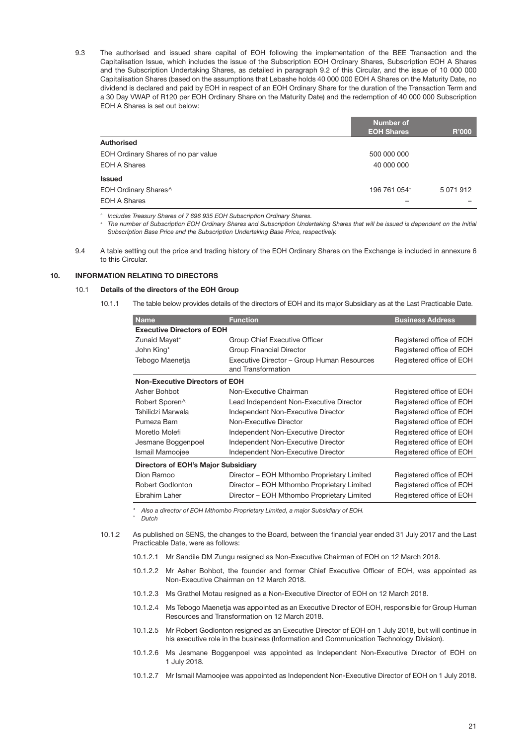9.3 The authorised and issued share capital of EOH following the implementation of the BEE Transaction and the Capitalisation Issue, which includes the issue of the Subscription EOH Ordinary Shares, Subscription EOH A Shares and the Subscription Undertaking Shares, as detailed in paragraph 9.2 of this Circular, and the issue of 10 000 000 Capitalisation Shares (based on the assumptions that Lebashe holds 40 000 000 EOH A Shares on the Maturity Date, no dividend is declared and paid by EOH in respect of an EOH Ordinary Share for the duration of the Transaction Term and a 30 Day VWAP of R120 per EOH Ordinary Share on the Maturity Date) and the redemption of 40 000 000 Subscription EOH A Shares is set out below:

| | Number of EOH Shares | R'000 |
|---|---|---|
| **Authorised** | | |
| EOH Ordinary Shares of no par value | 500 000 000 | |
| EOH A Shares | 40 000 000 | |
| **Issued** | | |
| EOH Ordinary Shares^ | 196 761 054+ | 5 071 912 |
| EOH A Shares | – | – |

^ *Includes Treasury Shares of 7 696 935 EOH Subscription Ordinary Shares.*
+ *The number of Subscription EOH Ordinary Shares and Subscription Undertaking Shares that will be issued is dependent on the Initial Subscription Base Price and the Subscription Undertaking Base Price, respectively.*

9.4 A table setting out the price and trading history of the EOH Ordinary Shares on the Exchange is included in annexure 6 to this Circular.

## 10. INFORMATION RELATING TO DIRECTORS

### 10.1 Details of the directors of the EOH Group

10.1.1 The table below provides details of the directors of EOH and its major Subsidiary as at the Last Practicable Date.

| Name | Function | Business Address |
|---|---|---|
| **Executive Directors of EOH** | | |
| Zunaid Mayet* | Group Chief Executive Officer | Registered office of EOH |
| John King* | Group Financial Director | Registered office of EOH |
| Tebogo Maenetja | Executive Director – Group Human Resources and Transformation | Registered office of EOH |
| **Non-Executive Directors of EOH** | | |
| Asher Bohbot | Non-Executive Chairman | Registered office of EOH |
| Robert Sporen^ | Lead Independent Non-Executive Director | Registered office of EOH |
| Tshilidzi Marwala | Independent Non-Executive Director | Registered office of EOH |
| Pumeza Bam | Non-Executive Director | Registered office of EOH |
| Moretlo Molefi | Independent Non-Executive Director | Registered office of EOH |
| Jesmane Boggenpoel | Independent Non-Executive Director | Registered office of EOH |
| Ismail Mamoojee | Independent Non-Executive Director | Registered office of EOH |
| **Directors of EOH's Major Subsidiary** | | |
| Dion Ramoo | Director – EOH Mthombo Proprietary Limited | Registered office of EOH |
| Robert Godlonton | Director – EOH Mthombo Proprietary Limited | Registered office of EOH |
| Ebrahim Laher | Director – EOH Mthombo Proprietary Limited | Registered office of EOH |

\* *Also a director of EOH Mthombo Proprietary Limited, a major Subsidiary of EOH.*
^ *Dutch*

10.1.2 As published on SENS, the changes to the Board, between the financial year ended 31 July 2017 and the Last Practicable Date, were as follows:

10.1.2.1 Mr Sandile DM Zungu resigned as Non-Executive Chairman of EOH on 12 March 2018.

10.1.2.2 Mr Asher Bohbot, the founder and former Chief Executive Officer of EOH, was appointed as Non-Executive Chairman on 12 March 2018.

10.1.2.3 Ms Grathel Motau resigned as a Non-Executive Director of EOH on 12 March 2018.

10.1.2.4 Ms Tebogo Maenetja was appointed as an Executive Director of EOH, responsible for Group Human Resources and Transformation on 12 March 2018.

10.1.2.5 Mr Robert Godlonton resigned as an Executive Director of EOH on 1 July 2018, but will continue in his executive role in the business (Information and Communication Technology Division).

10.1.2.6 Ms Jesmane Boggenpoel was appointed as Independent Non-Executive Director of EOH on 1 July 2018.

10.1.2.7 Mr Ismail Mamoojee was appointed as Independent Non-Executive Director of EOH on 1 July 2018.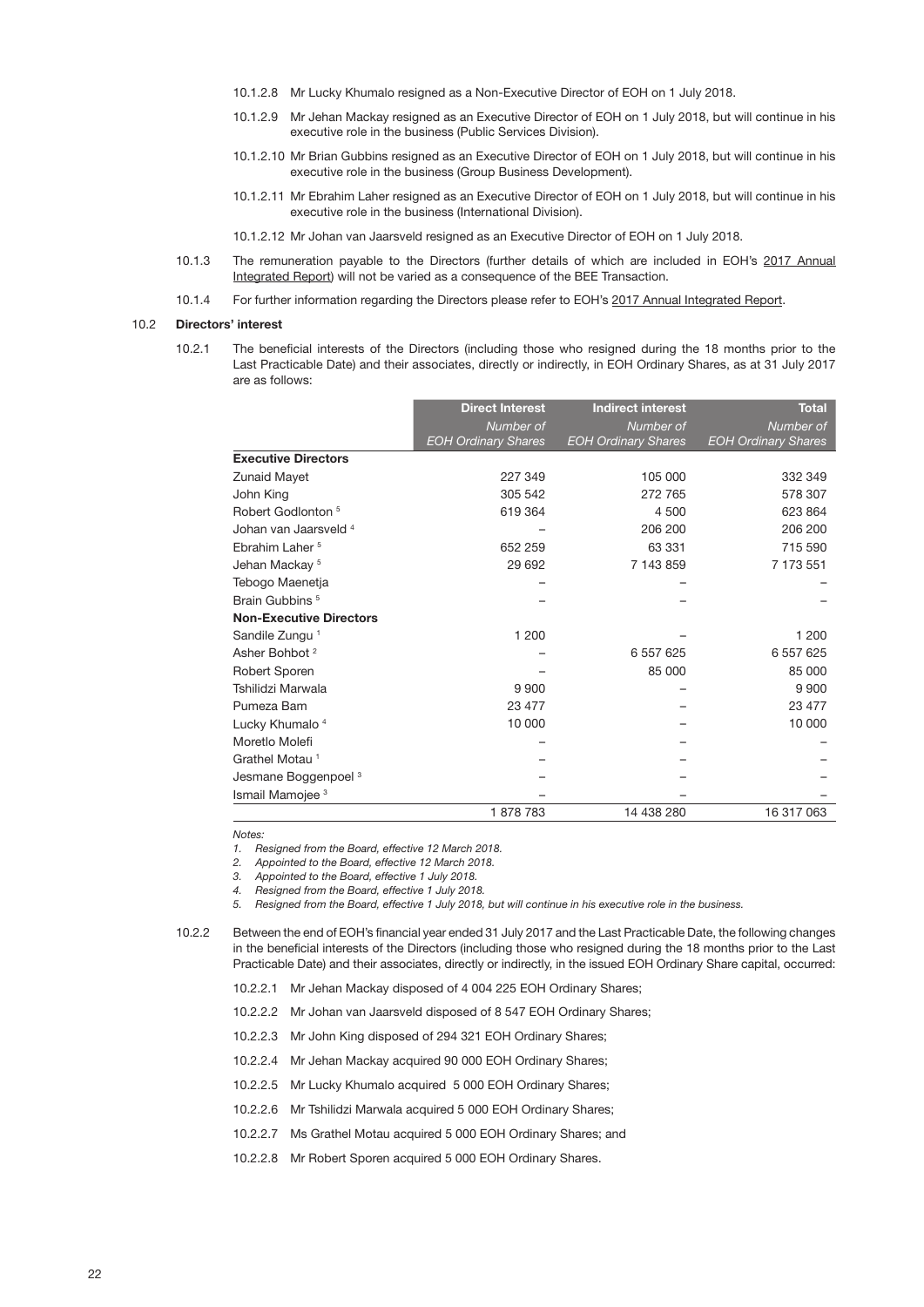10.1.2.8 Mr Lucky Khumalo resigned as a Non-Executive Director of EOH on 1 July 2018.

10.1.2.9 Mr Jehan Mackay resigned as an Executive Director of EOH on 1 July 2018, but will continue in his executive role in the business (Public Services Division).

10.1.2.10 Mr Brian Gubbins resigned as an Executive Director of EOH on 1 July 2018, but will continue in his executive role in the business (Group Business Development).

10.1.2.11 Mr Ebrahim Laher resigned as an Executive Director of EOH on 1 July 2018, but will continue in his executive role in the business (International Division).

10.1.2.12 Mr Johan van Jaarsveld resigned as an Executive Director of EOH on 1 July 2018.

10.1.3 The remuneration payable to the Directors (further details of which are included in EOH's 2017 Annual Integrated Report) will not be varied as a consequence of the BEE Transaction.

10.1.4 For further information regarding the Directors please refer to EOH's 2017 Annual Integrated Report.

## 10.2 Directors' interest

10.2.1 The beneficial interests of the Directors (including those who resigned during the 18 months prior to the Last Practicable Date) and their associates, directly or indirectly, in EOH Ordinary Shares, as at 31 July 2017 are as follows:

| | Direct Interest | Indirect interest | Total |
|---|---|---|---|
| | *Number of EOH Ordinary Shares* | *Number of EOH Ordinary Shares* | *Number of EOH Ordinary Shares* |
| **Executive Directors** | | | |
| Zunaid Mayet | 227 349 | 105 000 | 332 349 |
| John King | 305 542 | 272 765 | 578 307 |
| Robert Godlonton [5] | 619 364 | 4 500 | 623 864 |
| Johan van Jaarsveld [4] | – | 206 200 | 206 200 |
| Ebrahim Laher [5] | 652 259 | 63 331 | 715 590 |
| Jehan Mackay [5] | 29 692 | 7 143 859 | 7 173 551 |
| Tebogo Maenetja | – | – | – |
| Brain Gubbins [5] | – | – | – |
| **Non-Executive Directors** | | | |
| Sandile Zungu [1] | 1 200 | – | 1 200 |
| Asher Bohbot [2] | – | 6 557 625 | 6 557 625 |
| Robert Sporen | – | 85 000 | 85 000 |
| Tshilidzi Marwala | 9 900 | – | 9 900 |
| Pumeza Bam | 23 477 | – | 23 477 |
| Lucky Khumalo [4] | 10 000 | – | 10 000 |
| Moretlo Molefi | – | – | – |
| Grathel Motau [1] | – | – | – |
| Jesmane Boggenpoel [3] | – | – | – |
| Ismail Mamojee [3] | – | – | – |
| | 1 878 783 | 14 438 280 | 16 317 063 |

*Notes:*

*1. Resigned from the Board, effective 12 March 2018.*

*2. Appointed to the Board, effective 12 March 2018.*

*3. Appointed to the Board, effective 1 July 2018.*

*4. Resigned from the Board, effective 1 July 2018.*

*5. Resigned from the Board, effective 1 July 2018, but will continue in his executive role in the business.*

10.2.2 Between the end of EOH's financial year ended 31 July 2017 and the Last Practicable Date, the following changes in the beneficial interests of the Directors (including those who resigned during the 18 months prior to the Last Practicable Date) and their associates, directly or indirectly, in the issued EOH Ordinary Share capital, occurred:

10.2.2.1 Mr Jehan Mackay disposed of 4 004 225 EOH Ordinary Shares;

10.2.2.2 Mr Johan van Jaarsveld disposed of 8 547 EOH Ordinary Shares;

10.2.2.3 Mr John King disposed of 294 321 EOH Ordinary Shares;

10.2.2.4 Mr Jehan Mackay acquired 90 000 EOH Ordinary Shares;

10.2.2.5 Mr Lucky Khumalo acquired 5 000 EOH Ordinary Shares;

10.2.2.6 Mr Tshilidzi Marwala acquired 5 000 EOH Ordinary Shares;

10.2.2.7 Ms Grathel Motau acquired 5 000 EOH Ordinary Shares; and

10.2.2.8 Mr Robert Sporen acquired 5 000 EOH Ordinary Shares.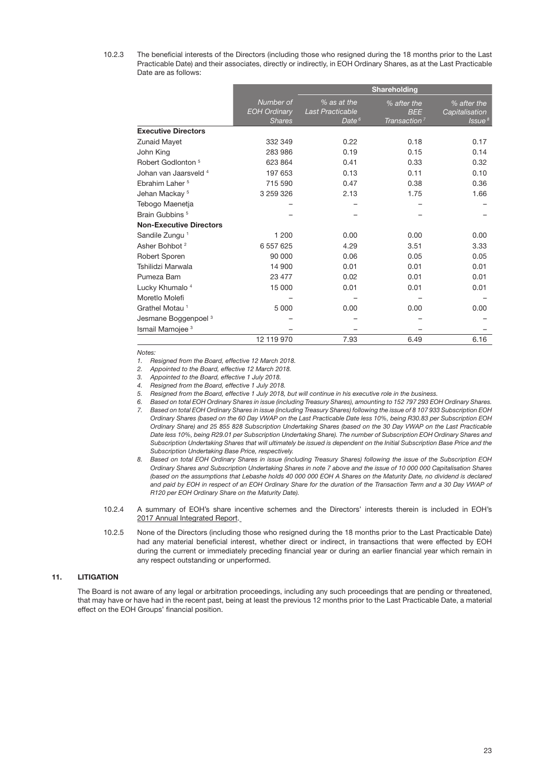10.2.3 The beneficial interests of the Directors (including those who resigned during the 18 months prior to the Last Practicable Date) and their associates, directly or indirectly, in EOH Ordinary Shares, as at the Last Practicable Date are as follows:

| | Shareholding | | | |
|---|---|---|---|---|
| | *Number of EOH Ordinary Shares* | *% as at the Last Practicable Date* [6] | *% after the BEE Transaction* [7] | *% after the Capitalisation Issue* [8] |
| **Executive Directors** | | | | |
| Zunaid Mayet | 332 349 | 0.22 | 0.18 | 0.17 |
| John King | 283 986 | 0.19 | 0.15 | 0.14 |
| Robert Godlonton [5] | 623 864 | 0.41 | 0.33 | 0.32 |
| Johan van Jaarsveld [4] | 197 653 | 0.13 | 0.11 | 0.10 |
| Ebrahim Laher [5] | 715 590 | 0.47 | 0.38 | 0.36 |
| Jehan Mackay [5] | 3 259 326 | 2.13 | 1.75 | 1.66 |
| Tebogo Maenetja | – | – | – | – |
| Brain Gubbins [5] | – | – | – | – |
| **Non-Executive Directors** | | | | |
| Sandile Zungu [1] | 1 200 | 0.00 | 0.00 | 0.00 |
| Asher Bohbot [2] | 6 557 625 | 4.29 | 3.51 | 3.33 |
| Robert Sporen | 90 000 | 0.06 | 0.05 | 0.05 |
| Tshilidzi Marwala | 14 900 | 0.01 | 0.01 | 0.01 |
| Pumeza Bam | 23 477 | 0.02 | 0.01 | 0.01 |
| Lucky Khumalo [4] | 15 000 | 0.01 | 0.01 | 0.01 |
| Moretlo Molefi | – | – | – | – |
| Grathel Motau [1] | 5 000 | 0.00 | 0.00 | 0.00 |
| Jesmane Boggenpoel [3] | – | – | – | – |
| Ismail Mamojee [3] | – | – | – | – |
| | 12 119 970 | 7.93 | 6.49 | 6.16 |

*Notes:*

1. *Resigned from the Board, effective 12 March 2018.*
2. *Appointed to the Board, effective 12 March 2018.*
3. *Appointed to the Board, effective 1 July 2018.*
4. *Resigned from the Board, effective 1 July 2018.*
5. *Resigned from the Board, effective 1 July 2018, but will continue in his executive role in the business.*
6. *Based on total EOH Ordinary Shares in issue (including Treasury Shares), amounting to 152 797 293 EOH Ordinary Shares.*
7. *Based on total EOH Ordinary Shares in issue (including Treasury Shares) following the issue of 8 107 933 Subscription EOH Ordinary Shares (based on the 60 Day VWAP on the Last Practicable Date less 10%, being R30.83 per Subscription EOH Ordinary Share) and 25 855 828 Subscription Undertaking Shares (based on the 30 Day VWAP on the Last Practicable Date less 10%, being R29.01 per Subscription Undertaking Share). The number of Subscription EOH Ordinary Shares and Subscription Undertaking Shares that will ultimately be issued is dependent on the Initial Subscription Base Price and the Subscription Undertaking Base Price, respectively.*
8. *Based on total EOH Ordinary Shares in issue (including Treasury Shares) following the issue of the Subscription EOH Ordinary Shares and Subscription Undertaking Shares in note 7 above and the issue of 10 000 000 Capitalisation Shares (based on the assumptions that Lebashe holds 40 000 000 EOH A Shares on the Maturity Date, no dividend is declared and paid by EOH in respect of an EOH Ordinary Share for the duration of the Transaction Term and a 30 Day VWAP of R120 per EOH Ordinary Share on the Maturity Date).*

10.2.4 A summary of EOH's share incentive schemes and the Directors' interests therein is included in EOH's 2017 Annual Integrated Report.

10.2.5 None of the Directors (including those who resigned during the 18 months prior to the Last Practicable Date) had any material beneficial interest, whether direct or indirect, in transactions that were effected by EOH during the current or immediately preceding financial year or during an earlier financial year which remain in any respect outstanding or unperformed.

## 11. LITIGATION

The Board is not aware of any legal or arbitration proceedings, including any such proceedings that are pending or threatened, that may have or have had in the recent past, being at least the previous 12 months prior to the Last Practicable Date, a material effect on the EOH Groups' financial position.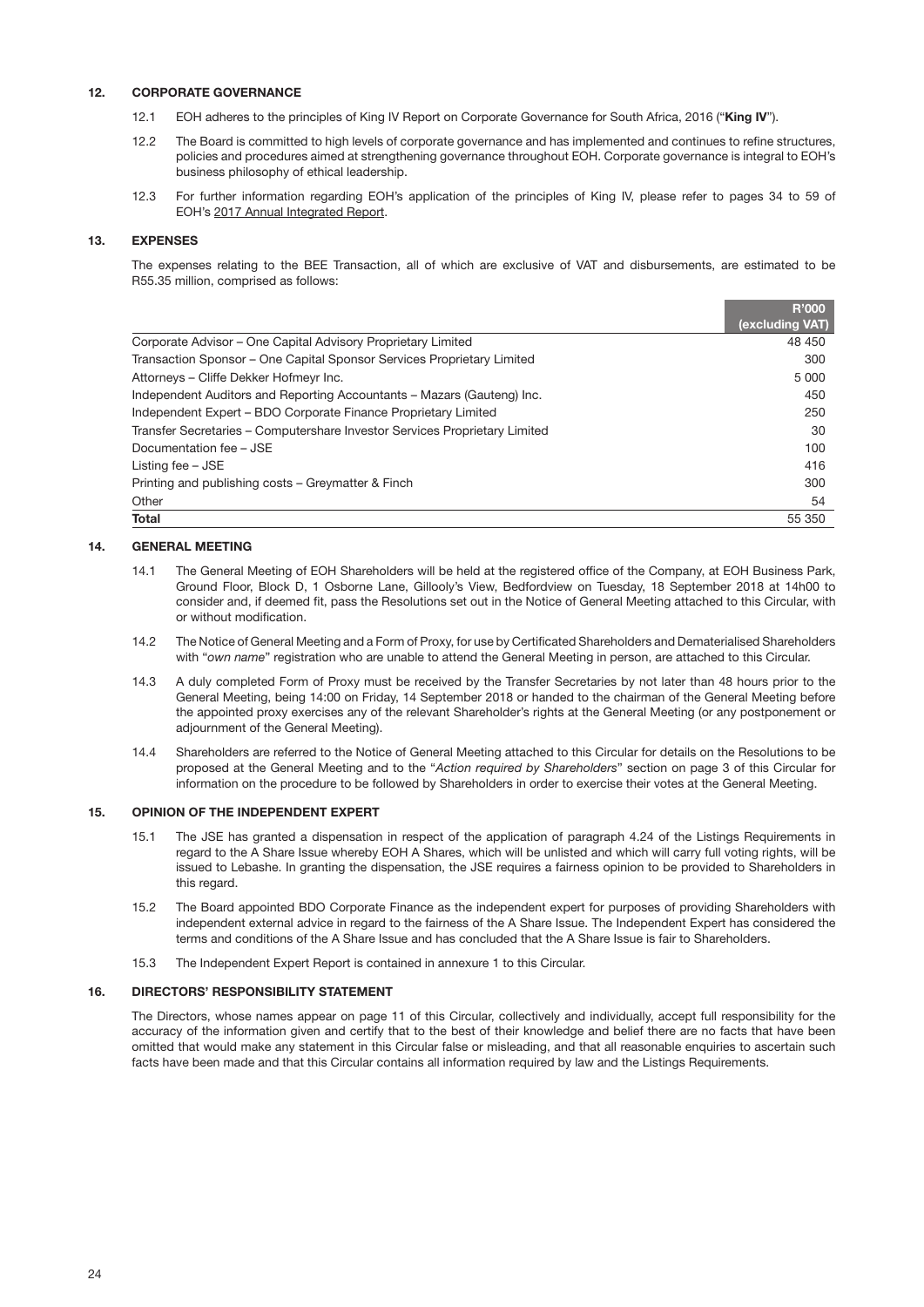## 12. CORPORATE GOVERNANCE

12.1 EOH adheres to the principles of King IV Report on Corporate Governance for South Africa, 2016 ("**King IV**").

12.2 The Board is committed to high levels of corporate governance and has implemented and continues to refine structures, policies and procedures aimed at strengthening governance throughout EOH. Corporate governance is integral to EOH's business philosophy of ethical leadership.

12.3 For further information regarding EOH's application of the principles of King IV, please refer to pages 34 to 59 of EOH's 2017 Annual Integrated Report.

## 13. EXPENSES

The expenses relating to the BEE Transaction, all of which are exclusive of VAT and disbursements, are estimated to be R55.35 million, comprised as follows:

| | R'000 (excluding VAT) |
|---|---|
| Corporate Advisor – One Capital Advisory Proprietary Limited | 48 450 |
| Transaction Sponsor – One Capital Sponsor Services Proprietary Limited | 300 |
| Attorneys – Cliffe Dekker Hofmeyr Inc. | 5 000 |
| Independent Auditors and Reporting Accountants – Mazars (Gauteng) Inc. | 450 |
| Independent Expert – BDO Corporate Finance Proprietary Limited | 250 |
| Transfer Secretaries – Computershare Investor Services Proprietary Limited | 30 |
| Documentation fee – JSE | 100 |
| Listing fee – JSE | 416 |
| Printing and publishing costs – Greymatter & Finch | 300 |
| Other | 54 |
| **Total** | 55 350 |

## 14. GENERAL MEETING

14.1 The General Meeting of EOH Shareholders will be held at the registered office of the Company, at EOH Business Park, Ground Floor, Block D, 1 Osborne Lane, Gillooly's View, Bedfordview on Tuesday, 18 September 2018 at 14h00 to consider and, if deemed fit, pass the Resolutions set out in the Notice of General Meeting attached to this Circular, with or without modification.

14.2 The Notice of General Meeting and a Form of Proxy, for use by Certificated Shareholders and Dematerialised Shareholders with "*own name*" registration who are unable to attend the General Meeting in person, are attached to this Circular.

14.3 A duly completed Form of Proxy must be received by the Transfer Secretaries by not later than 48 hours prior to the General Meeting, being 14:00 on Friday, 14 September 2018 or handed to the chairman of the General Meeting before the appointed proxy exercises any of the relevant Shareholder's rights at the General Meeting (or any postponement or adjournment of the General Meeting).

14.4 Shareholders are referred to the Notice of General Meeting attached to this Circular for details on the Resolutions to be proposed at the General Meeting and to the "*Action required by Shareholders*" section on page 3 of this Circular for information on the procedure to be followed by Shareholders in order to exercise their votes at the General Meeting.

## 15. OPINION OF THE INDEPENDENT EXPERT

15.1 The JSE has granted a dispensation in respect of the application of paragraph 4.24 of the Listings Requirements in regard to the A Share Issue whereby EOH A Shares, which will be unlisted and which will carry full voting rights, will be issued to Lebashe. In granting the dispensation, the JSE requires a fairness opinion to be provided to Shareholders in this regard.

15.2 The Board appointed BDO Corporate Finance as the independent expert for purposes of providing Shareholders with independent external advice in regard to the fairness of the A Share Issue. The Independent Expert has considered the terms and conditions of the A Share Issue and has concluded that the A Share Issue is fair to Shareholders.

15.3 The Independent Expert Report is contained in annexure 1 to this Circular.

## 16. DIRECTORS' RESPONSIBILITY STATEMENT

The Directors, whose names appear on page 11 of this Circular, collectively and individually, accept full responsibility for the accuracy of the information given and certify that to the best of their knowledge and belief there are no facts that have been omitted that would make any statement in this Circular false or misleading, and that all reasonable enquiries to ascertain such facts have been made and that this Circular contains all information required by law and the Listings Requirements.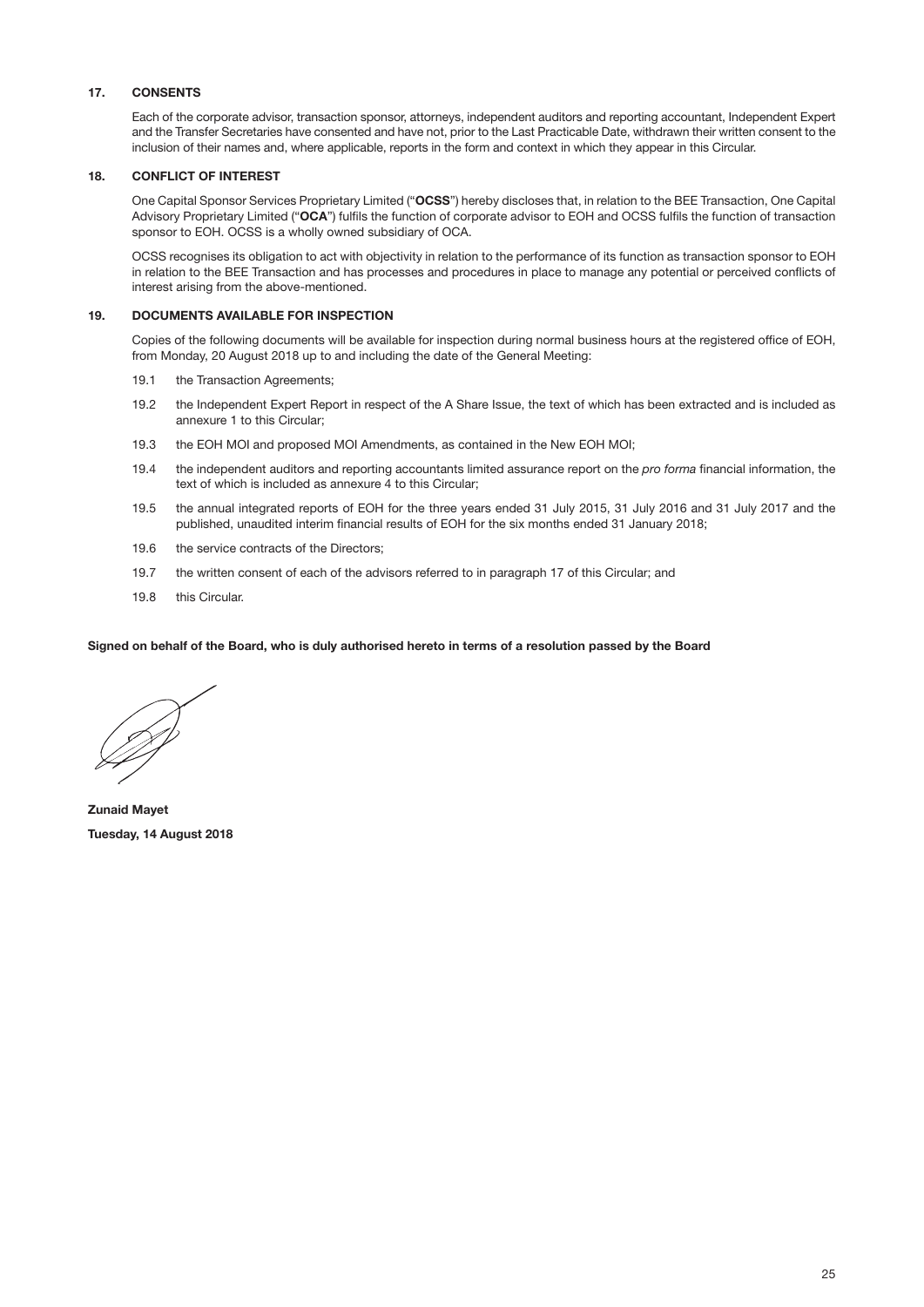## 17. CONSENTS

Each of the corporate advisor, transaction sponsor, attorneys, independent auditors and reporting accountant, Independent Expert and the Transfer Secretaries have consented and have not, prior to the Last Practicable Date, withdrawn their written consent to the inclusion of their names and, where applicable, reports in the form and context in which they appear in this Circular.

## 18. CONFLICT OF INTEREST

One Capital Sponsor Services Proprietary Limited ("**OCSS**") hereby discloses that, in relation to the BEE Transaction, One Capital Advisory Proprietary Limited ("**OCA**") fulfils the function of corporate advisor to EOH and OCSS fulfils the function of transaction sponsor to EOH. OCSS is a wholly owned subsidiary of OCA.

OCSS recognises its obligation to act with objectivity in relation to the performance of its function as transaction sponsor to EOH in relation to the BEE Transaction and has processes and procedures in place to manage any potential or perceived conflicts of interest arising from the above-mentioned.

## 19. DOCUMENTS AVAILABLE FOR INSPECTION

Copies of the following documents will be available for inspection during normal business hours at the registered office of EOH, from Monday, 20 August 2018 up to and including the date of the General Meeting:

19.1 the Transaction Agreements;

19.2 the Independent Expert Report in respect of the A Share Issue, the text of which has been extracted and is included as annexure 1 to this Circular;

19.3 the EOH MOI and proposed MOI Amendments, as contained in the New EOH MOI;

19.4 the independent auditors and reporting accountants limited assurance report on the *pro forma* financial information, the text of which is included as annexure 4 to this Circular;

19.5 the annual integrated reports of EOH for the three years ended 31 July 2015, 31 July 2016 and 31 July 2017 and the published, unaudited interim financial results of EOH for the six months ended 31 January 2018;

19.6 the service contracts of the Directors;

19.7 the written consent of each of the advisors referred to in paragraph 17 of this Circular; and

19.8 this Circular.

**Signed on behalf of the Board, who is duly authorised hereto in terms of a resolution passed by the Board**

**Zunaid Mayet**

**Tuesday, 14 August 2018**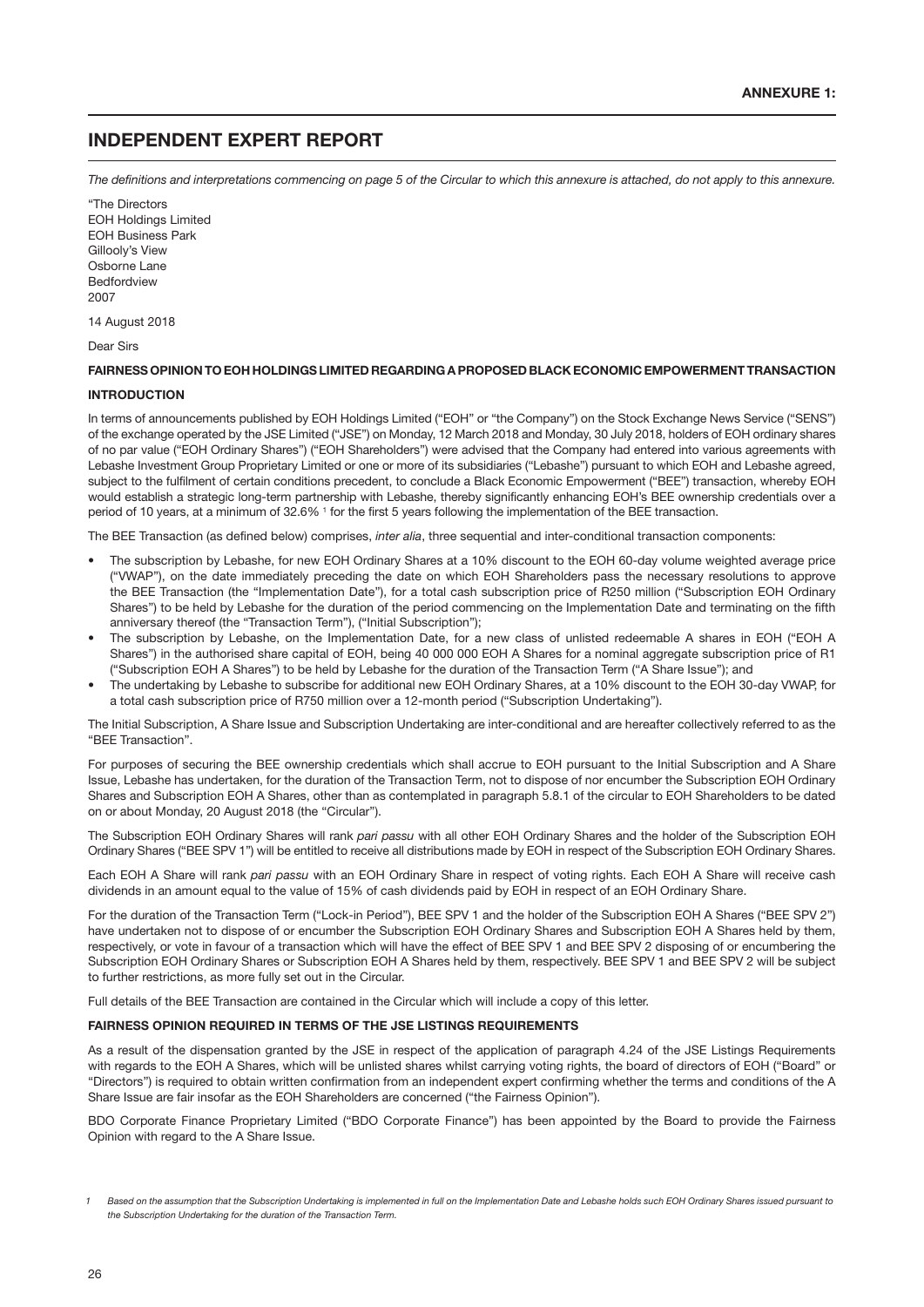**ANNEXURE 1:**

# INDEPENDENT EXPERT REPORT

*The definitions and interpretations commencing on page 5 of the Circular to which this annexure is attached, do not apply to this annexure.*

"The Directors
EOH Holdings Limited
EOH Business Park
Gillooly's View
Osborne Lane
Bedfordview
2007

14 August 2018

Dear Sirs

**FAIRNESS OPINION TO EOH HOLDINGS LIMITED REGARDING A PROPOSED BLACK ECONOMIC EMPOWERMENT TRANSACTION**

**INTRODUCTION**

In terms of announcements published by EOH Holdings Limited ("EOH" or "the Company") on the Stock Exchange News Service ("SENS") of the exchange operated by the JSE Limited ("JSE") on Monday, 12 March 2018 and Monday, 30 July 2018, holders of EOH ordinary shares of no par value ("EOH Ordinary Shares") ("EOH Shareholders") were advised that the Company had entered into various agreements with Lebashe Investment Group Proprietary Limited or one or more of its subsidiaries ("Lebashe") pursuant to which EOH and Lebashe agreed, subject to the fulfilment of certain conditions precedent, to conclude a Black Economic Empowerment ("BEE") transaction, whereby EOH would establish a strategic long-term partnership with Lebashe, thereby significantly enhancing EOH's BEE ownership credentials over a period of 10 years, at a minimum of 32.6% [1] for the first 5 years following the implementation of the BEE transaction.

The BEE Transaction (as defined below) comprises, *inter alia*, three sequential and inter-conditional transaction components:

- The subscription by Lebashe, for new EOH Ordinary Shares at a 10% discount to the EOH 60-day volume weighted average price ("VWAP"), on the date immediately preceding the date on which EOH Shareholders pass the necessary resolutions to approve the BEE Transaction (the "Implementation Date"), for a total cash subscription price of R250 million ("Subscription EOH Ordinary Shares") to be held by Lebashe for the duration of the period commencing on the Implementation Date and terminating on the fifth anniversary thereof (the "Transaction Term"), ("Initial Subscription");
- The subscription by Lebashe, on the Implementation Date, for a new class of unlisted redeemable A shares in EOH ("EOH A Shares") in the authorised share capital of EOH, being 40 000 000 EOH A Shares for a nominal aggregate subscription price of R1 ("Subscription EOH A Shares") to be held by Lebashe for the duration of the Transaction Term ("A Share Issue"); and
- The undertaking by Lebashe to subscribe for additional new EOH Ordinary Shares, at a 10% discount to the EOH 30-day VWAP, for a total cash subscription price of R750 million over a 12-month period ("Subscription Undertaking").

The Initial Subscription, A Share Issue and Subscription Undertaking are inter-conditional and are hereafter collectively referred to as the "BEE Transaction".

For purposes of securing the BEE ownership credentials which shall accrue to EOH pursuant to the Initial Subscription and A Share Issue, Lebashe has undertaken, for the duration of the Transaction Term, not to dispose of nor encumber the Subscription EOH Ordinary Shares and Subscription EOH A Shares, other than as contemplated in paragraph 5.8.1 of the circular to EOH Shareholders to be dated on or about Monday, 20 August 2018 (the "Circular").

The Subscription EOH Ordinary Shares will rank *pari passu* with all other EOH Ordinary Shares and the holder of the Subscription EOH Ordinary Shares ("BEE SPV 1") will be entitled to receive all distributions made by EOH in respect of the Subscription EOH Ordinary Shares.

Each EOH A Share will rank *pari passu* with an EOH Ordinary Share in respect of voting rights. Each EOH A Share will receive cash dividends in an amount equal to the value of 15% of cash dividends paid by EOH in respect of an EOH Ordinary Share.

For the duration of the Transaction Term ("Lock-in Period"), BEE SPV 1 and the holder of the Subscription EOH A Shares ("BEE SPV 2") have undertaken not to dispose of or encumber the Subscription EOH Ordinary Shares and Subscription EOH A Shares held by them, respectively, or vote in favour of a transaction which will have the effect of BEE SPV 1 and BEE SPV 2 disposing of or encumbering the Subscription EOH Ordinary Shares or Subscription EOH A Shares held by them, respectively. BEE SPV 1 and BEE SPV 2 will be subject to further restrictions, as more fully set out in the Circular.

Full details of the BEE Transaction are contained in the Circular which will include a copy of this letter.

**FAIRNESS OPINION REQUIRED IN TERMS OF THE JSE LISTINGS REQUIREMENTS**

As a result of the dispensation granted by the JSE in respect of the application of paragraph 4.24 of the JSE Listings Requirements with regards to the EOH A Shares, which will be unlisted shares whilst carrying voting rights, the board of directors of EOH ("Board" or "Directors") is required to obtain written confirmation from an independent expert confirming whether the terms and conditions of the A Share Issue are fair insofar as the EOH Shareholders are concerned ("the Fairness Opinion").

BDO Corporate Finance Proprietary Limited ("BDO Corporate Finance") has been appointed by the Board to provide the Fairness Opinion with regard to the A Share Issue.

*1 Based on the assumption that the Subscription Undertaking is implemented in full on the Implementation Date and Lebashe holds such EOH Ordinary Shares issued pursuant to the Subscription Undertaking for the duration of the Transaction Term.*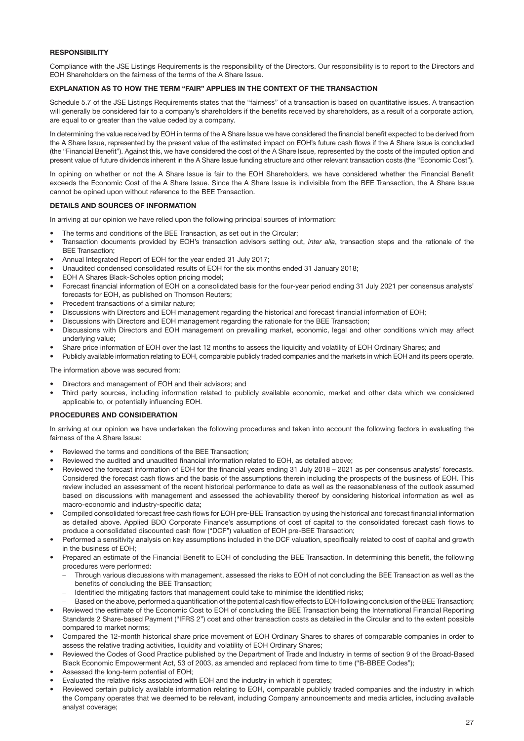## RESPONSIBILITY

Compliance with the JSE Listings Requirements is the responsibility of the Directors. Our responsibility is to report to the Directors and EOH Shareholders on the fairness of the terms of the A Share Issue.

## EXPLANATION AS TO HOW THE TERM "FAIR" APPLIES IN THE CONTEXT OF THE TRANSACTION

Schedule 5.7 of the JSE Listings Requirements states that the "fairness" of a transaction is based on quantitative issues. A transaction will generally be considered fair to a company's shareholders if the benefits received by shareholders, as a result of a corporate action, are equal to or greater than the value ceded by a company.

In determining the value received by EOH in terms of the A Share Issue we have considered the financial benefit expected to be derived from the A Share Issue, represented by the present value of the estimated impact on EOH's future cash flows if the A Share Issue is concluded (the "Financial Benefit"). Against this, we have considered the cost of the A Share Issue, represented by the costs of the imputed option and present value of future dividends inherent in the A Share Issue funding structure and other relevant transaction costs (the "Economic Cost").

In opining on whether or not the A Share Issue is fair to the EOH Shareholders, we have considered whether the Financial Benefit exceeds the Economic Cost of the A Share Issue. Since the A Share Issue is indivisible from the BEE Transaction, the A Share Issue cannot be opined upon without reference to the BEE Transaction.

## DETAILS AND SOURCES OF INFORMATION

In arriving at our opinion we have relied upon the following principal sources of information:

- The terms and conditions of the BEE Transaction, as set out in the Circular;
- Transaction documents provided by EOH's transaction advisors setting out, *inter alia*, transaction steps and the rationale of the BEE Transaction;
- Annual Integrated Report of EOH for the year ended 31 July 2017;
- Unaudited condensed consolidated results of EOH for the six months ended 31 January 2018;
- EOH A Shares Black-Scholes option pricing model;
- Forecast financial information of EOH on a consolidated basis for the four-year period ending 31 July 2021 per consensus analysts' forecasts for EOH, as published on Thomson Reuters;
- Precedent transactions of a similar nature;
- Discussions with Directors and EOH management regarding the historical and forecast financial information of EOH;
- Discussions with Directors and EOH management regarding the rationale for the BEE Transaction;
- Discussions with Directors and EOH management on prevailing market, economic, legal and other conditions which may affect underlying value;
- Share price information of EOH over the last 12 months to assess the liquidity and volatility of EOH Ordinary Shares; and
- Publicly available information relating to EOH, comparable publicly traded companies and the markets in which EOH and its peers operate.

The information above was secured from:

- Directors and management of EOH and their advisors; and
- Third party sources, including information related to publicly available economic, market and other data which we considered applicable to, or potentially influencing EOH.

## PROCEDURES AND CONSIDERATION

In arriving at our opinion we have undertaken the following procedures and taken into account the following factors in evaluating the fairness of the A Share Issue:

- Reviewed the terms and conditions of the BEE Transaction;
- Reviewed the audited and unaudited financial information related to EOH, as detailed above;
- Reviewed the forecast information of EOH for the financial years ending 31 July 2018 – 2021 as per consensus analysts' forecasts. Considered the forecast cash flows and the basis of the assumptions therein including the prospects of the business of EOH. This review included an assessment of the recent historical performance to date as well as the reasonableness of the outlook assumed based on discussions with management and assessed the achievability thereof by considering historical information as well as macro-economic and industry-specific data;
- Compiled consolidated forecast free cash flows for EOH pre-BEE Transaction by using the historical and forecast financial information as detailed above. Applied BDO Corporate Finance's assumptions of cost of capital to the consolidated forecast cash flows to produce a consolidated discounted cash flow ("DCF") valuation of EOH pre-BEE Transaction;
- Performed a sensitivity analysis on key assumptions included in the DCF valuation, specifically related to cost of capital and growth in the business of EOH;
- Prepared an estimate of the Financial Benefit to EOH of concluding the BEE Transaction. In determining this benefit, the following procedures were performed:
  - Through various discussions with management, assessed the risks to EOH of not concluding the BEE Transaction as well as the benefits of concluding the BEE Transaction;
  - Identified the mitigating factors that management could take to minimise the identified risks;
  - Based on the above, performed a quantification of the potential cash flow effects to EOH following conclusion of the BEE Transaction;
- Reviewed the estimate of the Economic Cost to EOH of concluding the BEE Transaction being the International Financial Reporting Standards 2 Share-based Payment ("IFRS 2") cost and other transaction costs as detailed in the Circular and to the extent possible compared to market norms;
- Compared the 12-month historical share price movement of EOH Ordinary Shares to shares of comparable companies in order to assess the relative trading activities, liquidity and volatility of EOH Ordinary Shares;
- Reviewed the Codes of Good Practice published by the Department of Trade and Industry in terms of section 9 of the Broad-Based Black Economic Empowerment Act, 53 of 2003, as amended and replaced from time to time ("B-BBEE Codes");
- Assessed the long-term potential of EOH;
- Evaluated the relative risks associated with EOH and the industry in which it operates;
- Reviewed certain publicly available information relating to EOH, comparable publicly traded companies and the industry in which the Company operates that we deemed to be relevant, including Company announcements and media articles, including available analyst coverage;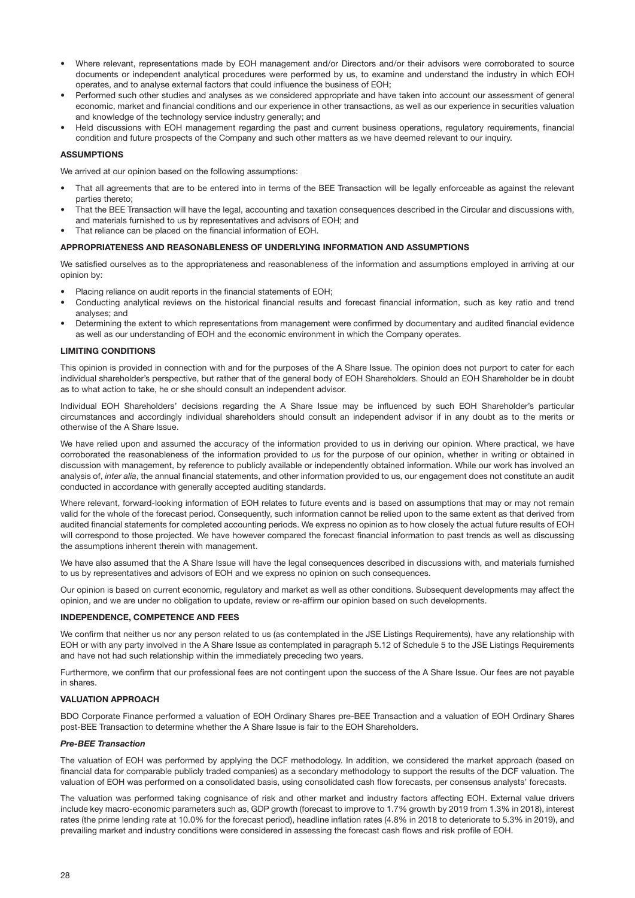- Where relevant, representations made by EOH management and/or Directors and/or their advisors were corroborated to source documents or independent analytical procedures were performed by us, to examine and understand the industry in which EOH operates, and to analyse external factors that could influence the business of EOH;
- Performed such other studies and analyses as we considered appropriate and have taken into account our assessment of general economic, market and financial conditions and our experience in other transactions, as well as our experience in securities valuation and knowledge of the technology service industry generally; and
- Held discussions with EOH management regarding the past and current business operations, regulatory requirements, financial condition and future prospects of the Company and such other matters as we have deemed relevant to our inquiry.

## ASSUMPTIONS

We arrived at our opinion based on the following assumptions:

- That all agreements that are to be entered into in terms of the BEE Transaction will be legally enforceable as against the relevant parties thereto;
- That the BEE Transaction will have the legal, accounting and taxation consequences described in the Circular and discussions with, and materials furnished to us by representatives and advisors of EOH; and
- That reliance can be placed on the financial information of EOH.

## APPROPRIATENESS AND REASONABLENESS OF UNDERLYING INFORMATION AND ASSUMPTIONS

We satisfied ourselves as to the appropriateness and reasonableness of the information and assumptions employed in arriving at our opinion by:

- Placing reliance on audit reports in the financial statements of EOH;
- Conducting analytical reviews on the historical financial results and forecast financial information, such as key ratio and trend analyses; and
- Determining the extent to which representations from management were confirmed by documentary and audited financial evidence as well as our understanding of EOH and the economic environment in which the Company operates.

## LIMITING CONDITIONS

This opinion is provided in connection with and for the purposes of the A Share Issue. The opinion does not purport to cater for each individual shareholder's perspective, but rather that of the general body of EOH Shareholders. Should an EOH Shareholder be in doubt as to what action to take, he or she should consult an independent advisor.

Individual EOH Shareholders' decisions regarding the A Share Issue may be influenced by such EOH Shareholder's particular circumstances and accordingly individual shareholders should consult an independent advisor if in any doubt as to the merits or otherwise of the A Share Issue.

We have relied upon and assumed the accuracy of the information provided to us in deriving our opinion. Where practical, we have corroborated the reasonableness of the information provided to us for the purpose of our opinion, whether in writing or obtained in discussion with management, by reference to publicly available or independently obtained information. While our work has involved an analysis of, *inter alia*, the annual financial statements, and other information provided to us, our engagement does not constitute an audit conducted in accordance with generally accepted auditing standards.

Where relevant, forward-looking information of EOH relates to future events and is based on assumptions that may or may not remain valid for the whole of the forecast period. Consequently, such information cannot be relied upon to the same extent as that derived from audited financial statements for completed accounting periods. We express no opinion as to how closely the actual future results of EOH will correspond to those projected. We have however compared the forecast financial information to past trends as well as discussing the assumptions inherent therein with management.

We have also assumed that the A Share Issue will have the legal consequences described in discussions with, and materials furnished to us by representatives and advisors of EOH and we express no opinion on such consequences.

Our opinion is based on current economic, regulatory and market as well as other conditions. Subsequent developments may affect the opinion, and we are under no obligation to update, review or re-affirm our opinion based on such developments.

## INDEPENDENCE, COMPETENCE AND FEES

We confirm that neither us nor any person related to us (as contemplated in the JSE Listings Requirements), have any relationship with EOH or with any party involved in the A Share Issue as contemplated in paragraph 5.12 of Schedule 5 to the JSE Listings Requirements and have not had such relationship within the immediately preceding two years.

Furthermore, we confirm that our professional fees are not contingent upon the success of the A Share Issue. Our fees are not payable in shares.

## VALUATION APPROACH

BDO Corporate Finance performed a valuation of EOH Ordinary Shares pre-BEE Transaction and a valuation of EOH Ordinary Shares post-BEE Transaction to determine whether the A Share Issue is fair to the EOH Shareholders.

### *Pre-BEE Transaction*

The valuation of EOH was performed by applying the DCF methodology. In addition, we considered the market approach (based on financial data for comparable publicly traded companies) as a secondary methodology to support the results of the DCF valuation. The valuation of EOH was performed on a consolidated basis, using consolidated cash flow forecasts, per consensus analysts' forecasts.

The valuation was performed taking cognisance of risk and other market and industry factors affecting EOH. External value drivers include key macro-economic parameters such as, GDP growth (forecast to improve to 1.7% growth by 2019 from 1.3% in 2018), interest rates (the prime lending rate at 10.0% for the forecast period), headline inflation rates (4.8% in 2018 to deteriorate to 5.3% in 2019), and prevailing market and industry conditions were considered in assessing the forecast cash flows and risk profile of EOH.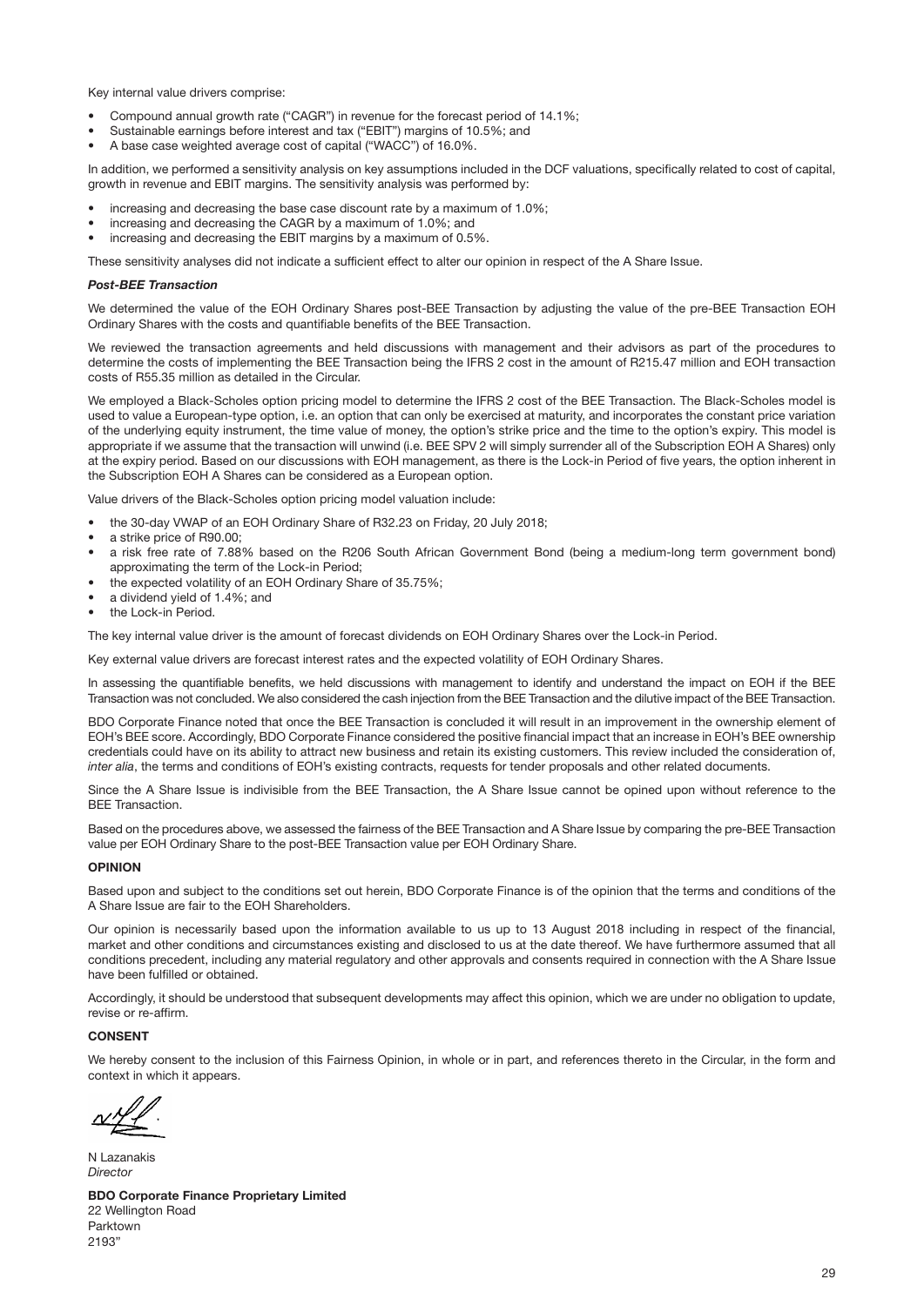Key internal value drivers comprise:

- Compound annual growth rate ("CAGR") in revenue for the forecast period of 14.1%;
- Sustainable earnings before interest and tax ("EBIT") margins of 10.5%; and
- A base case weighted average cost of capital ("WACC") of 16.0%.

In addition, we performed a sensitivity analysis on key assumptions included in the DCF valuations, specifically related to cost of capital, growth in revenue and EBIT margins. The sensitivity analysis was performed by:

- increasing and decreasing the base case discount rate by a maximum of 1.0%;
- increasing and decreasing the CAGR by a maximum of 1.0%; and
- increasing and decreasing the EBIT margins by a maximum of 0.5%.

These sensitivity analyses did not indicate a sufficient effect to alter our opinion in respect of the A Share Issue.

***Post-BEE Transaction***

We determined the value of the EOH Ordinary Shares post-BEE Transaction by adjusting the value of the pre-BEE Transaction EOH Ordinary Shares with the costs and quantifiable benefits of the BEE Transaction.

We reviewed the transaction agreements and held discussions with management and their advisors as part of the procedures to determine the costs of implementing the BEE Transaction being the IFRS 2 cost in the amount of R215.47 million and EOH transaction costs of R55.35 million as detailed in the Circular.

We employed a Black-Scholes option pricing model to determine the IFRS 2 cost of the BEE Transaction. The Black-Scholes model is used to value a European-type option, i.e. an option that can only be exercised at maturity, and incorporates the constant price variation of the underlying equity instrument, the time value of money, the option's strike price and the time to the option's expiry. This model is appropriate if we assume that the transaction will unwind (i.e. BEE SPV 2 will simply surrender all of the Subscription EOH A Shares) only at the expiry period. Based on our discussions with EOH management, as there is the Lock-in Period of five years, the option inherent in the Subscription EOH A Shares can be considered as a European option.

Value drivers of the Black-Scholes option pricing model valuation include:

- the 30-day VWAP of an EOH Ordinary Share of R32.23 on Friday, 20 July 2018;
- a strike price of R90.00;
- a risk free rate of 7.88% based on the R206 South African Government Bond (being a medium-long term government bond) approximating the term of the Lock-in Period;
- the expected volatility of an EOH Ordinary Share of 35.75%;
- a dividend yield of 1.4%; and
- the Lock-in Period.

The key internal value driver is the amount of forecast dividends on EOH Ordinary Shares over the Lock-in Period.

Key external value drivers are forecast interest rates and the expected volatility of EOH Ordinary Shares.

In assessing the quantifiable benefits, we held discussions with management to identify and understand the impact on EOH if the BEE Transaction was not concluded. We also considered the cash injection from the BEE Transaction and the dilutive impact of the BEE Transaction.

BDO Corporate Finance noted that once the BEE Transaction is concluded it will result in an improvement in the ownership element of EOH's BEE score. Accordingly, BDO Corporate Finance considered the positive financial impact that an increase in EOH's BEE ownership credentials could have on its ability to attract new business and retain its existing customers. This review included the consideration of, *inter alia*, the terms and conditions of EOH's existing contracts, requests for tender proposals and other related documents.

Since the A Share Issue is indivisible from the BEE Transaction, the A Share Issue cannot be opined upon without reference to the BEE Transaction.

Based on the procedures above, we assessed the fairness of the BEE Transaction and A Share Issue by comparing the pre-BEE Transaction value per EOH Ordinary Share to the post-BEE Transaction value per EOH Ordinary Share.

**OPINION**

Based upon and subject to the conditions set out herein, BDO Corporate Finance is of the opinion that the terms and conditions of the A Share Issue are fair to the EOH Shareholders.

Our opinion is necessarily based upon the information available to us up to 13 August 2018 including in respect of the financial, market and other conditions and circumstances existing and disclosed to us at the date thereof. We have furthermore assumed that all conditions precedent, including any material regulatory and other approvals and consents required in connection with the A Share Issue have been fulfilled or obtained.

Accordingly, it should be understood that subsequent developments may affect this opinion, which we are under no obligation to update, revise or re-affirm.

**CONSENT**

We hereby consent to the inclusion of this Fairness Opinion, in whole or in part, and references thereto in the Circular, in the form and context in which it appears.

N Lazanakis
*Director*

**BDO Corporate Finance Proprietary Limited**
22 Wellington Road
Parktown
2193"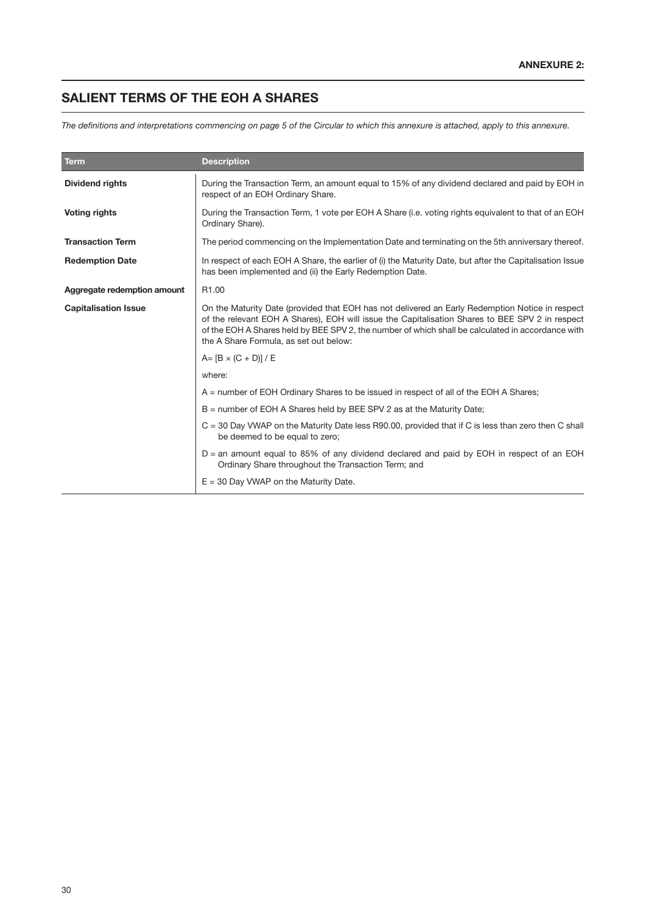**ANNEXURE 2:**

## SALIENT TERMS OF THE EOH A SHARES

*The definitions and interpretations commencing on page 5 of the Circular to which this annexure is attached, apply to this annexure.*

| Term | Description |
|---|---|
| **Dividend rights** | During the Transaction Term, an amount equal to 15% of any dividend declared and paid by EOH in respect of an EOH Ordinary Share. |
| **Voting rights** | During the Transaction Term, 1 vote per EOH A Share (i.e. voting rights equivalent to that of an EOH Ordinary Share). |
| **Transaction Term** | The period commencing on the Implementation Date and terminating on the 5th anniversary thereof. |
| **Redemption Date** | In respect of each EOH A Share, the earlier of (i) the Maturity Date, but after the Capitalisation Issue has been implemented and (ii) the Early Redemption Date. |
| **Aggregate redemption amount** | R1.00 |
| **Capitalisation Issue** | On the Maturity Date (provided that EOH has not delivered an Early Redemption Notice in respect of the relevant EOH A Shares), EOH will issue the Capitalisation Shares to BEE SPV 2 in respect of the EOH A Shares held by BEE SPV 2, the number of which shall be calculated in accordance with the A Share Formula, as set out below:<br><br>$A= [B \times (C + D)] / E$<br><br>where:<br><br>A = number of EOH Ordinary Shares to be issued in respect of all of the EOH A Shares;<br><br>B = number of EOH A Shares held by BEE SPV 2 as at the Maturity Date;<br><br>C = 30 Day VWAP on the Maturity Date less R90.00, provided that if C is less than zero then C shall be deemed to be equal to zero;<br><br>D = an amount equal to 85% of any dividend declared and paid by EOH in respect of an EOH Ordinary Share throughout the Transaction Term; and<br><br>E = 30 Day VWAP on the Maturity Date. |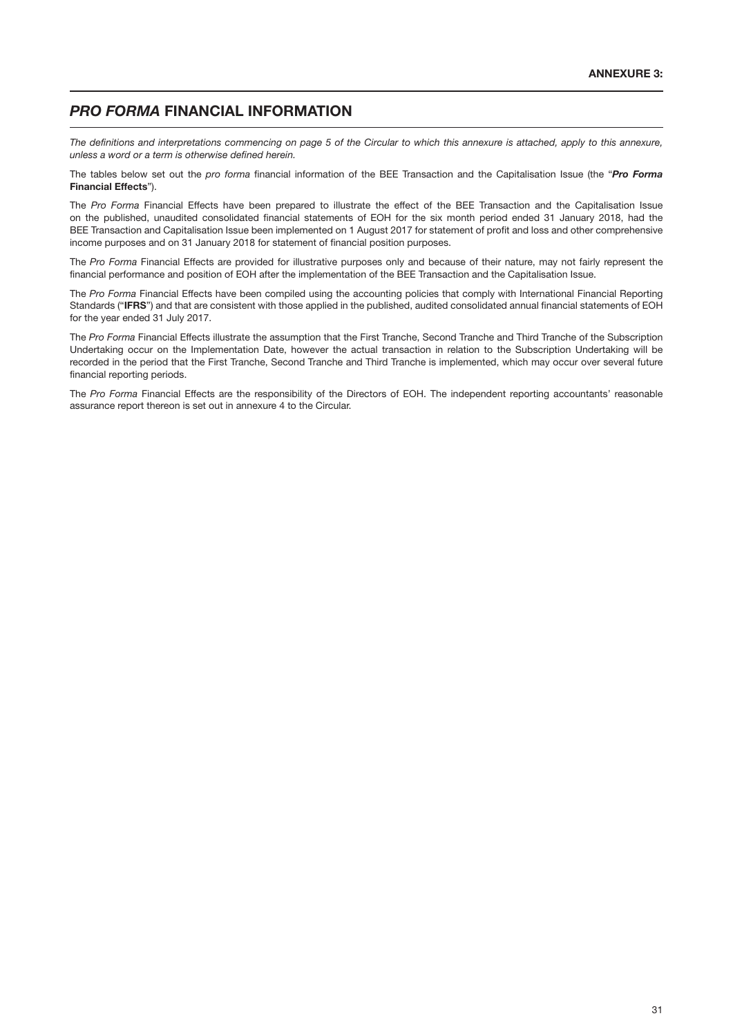**ANNEXURE 3:**

# *PRO FORMA* FINANCIAL INFORMATION

*The definitions and interpretations commencing on page 5 of the Circular to which this annexure is attached, apply to this annexure, unless a word or a term is otherwise defined herein.*

The tables below set out the *pro forma* financial information of the BEE Transaction and the Capitalisation Issue (the "***Pro Forma* Financial Effects**").

The *Pro Forma* Financial Effects have been prepared to illustrate the effect of the BEE Transaction and the Capitalisation Issue on the published, unaudited consolidated financial statements of EOH for the six month period ended 31 January 2018, had the BEE Transaction and Capitalisation Issue been implemented on 1 August 2017 for statement of profit and loss and other comprehensive income purposes and on 31 January 2018 for statement of financial position purposes.

The *Pro Forma* Financial Effects are provided for illustrative purposes only and because of their nature, may not fairly represent the financial performance and position of EOH after the implementation of the BEE Transaction and the Capitalisation Issue.

The *Pro Forma* Financial Effects have been compiled using the accounting policies that comply with International Financial Reporting Standards ("**IFRS**") and that are consistent with those applied in the published, audited consolidated annual financial statements of EOH for the year ended 31 July 2017.

The *Pro Forma* Financial Effects illustrate the assumption that the First Tranche, Second Tranche and Third Tranche of the Subscription Undertaking occur on the Implementation Date, however the actual transaction in relation to the Subscription Undertaking will be recorded in the period that the First Tranche, Second Tranche and Third Tranche is implemented, which may occur over several future financial reporting periods.

The *Pro Forma* Financial Effects are the responsibility of the Directors of EOH. The independent reporting accountants' reasonable assurance report thereon is set out in annexure 4 to the Circular.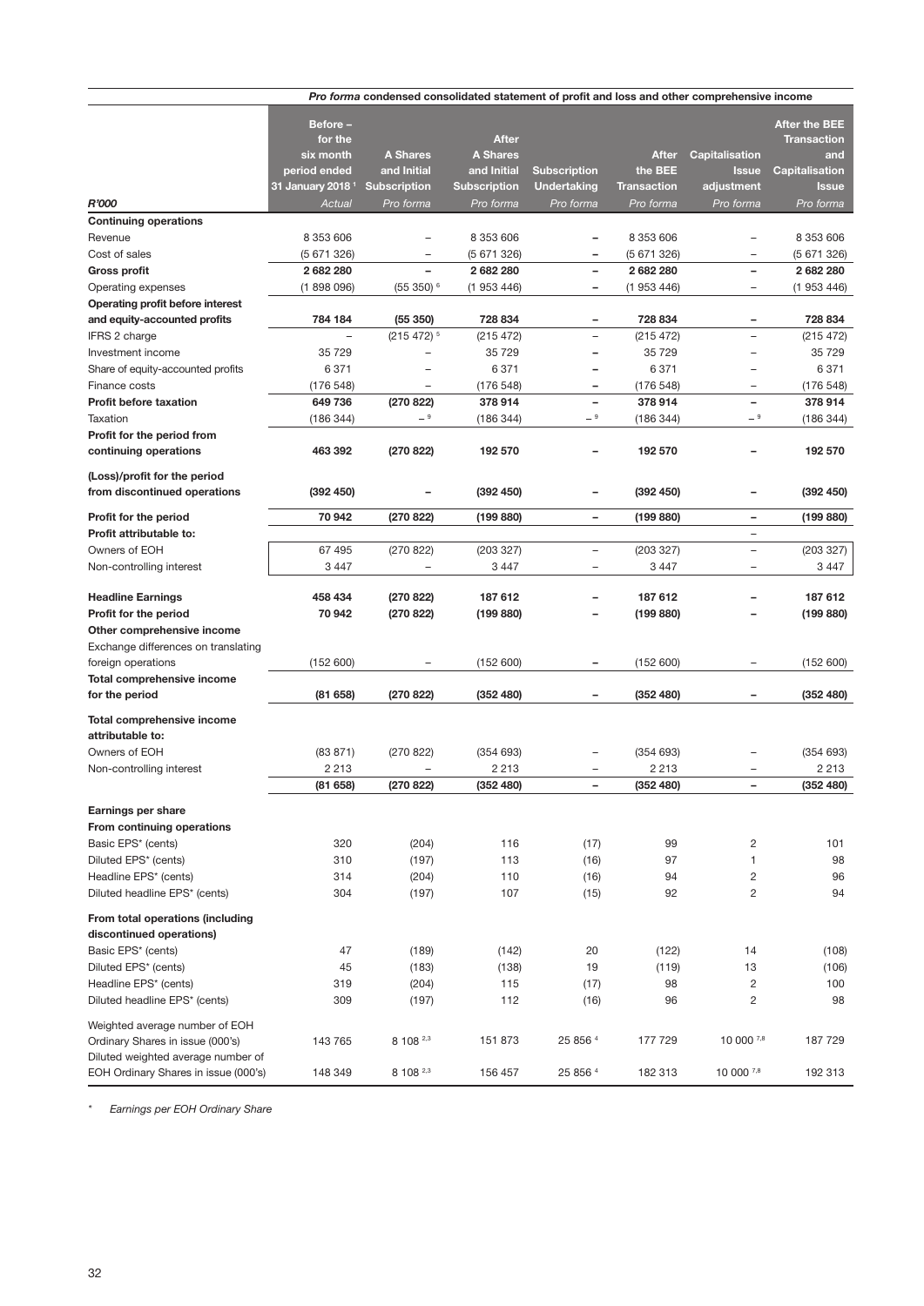*Pro forma* **condensed consolidated statement of profit and loss and other comprehensive income**

| *R'000* | **Before – for the six month period ended 31 January 2018 [1]** *Actual* | **A Shares and Initial Subscription** *Pro forma* | **After A Shares and Initial Subscription** *Pro forma* | **Subscription Undertaking** *Pro forma* | **After the BEE Transaction** *Pro forma* | **Capitalisation Issue adjustment** *Pro forma* | **After the BEE Transaction and Capitalisation Issue** *Pro forma* |
|---|---|---|---|---|---|---|---|
| **Continuing operations** | | | | | | | |
| Revenue | 8 353 606 | – | 8 353 606 | – | 8 353 606 | – | 8 353 606 |
| Cost of sales | (5 671 326) | – | (5 671 326) | – | (5 671 326) | – | (5 671 326) |
| **Gross profit** | **2 682 280** | **–** | **2 682 280** | **–** | **2 682 280** | **–** | **2 682 280** |
| Operating expenses | (1 898 096) | (55 350) [6] | (1 953 446) | – | (1 953 446) | – | (1 953 446) |
| **Operating profit before interest and equity-accounted profits** | **784 184** | **(55 350)** | **728 834** | **–** | **728 834** | **–** | **728 834** |
| IFRS 2 charge | – | (215 472) [5] | (215 472) | – | (215 472) | – | (215 472) |
| Investment income | 35 729 | – | 35 729 | – | 35 729 | – | 35 729 |
| Share of equity-accounted profits | 6 371 | – | 6 371 | – | 6 371 | – | 6 371 |
| Finance costs | (176 548) | – | (176 548) | – | (176 548) | – | (176 548) |
| **Profit before taxation** | **649 736** | **(270 822)** | **378 914** | **–** | **378 914** | **–** | **378 914** |
| Taxation | (186 344) | – [9] | (186 344) | – [9] | (186 344) | – [9] | (186 344) |
| **Profit for the period from continuing operations** | **463 392** | **(270 822)** | **192 570** | **–** | **192 570** | **–** | **192 570** |
| **(Loss)/profit for the period from discontinued operations** | **(392 450)** | **–** | **(392 450)** | **–** | **(392 450)** | **–** | **(392 450)** |
| **Profit for the period** | **70 942** | **(270 822)** | **(199 880)** | **–** | **(199 880)** | **–** | **(199 880)** |
| **Profit attributable to:** | | | | | | – | |
| Owners of EOH | 67 495 | (270 822) | (203 327) | – | (203 327) | – | (203 327) |
| Non-controlling interest | 3 447 | – | 3 447 | – | 3 447 | – | 3 447 |
| **Headline Earnings** | **458 434** | **(270 822)** | **187 612** | **–** | **187 612** | **–** | **187 612** |
| **Profit for the period** | **70 942** | **(270 822)** | **(199 880)** | **–** | **(199 880)** | **–** | **(199 880)** |
| **Other comprehensive income** | | | | | | | |
| Exchange differences on translating foreign operations | (152 600) | – | (152 600) | – | (152 600) | – | (152 600) |
| **Total comprehensive income for the period** | **(81 658)** | **(270 822)** | **(352 480)** | **–** | **(352 480)** | **–** | **(352 480)** |
| **Total comprehensive income attributable to:** | | | | | | | |
| Owners of EOH | (83 871) | (270 822) | (354 693) | – | (354 693) | – | (354 693) |
| Non-controlling interest | 2 213 | – | 2 213 | – | 2 213 | – | 2 213 |
| | **(81 658)** | **(270 822)** | **(352 480)** | **–** | **(352 480)** | **–** | **(352 480)** |
| **Earnings per share** | | | | | | | |
| **From continuing operations** | | | | | | | |
| Basic EPS* (cents) | 320 | (204) | 116 | (17) | 99 | 2 | 101 |
| Diluted EPS* (cents) | 310 | (197) | 113 | (16) | 97 | 1 | 98 |
| Headline EPS* (cents) | 314 | (204) | 110 | (16) | 94 | 2 | 96 |
| Diluted headline EPS* (cents) | 304 | (197) | 107 | (15) | 92 | 2 | 94 |
| **From total operations (including discontinued operations)** | | | | | | | |
| Basic EPS* (cents) | 47 | (189) | (142) | 20 | (122) | 14 | (108) |
| Diluted EPS* (cents) | 45 | (183) | (138) | 19 | (119) | 13 | (106) |
| Headline EPS* (cents) | 319 | (204) | 115 | (17) | 98 | 2 | 100 |
| Diluted headline EPS* (cents) | 309 | (197) | 112 | (16) | 96 | 2 | 98 |
| Weighted average number of EOH Ordinary Shares in issue (000's) | 143 765 | 8 108 [2,3] | 151 873 | 25 856 [4] | 177 729 | 10 000 [7,8] | 187 729 |
| Diluted weighted average number of EOH Ordinary Shares in issue (000's) | 148 349 | 8 108 [2,3] | 156 457 | 25 856 [4] | 182 313 | 10 000 [7,8] | 192 313 |

\* *Earnings per EOH Ordinary Share*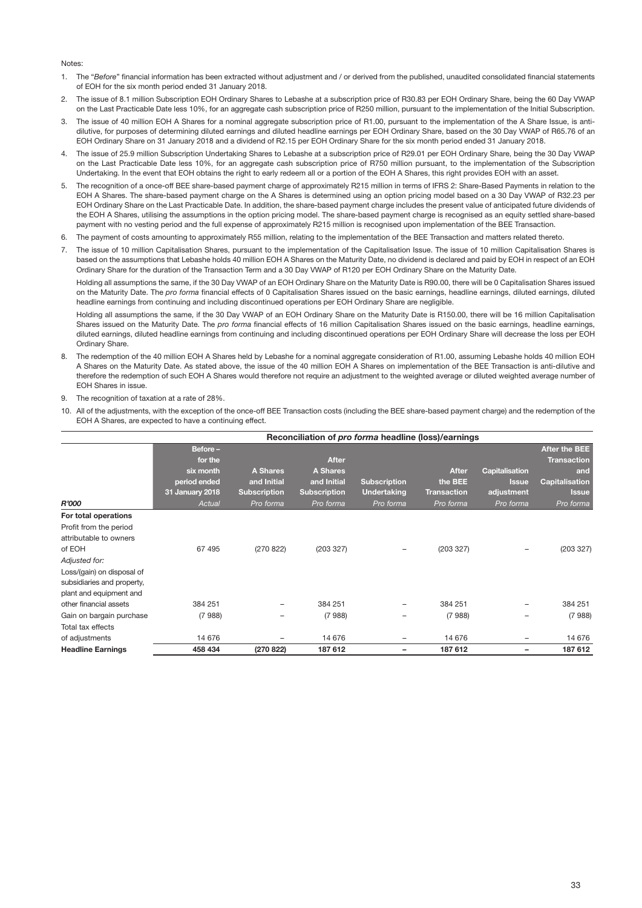Notes:

1. The "*Before*" financial information has been extracted without adjustment and / or derived from the published, unaudited consolidated financial statements of EOH for the six month period ended 31 January 2018.
2. The issue of 8.1 million Subscription EOH Ordinary Shares to Lebashe at a subscription price of R30.83 per EOH Ordinary Share, being the 60 Day VWAP on the Last Practicable Date less 10%, for an aggregate cash subscription price of R250 million, pursuant to the implementation of the Initial Subscription.
3. The issue of 40 million EOH A Shares for a nominal aggregate subscription price of R1.00, pursuant to the implementation of the A Share Issue, is anti-dilutive, for purposes of determining diluted earnings and diluted headline earnings per EOH Ordinary Share, based on the 30 Day VWAP of R65.76 of an EOH Ordinary Share on 31 January 2018 and a dividend of R2.15 per EOH Ordinary Share for the six month period ended 31 January 2018.
4. The issue of 25.9 million Subscription Undertaking Shares to Lebashe at a subscription price of R29.01 per EOH Ordinary Share, being the 30 Day VWAP on the Last Practicable Date less 10%, for an aggregate cash subscription price of R750 million pursuant, to the implementation of the Subscription Undertaking. In the event that EOH obtains the right to early redeem all or a portion of the EOH A Shares, this right provides EOH with an asset.
5. The recognition of a once-off BEE share-based payment charge of approximately R215 million in terms of IFRS 2: Share-Based Payments in relation to the EOH A Shares. The share-based payment charge on the A Shares is determined using an option pricing model based on a 30 Day VWAP of R32.23 per EOH Ordinary Share on the Last Practicable Date. In addition, the share-based payment charge includes the present value of anticipated future dividends of the EOH A Shares, utilising the assumptions in the option pricing model. The share-based payment charge is recognised as an equity settled share-based payment with no vesting period and the full expense of approximately R215 million is recognised upon implementation of the BEE Transaction.
6. The payment of costs amounting to approximately R55 million, relating to the implementation of the BEE Transaction and matters related thereto.
7. The issue of 10 million Capitalisation Shares, pursuant to the implementation of the Capitalisation Issue. The issue of 10 million Capitalisation Shares is based on the assumptions that Lebashe holds 40 million EOH A Shares on the Maturity Date, no dividend is declared and paid by EOH in respect of an EOH Ordinary Share for the duration of the Transaction Term and a 30 Day VWAP of R120 per EOH Ordinary Share on the Maturity Date.

   Holding all assumptions the same, if the 30 Day VWAP of an EOH Ordinary Share on the Maturity Date is R90.00, there will be 0 Capitalisation Shares issued on the Maturity Date. The *pro forma* financial effects of 0 Capitalisation Shares issued on the basic earnings, headline earnings, diluted earnings, diluted headline earnings from continuing and including discontinued operations per EOH Ordinary Share are negligible.

   Holding all assumptions the same, if the 30 Day VWAP of an EOH Ordinary Share on the Maturity Date is R150.00, there will be 16 million Capitalisation Shares issued on the Maturity Date. The *pro forma* financial effects of 16 million Capitalisation Shares issued on the basic earnings, headline earnings, diluted earnings, diluted headline earnings from continuing and including discontinued operations per EOH Ordinary Share will decrease the loss per EOH Ordinary Share.
8. The redemption of the 40 million EOH A Shares held by Lebashe for a nominal aggregate consideration of R1.00, assuming Lebashe holds 40 million EOH A Shares on the Maturity Date. As stated above, the issue of the 40 million EOH A Shares on implementation of the BEE Transaction is anti-dilutive and therefore the redemption of such EOH A Shares would therefore not require an adjustment to the weighted average or diluted weighted average number of EOH Shares in issue.
9. The recognition of taxation at a rate of 28%.
10. All of the adjustments, with the exception of the once-off BEE Transaction costs (including the BEE share-based payment charge) and the redemption of the EOH A Shares, are expected to have a continuing effect.

| | Reconciliation of *pro forma* headline (loss)/earnings | | | | | | |
|---|---|---|---|---|---|---|---|
| | Before – for the six month period ended 31 January 2018 | A Shares and Initial Subscription | After A Shares and Initial Subscription | Subscription Undertaking | After the BEE Transaction | Capitalisation Issue adjustment | After the BEE Transaction and Capitalisation Issue |
| *R'000* | *Actual* | *Pro forma* | *Pro forma* | *Pro forma* | *Pro forma* | *Pro forma* | *Pro forma* |
| **For total operations** | | | | | | | |
| Profit from the period attributable to owners of EOH | 67 495 | (270 822) | (203 327) | – | (203 327) | – | (203 327) |
| *Adjusted for:* | | | | | | | |
| Loss/(gain) on disposal of subsidiaries and property, plant and equipment and other financial assets | 384 251 | – | 384 251 | – | 384 251 | – | 384 251 |
| Gain on bargain purchase | (7 988) | – | (7 988) | – | (7 988) | – | (7 988) |
| Total tax effects of adjustments | 14 676 | – | 14 676 | – | 14 676 | – | 14 676 |
| **Headline Earnings** | **458 434** | **(270 822)** | **187 612** | **–** | **187 612** | **–** | **187 612** |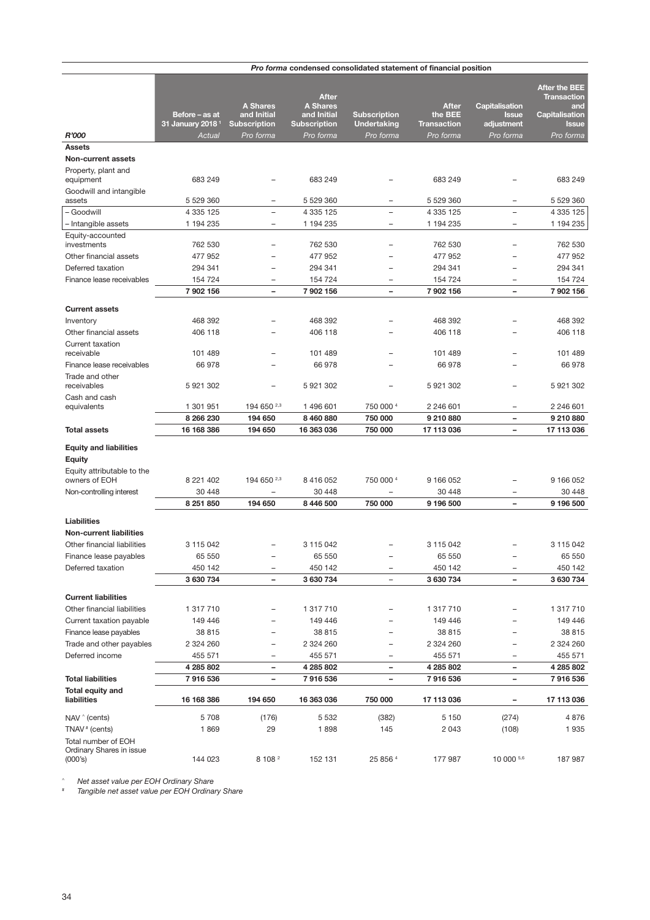| | *Pro forma* condensed consolidated statement of financial position | | | | | | |
|---|---|---|---|---|---|---|---|
| | Before – as at 31 January 2018 [1] | A Shares and Initial Subscription | After A Shares and Initial Subscription | Subscription Undertaking | After the BEE Transaction | Capitalisation Issue adjustment | After the BEE Transaction and Capitalisation Issue |
| ***R'000*** | *Actual* | *Pro forma* | *Pro forma* | *Pro forma* | *Pro forma* | *Pro forma* | *Pro forma* |
| **Assets** | | | | | | | |
| **Non-current assets** | | | | | | | |
| Property, plant and equipment | 683 249 | – | 683 249 | – | 683 249 | – | 683 249 |
| Goodwill and intangible assets | 5 529 360 | – | 5 529 360 | – | 5 529 360 | – | 5 529 360 |
| – Goodwill | 4 335 125 | – | 4 335 125 | – | 4 335 125 | – | 4 335 125 |
| – Intangible assets | 1 194 235 | – | 1 194 235 | – | 1 194 235 | – | 1 194 235 |
| Equity-accounted investments | 762 530 | – | 762 530 | – | 762 530 | – | 762 530 |
| Other financial assets | 477 952 | – | 477 952 | – | 477 952 | – | 477 952 |
| Deferred taxation | 294 341 | – | 294 341 | – | 294 341 | – | 294 341 |
| Finance lease receivables | 154 724 | – | 154 724 | – | 154 724 | – | 154 724 |
| | **7 902 156** | **–** | **7 902 156** | **–** | **7 902 156** | **–** | **7 902 156** |
| **Current assets** | | | | | | | |
| Inventory | 468 392 | – | 468 392 | – | 468 392 | – | 468 392 |
| Other financial assets | 406 118 | – | 406 118 | – | 406 118 | – | 406 118 |
| Current taxation receivable | 101 489 | – | 101 489 | – | 101 489 | – | 101 489 |
| Finance lease receivables | 66 978 | – | 66 978 | – | 66 978 | – | 66 978 |
| Trade and other receivables | 5 921 302 | – | 5 921 302 | – | 5 921 302 | – | 5 921 302 |
| Cash and cash equivalents | 1 301 951 | 194 650 [2,3] | 1 496 601 | 750 000 [4] | 2 246 601 | – | 2 246 601 |
| | **8 266 230** | **194 650** | **8 460 880** | **750 000** | **9 210 880** | **–** | **9 210 880** |
| **Total assets** | **16 168 386** | **194 650** | **16 363 036** | **750 000** | **17 113 036** | **–** | **17 113 036** |
| **Equity and liabilities** | | | | | | | |
| **Equity** | | | | | | | |
| Equity attributable to the owners of EOH | 8 221 402 | 194 650 [2,3] | 8 416 052 | 750 000 [4] | 9 166 052 | – | 9 166 052 |
| Non-controlling interest | 30 448 | – | 30 448 | – | 30 448 | – | 30 448 |
| | **8 251 850** | **194 650** | **8 446 500** | **750 000** | **9 196 500** | **–** | **9 196 500** |
| **Liabilities** | | | | | | | |
| **Non-current liabilities** | | | | | | | |
| Other financial liabilities | 3 115 042 | – | 3 115 042 | – | 3 115 042 | – | 3 115 042 |
| Finance lease payables | 65 550 | – | 65 550 | – | 65 550 | – | 65 550 |
| Deferred taxation | 450 142 | – | 450 142 | – | 450 142 | – | 450 142 |
| | **3 630 734** | **–** | **3 630 734** | **–** | **3 630 734** | **–** | **3 630 734** |
| **Current liabilities** | | | | | | | |
| Other financial liabilities | 1 317 710 | – | 1 317 710 | – | 1 317 710 | – | 1 317 710 |
| Current taxation payable | 149 446 | – | 149 446 | – | 149 446 | – | 149 446 |
| Finance lease payables | 38 815 | – | 38 815 | – | 38 815 | – | 38 815 |
| Trade and other payables | 2 324 260 | – | 2 324 260 | – | 2 324 260 | – | 2 324 260 |
| Deferred income | 455 571 | – | 455 571 | – | 455 571 | – | 455 571 |
| | **4 285 802** | **–** | **4 285 802** | **–** | **4 285 802** | **–** | **4 285 802** |
| **Total liabilities** | **7 916 536** | **–** | **7 916 536** | **–** | **7 916 536** | **–** | **7 916 536** |
| **Total equity and liabilities** | **16 168 386** | **194 650** | **16 363 036** | **750 000** | **17 113 036** | **–** | **17 113 036** |
| NAV ^ (cents) | 5 708 | (176) | 5 532 | (382) | 5 150 | (274) | 4 876 |
| TNAV # (cents) | 1 869 | 29 | 1 898 | 145 | 2 043 | (108) | 1 935 |
| Total number of EOH Ordinary Shares in issue (000's) | 144 023 | 8 108 [2] | 152 131 | 25 856 [4] | 177 987 | 10 000 [5,6] | 187 987 |

^ *Net asset value per EOH Ordinary Share*

# *Tangible net asset value per EOH Ordinary Share*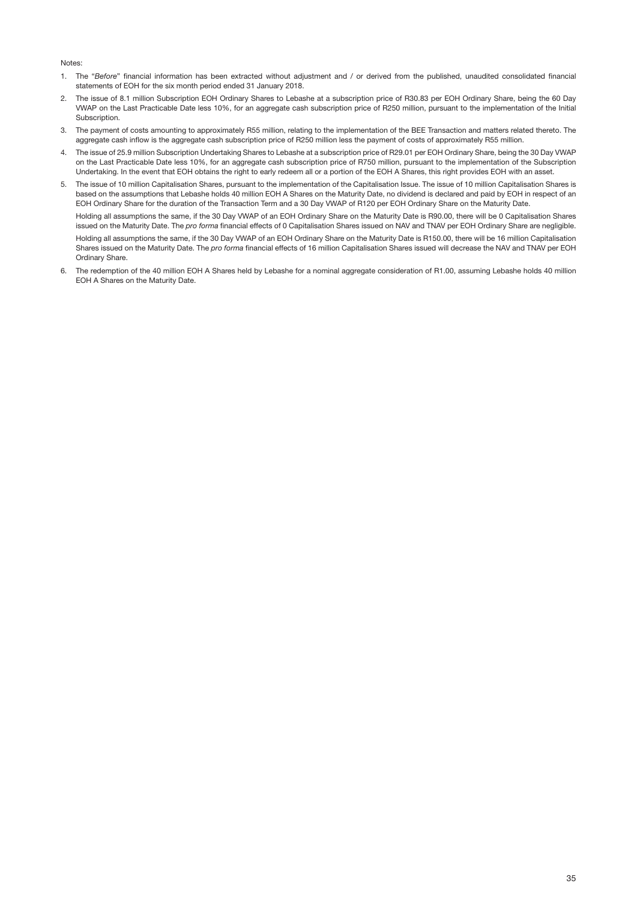Notes:

1. The "*Before*" financial information has been extracted without adjustment and / or derived from the published, unaudited consolidated financial statements of EOH for the six month period ended 31 January 2018.
2. The issue of 8.1 million Subscription EOH Ordinary Shares to Lebashe at a subscription price of R30.83 per EOH Ordinary Share, being the 60 Day VWAP on the Last Practicable Date less 10%, for an aggregate cash subscription price of R250 million, pursuant to the implementation of the Initial Subscription.
3. The payment of costs amounting to approximately R55 million, relating to the implementation of the BEE Transaction and matters related thereto. The aggregate cash inflow is the aggregate cash subscription price of R250 million less the payment of costs of approximately R55 million.
4. The issue of 25.9 million Subscription Undertaking Shares to Lebashe at a subscription price of R29.01 per EOH Ordinary Share, being the 30 Day VWAP on the Last Practicable Date less 10%, for an aggregate cash subscription price of R750 million, pursuant to the implementation of the Subscription Undertaking. In the event that EOH obtains the right to early redeem all or a portion of the EOH A Shares, this right provides EOH with an asset.
5. The issue of 10 million Capitalisation Shares, pursuant to the implementation of the Capitalisation Issue. The issue of 10 million Capitalisation Shares is based on the assumptions that Lebashe holds 40 million EOH A Shares on the Maturity Date, no dividend is declared and paid by EOH in respect of an EOH Ordinary Share for the duration of the Transaction Term and a 30 Day VWAP of R120 per EOH Ordinary Share on the Maturity Date.

   Holding all assumptions the same, if the 30 Day VWAP of an EOH Ordinary Share on the Maturity Date is R90.00, there will be 0 Capitalisation Shares issued on the Maturity Date. The *pro forma* financial effects of 0 Capitalisation Shares issued on NAV and TNAV per EOH Ordinary Share are negligible.

   Holding all assumptions the same, if the 30 Day VWAP of an EOH Ordinary Share on the Maturity Date is R150.00, there will be 16 million Capitalisation Shares issued on the Maturity Date. The *pro forma* financial effects of 16 million Capitalisation Shares issued will decrease the NAV and TNAV per EOH Ordinary Share.
6. The redemption of the 40 million EOH A Shares held by Lebashe for a nominal aggregate consideration of R1.00, assuming Lebashe holds 40 million EOH A Shares on the Maturity Date.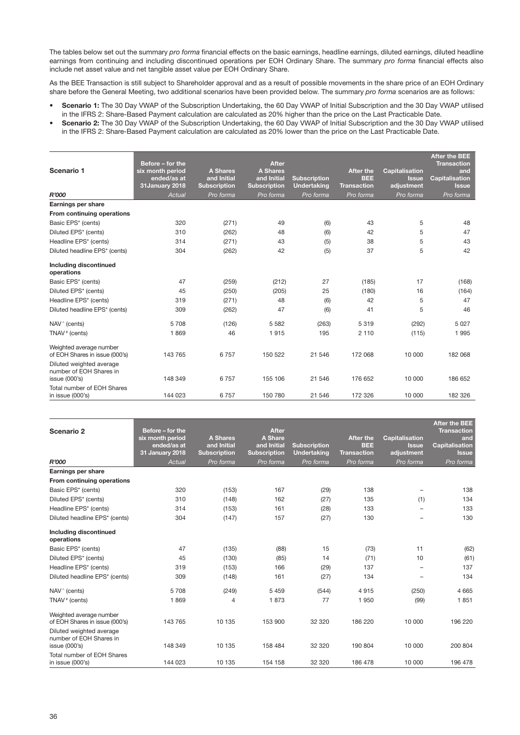The tables below set out the summary *pro forma* financial effects on the basic earnings, headline earnings, diluted earnings, diluted headline earnings from continuing and including discontinued operations per EOH Ordinary Share. The summary *pro forma* financial effects also include net asset value and net tangible asset value per EOH Ordinary Share.

As the BEE Transaction is still subject to Shareholder approval and as a result of possible movements in the share price of an EOH Ordinary share before the General Meeting, two additional scenarios have been provided below. The summary *pro forma* scenarios are as follows:

- **Scenario 1:** The 30 Day VWAP of the Subscription Undertaking, the 60 Day VWAP of Initial Subscription and the 30 Day VWAP utilised in the IFRS 2: Share-Based Payment calculation are calculated as 20% higher than the price on the Last Practicable Date.
- **Scenario 2:** The 30 Day VWAP of the Subscription Undertaking, the 60 Day VWAP of Initial Subscription and the 30 Day VWAP utilised in the IFRS 2: Share-Based Payment calculation are calculated as 20% lower than the price on the Last Practicable Date.

| Scenario 1 | Before – for the six month period ended/as at 31January 2018 | A Shares and Initial Subscription | After A Shares and Initial Subscription | Subscription Undertaking | After the BEE Transaction | Capitalisation Issue adjustment | After the BEE Transaction and Capitalisation Issue |
|---|---|---|---|---|---|---|---|
| *R'000* | *Actual* | *Pro forma* | *Pro forma* | *Pro forma* | *Pro forma* | *Pro forma* | *Pro forma* |
| **Earnings per share** | | | | | | | |
| **From continuing operations** | | | | | | | |
| Basic EPS* (cents) | 320 | (271) | 49 | (6) | 43 | 5 | 48 |
| Diluted EPS* (cents) | 310 | (262) | 48 | (6) | 42 | 5 | 47 |
| Headline EPS* (cents) | 314 | (271) | 43 | (5) | 38 | 5 | 43 |
| Diluted headline EPS* (cents) | 304 | (262) | 42 | (5) | 37 | 5 | 42 |
| **Including discontinued operations** | | | | | | | |
| Basic EPS* (cents) | 47 | (259) | (212) | 27 | (185) | 17 | (168) |
| Diluted EPS* (cents) | 45 | (250) | (205) | 25 | (180) | 16 | (164) |
| Headline EPS* (cents) | 319 | (271) | 48 | (6) | 42 | 5 | 47 |
| Diluted headline EPS* (cents) | 309 | (262) | 47 | (6) | 41 | 5 | 46 |
| NAV^ (cents) | 5 708 | (126) | 5 582 | (263) | 5 319 | (292) | 5 027 |
| TNAV# (cents) | 1 869 | 46 | 1 915 | 195 | 2 110 | (115) | 1 995 |
| Weighted average number of EOH Shares in issue (000's) | 143 765 | 6 757 | 150 522 | 21 546 | 172 068 | 10 000 | 182 068 |
| Diluted weighted average number of EOH Shares in issue (000's) | 148 349 | 6 757 | 155 106 | 21 546 | 176 652 | 10 000 | 186 652 |
| Total number of EOH Shares in issue (000's) | 144 023 | 6 757 | 150 780 | 21 546 | 172 326 | 10 000 | 182 326 |

| Scenario 2 | Before – for the six month period ended/as at 31 January 2018 | A Shares and Initial Subscription | After A Share and Initial Subscription | Subscription Undertaking | After the BEE Transaction | Capitalisation Issue adjustment | After the BEE Transaction and Capitalisation Issue |
|---|---|---|---|---|---|---|---|
| *R'000* | *Actual* | *Pro forma* | *Pro forma* | *Pro forma* | *Pro forma* | *Pro forma* | *Pro forma* |
| **Earnings per share** | | | | | | | |
| **From continuing operations** | | | | | | | |
| Basic EPS* (cents) | 320 | (153) | 167 | (29) | 138 | – | 138 |
| Diluted EPS* (cents) | 310 | (148) | 162 | (27) | 135 | (1) | 134 |
| Headline EPS* (cents) | 314 | (153) | 161 | (28) | 133 | – | 133 |
| Diluted headline EPS* (cents) | 304 | (147) | 157 | (27) | 130 | – | 130 |
| **Including discontinued operations** | | | | | | | |
| Basic EPS* (cents) | 47 | (135) | (88) | 15 | (73) | 11 | (62) |
| Diluted EPS* (cents) | 45 | (130) | (85) | 14 | (71) | 10 | (61) |
| Headline EPS* (cents) | 319 | (153) | 166 | (29) | 137 | – | 137 |
| Diluted headline EPS* (cents) | 309 | (148) | 161 | (27) | 134 | – | 134 |
| NAV^ (cents) | 5 708 | (249) | 5 459 | (544) | 4 915 | (250) | 4 665 |
| TNAV# (cents) | 1 869 | 4 | 1 873 | 77 | 1 950 | (99) | 1 851 |
| Weighted average number of EOH Shares in issue (000's) | 143 765 | 10 135 | 153 900 | 32 320 | 186 220 | 10 000 | 196 220 |
| Diluted weighted average number of EOH Shares in issue (000's) | 148 349 | 10 135 | 158 484 | 32 320 | 190 804 | 10 000 | 200 804 |
| Total number of EOH Shares in issue (000's) | 144 023 | 10 135 | 154 158 | 32 320 | 186 478 | 10 000 | 196 478 |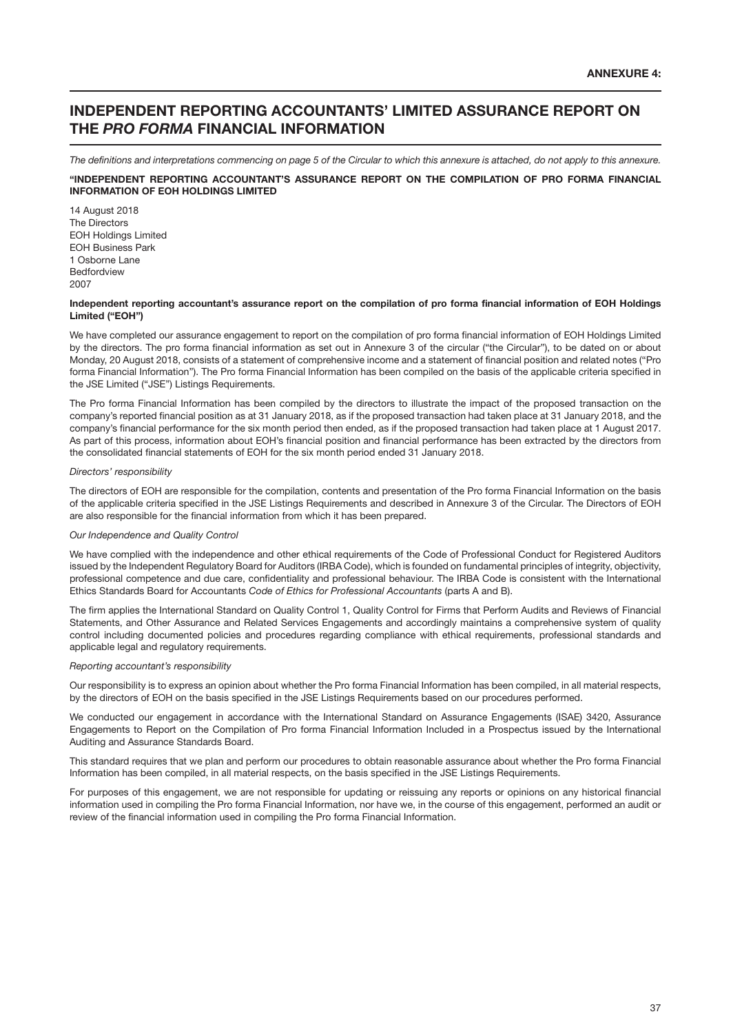**ANNEXURE 4:**

# INDEPENDENT REPORTING ACCOUNTANTS' LIMITED ASSURANCE REPORT ON THE *PRO FORMA* FINANCIAL INFORMATION

*The definitions and interpretations commencing on page 5 of the Circular to which this annexure is attached, do not apply to this annexure.*

**"INDEPENDENT REPORTING ACCOUNTANT'S ASSURANCE REPORT ON THE COMPILATION OF PRO FORMA FINANCIAL INFORMATION OF EOH HOLDINGS LIMITED**

14 August 2018
The Directors
EOH Holdings Limited
EOH Business Park
1 Osborne Lane
Bedfordview
2007

**Independent reporting accountant's assurance report on the compilation of pro forma financial information of EOH Holdings Limited ("EOH")**

We have completed our assurance engagement to report on the compilation of pro forma financial information of EOH Holdings Limited by the directors. The pro forma financial information as set out in Annexure 3 of the circular ("the Circular"), to be dated on or about Monday, 20 August 2018, consists of a statement of comprehensive income and a statement of financial position and related notes ("Pro forma Financial Information"). The Pro forma Financial Information has been compiled on the basis of the applicable criteria specified in the JSE Limited ("JSE") Listings Requirements.

The Pro forma Financial Information has been compiled by the directors to illustrate the impact of the proposed transaction on the company's reported financial position as at 31 January 2018, as if the proposed transaction had taken place at 31 January 2018, and the company's financial performance for the six month period then ended, as if the proposed transaction had taken place at 1 August 2017. As part of this process, information about EOH's financial position and financial performance has been extracted by the directors from the consolidated financial statements of EOH for the six month period ended 31 January 2018.

*Directors' responsibility*

The directors of EOH are responsible for the compilation, contents and presentation of the Pro forma Financial Information on the basis of the applicable criteria specified in the JSE Listings Requirements and described in Annexure 3 of the Circular. The Directors of EOH are also responsible for the financial information from which it has been prepared.

*Our Independence and Quality Control*

We have complied with the independence and other ethical requirements of the Code of Professional Conduct for Registered Auditors issued by the Independent Regulatory Board for Auditors (IRBA Code), which is founded on fundamental principles of integrity, objectivity, professional competence and due care, confidentiality and professional behaviour. The IRBA Code is consistent with the International Ethics Standards Board for Accountants *Code of Ethics for Professional Accountants* (parts A and B).

The firm applies the International Standard on Quality Control 1, Quality Control for Firms that Perform Audits and Reviews of Financial Statements, and Other Assurance and Related Services Engagements and accordingly maintains a comprehensive system of quality control including documented policies and procedures regarding compliance with ethical requirements, professional standards and applicable legal and regulatory requirements.

*Reporting accountant's responsibility*

Our responsibility is to express an opinion about whether the Pro forma Financial Information has been compiled, in all material respects, by the directors of EOH on the basis specified in the JSE Listings Requirements based on our procedures performed.

We conducted our engagement in accordance with the International Standard on Assurance Engagements (ISAE) 3420, Assurance Engagements to Report on the Compilation of Pro forma Financial Information Included in a Prospectus issued by the International Auditing and Assurance Standards Board.

This standard requires that we plan and perform our procedures to obtain reasonable assurance about whether the Pro forma Financial Information has been compiled, in all material respects, on the basis specified in the JSE Listings Requirements.

For purposes of this engagement, we are not responsible for updating or reissuing any reports or opinions on any historical financial information used in compiling the Pro forma Financial Information, nor have we, in the course of this engagement, performed an audit or review of the financial information used in compiling the Pro forma Financial Information.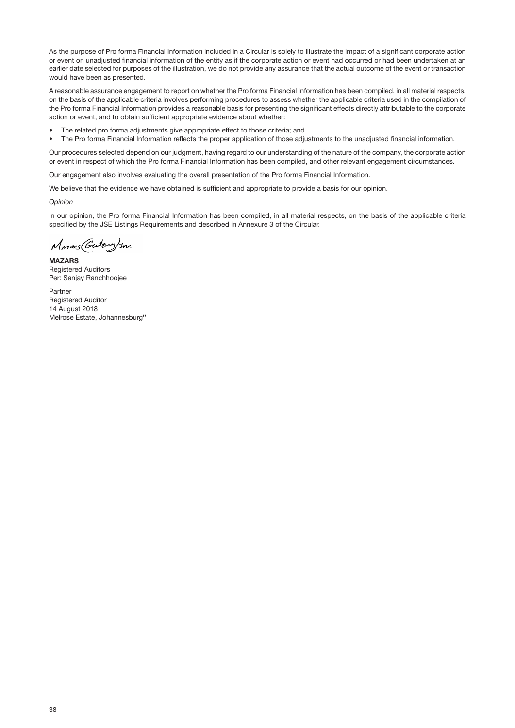As the purpose of Pro forma Financial Information included in a Circular is solely to illustrate the impact of a significant corporate action or event on unadjusted financial information of the entity as if the corporate action or event had occurred or had been undertaken at an earlier date selected for purposes of the illustration, we do not provide any assurance that the actual outcome of the event or transaction would have been as presented.

A reasonable assurance engagement to report on whether the Pro forma Financial Information has been compiled, in all material respects, on the basis of the applicable criteria involves performing procedures to assess whether the applicable criteria used in the compilation of the Pro forma Financial Information provides a reasonable basis for presenting the significant effects directly attributable to the corporate action or event, and to obtain sufficient appropriate evidence about whether:

- The related pro forma adjustments give appropriate effect to those criteria; and
- The Pro forma Financial Information reflects the proper application of those adjustments to the unadjusted financial information.

Our procedures selected depend on our judgment, having regard to our understanding of the nature of the company, the corporate action or event in respect of which the Pro forma Financial Information has been compiled, and other relevant engagement circumstances.

Our engagement also involves evaluating the overall presentation of the Pro forma Financial Information.

We believe that the evidence we have obtained is sufficient and appropriate to provide a basis for our opinion.

*Opinion*

In our opinion, the Pro forma Financial Information has been compiled, in all material respects, on the basis of the applicable criteria specified by the JSE Listings Requirements and described in Annexure 3 of the Circular.

Mazars (Gauteng) Inc

**MAZARS**
Registered Auditors
Per: Sanjay Ranchhoojee

Partner
Registered Auditor
14 August 2018
Melrose Estate, Johannesburg"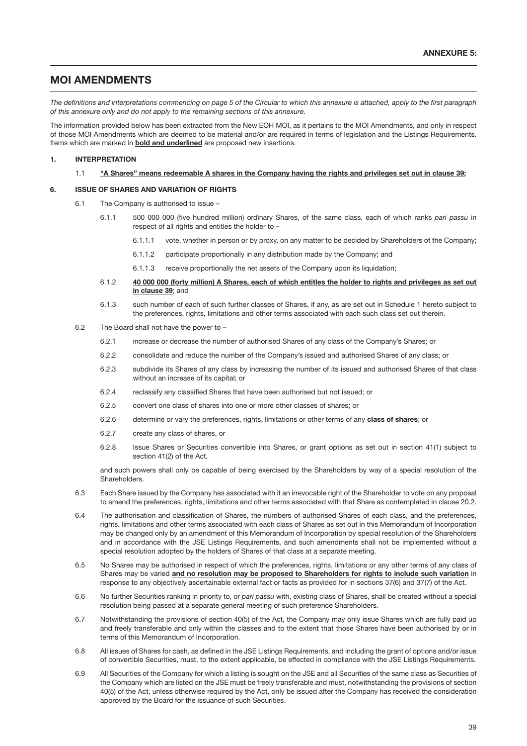**ANNEXURE 5:**

## MOI AMENDMENTS

*The definitions and interpretations commencing on page 5 of the Circular to which this annexure is attached, apply to the first paragraph of this annexure only and do not apply to the remaining sections of this annexure.*

The information provided below has been extracted from the New EOH MOI, as it pertains to the MOI Amendments, and only in respect of those MOI Amendments which are deemed to be material and/or are required in terms of legislation and the Listings Requirements. Items which are marked in **<u>bold and underlined</u>** are proposed new insertions.

### 1. INTERPRETATION

1.1 **<u>"A Shares" means redeemable A shares in the Company having the rights and privileges set out in clause 39;</u>**

### 6. ISSUE OF SHARES AND VARIATION OF RIGHTS

6.1 The Company is authorised to issue –

6.1.1 500 000 000 (five hundred million) ordinary Shares, of the same class, each of which ranks *pari passu* in respect of all rights and entitles the holder to –

6.1.1.1 vote, whether in person or by proxy, on any matter to be decided by Shareholders of the Company;

6.1.1.2 participate proportionally in any distribution made by the Company; and

6.1.1.3 receive proportionally the net assets of the Company upon its liquidation;

6.1.2 **<u>40 000 000 (forty million) A Shares, each of which entitles the holder to rights and privileges as set out in clause 39</u>**; and

6.1.3 such number of each of such further classes of Shares, if any, as are set out in Schedule 1 hereto subject to the preferences, rights, limitations and other terms associated with each such class set out therein.

6.2 The Board shall not have the power to –

6.2.1 increase or decrease the number of authorised Shares of any class of the Company's Shares; or

6.2.2 consolidate and reduce the number of the Company's issued and authorised Shares of any class; or

6.2.3 subdivide its Shares of any class by increasing the number of its issued and authorised Shares of that class without an increase of its capital; or

6.2.4 reclassify any classified Shares that have been authorised but not issued; or

6.2.5 convert one class of shares into one or more other classes of shares; or

6.2.6 determine or vary the preferences, rights, limitations or other terms of any **<u>class of shares</u>**; or

6.2.7 create any class of shares, or

6.2.8 Issue Shares or Securities convertible into Shares, or grant options as set out in section 41(1) subject to section 41(2) of the Act,

and such powers shall only be capable of being exercised by the Shareholders by way of a special resolution of the Shareholders.

6.3 Each Share issued by the Company has associated with it an irrevocable right of the Shareholder to vote on any proposal to amend the preferences, rights, limitations and other terms associated with that Share as contemplated in clause 20.2.

6.4 The authorisation and classification of Shares, the numbers of authorised Shares of each class, and the preferences, rights, limitations and other terms associated with each class of Shares as set out in this Memorandum of Incorporation may be changed only by an amendment of this Memorandum of Incorporation by special resolution of the Shareholders and in accordance with the JSE Listings Requirements, and such amendments shall not be implemented without a special resolution adopted by the holders of Shares of that class at a separate meeting.

6.5 No Shares may be authorised in respect of which the preferences, rights, limitations or any other terms of any class of Shares may be varied **<u>and no resolution may be proposed to Shareholders for rights to include such variation</u>** in response to any objectively ascertainable external fact or facts as provided for in sections 37(6) and 37(7) of the Act.

6.6 No further Securities ranking in priority to, or *pari passu* with, existing class of Shares, shall be created without a special resolution being passed at a separate general meeting of such preference Shareholders.

6.7 Notwithstanding the provisions of section 40(5) of the Act, the Company may only issue Shares which are fully paid up and freely transferable and only within the classes and to the extent that those Shares have been authorised by or in terms of this Memorandum of Incorporation.

6.8 All issues of Shares for cash, as defined in the JSE Listings Requirements, and including the grant of options and/or issue of convertible Securities, must, to the extent applicable, be effected in compliance with the JSE Listings Requirements.

6.9 All Securities of the Company for which a listing is sought on the JSE and all Securities of the same class as Securities of the Company which are listed on the JSE must be freely transferable and must, notwithstanding the provisions of section 40(5) of the Act, unless otherwise required by the Act, only be issued after the Company has received the consideration approved by the Board for the issuance of such Securities.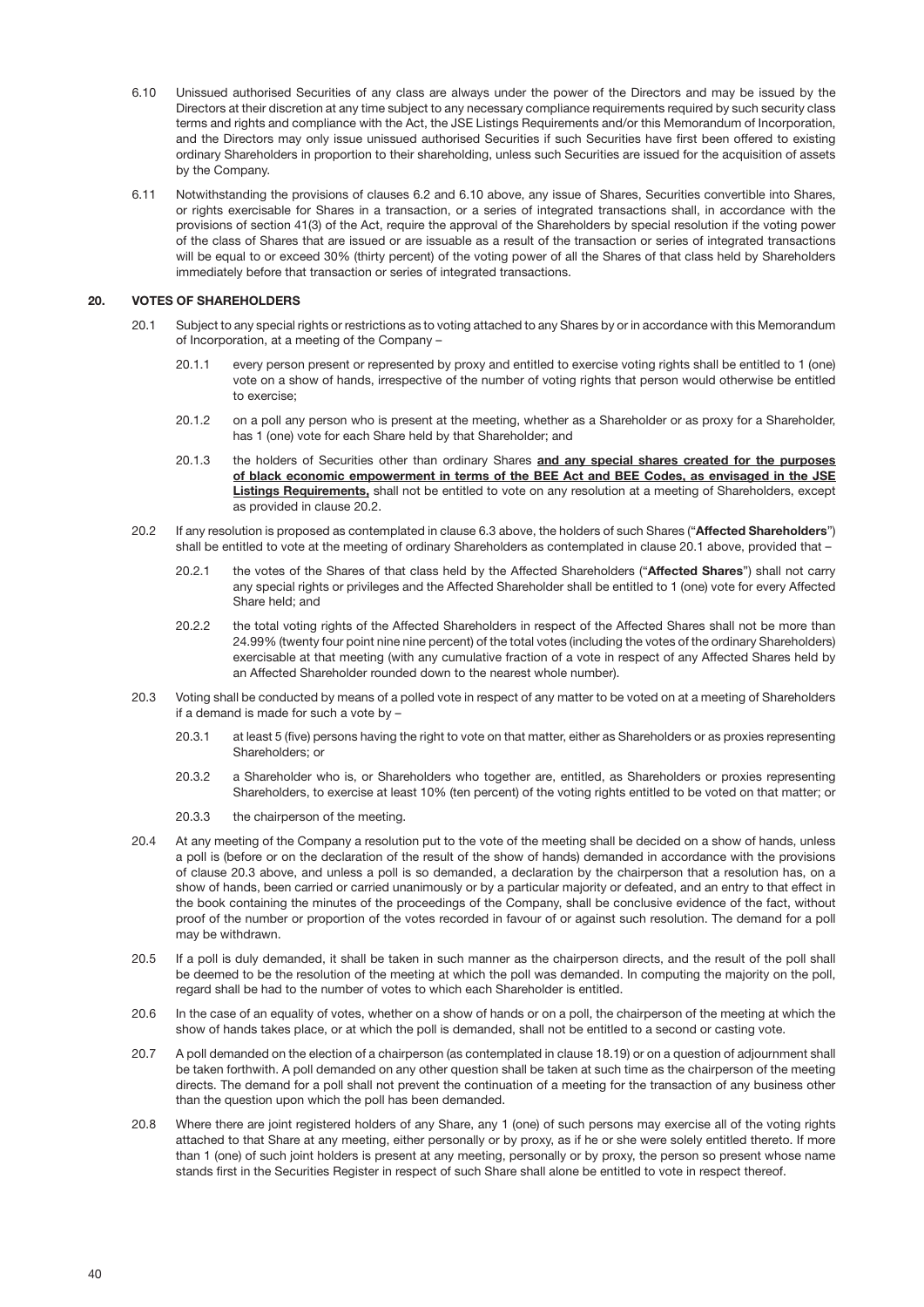6.10 Unissued authorised Securities of any class are always under the power of the Directors and may be issued by the Directors at their discretion at any time subject to any necessary compliance requirements required by such security class terms and rights and compliance with the Act, the JSE Listings Requirements and/or this Memorandum of Incorporation, and the Directors may only issue unissued authorised Securities if such Securities have first been offered to existing ordinary Shareholders in proportion to their shareholding, unless such Securities are issued for the acquisition of assets by the Company.

6.11 Notwithstanding the provisions of clauses 6.2 and 6.10 above, any issue of Shares, Securities convertible into Shares, or rights exercisable for Shares in a transaction, or a series of integrated transactions shall, in accordance with the provisions of section 41(3) of the Act, require the approval of the Shareholders by special resolution if the voting power of the class of Shares that are issued or are issuable as a result of the transaction or series of integrated transactions will be equal to or exceed 30% (thirty percent) of the voting power of all the Shares of that class held by Shareholders immediately before that transaction or series of integrated transactions.

## 20. VOTES OF SHAREHOLDERS

20.1 Subject to any special rights or restrictions as to voting attached to any Shares by or in accordance with this Memorandum of Incorporation, at a meeting of the Company –

20.1.1 every person present or represented by proxy and entitled to exercise voting rights shall be entitled to 1 (one) vote on a show of hands, irrespective of the number of voting rights that person would otherwise be entitled to exercise;

20.1.2 on a poll any person who is present at the meeting, whether as a Shareholder or as proxy for a Shareholder, has 1 (one) vote for each Share held by that Shareholder; and

20.1.3 the holders of Securities other than ordinary Shares **and any special shares created for the purposes of black economic empowerment in terms of the BEE Act and BEE Codes, as envisaged in the JSE Listings Requirements,** shall not be entitled to vote on any resolution at a meeting of Shareholders, except as provided in clause 20.2.

20.2 If any resolution is proposed as contemplated in clause 6.3 above, the holders of such Shares ("**Affected Shareholders**") shall be entitled to vote at the meeting of ordinary Shareholders as contemplated in clause 20.1 above, provided that –

20.2.1 the votes of the Shares of that class held by the Affected Shareholders ("**Affected Shares**") shall not carry any special rights or privileges and the Affected Shareholder shall be entitled to 1 (one) vote for every Affected Share held; and

20.2.2 the total voting rights of the Affected Shareholders in respect of the Affected Shares shall not be more than 24.99% (twenty four point nine nine percent) of the total votes (including the votes of the ordinary Shareholders) exercisable at that meeting (with any cumulative fraction of a vote in respect of any Affected Shares held by an Affected Shareholder rounded down to the nearest whole number).

20.3 Voting shall be conducted by means of a polled vote in respect of any matter to be voted on at a meeting of Shareholders if a demand is made for such a vote by –

20.3.1 at least 5 (five) persons having the right to vote on that matter, either as Shareholders or as proxies representing Shareholders; or

20.3.2 a Shareholder who is, or Shareholders who together are, entitled, as Shareholders or proxies representing Shareholders, to exercise at least 10% (ten percent) of the voting rights entitled to be voted on that matter; or

20.3.3 the chairperson of the meeting.

20.4 At any meeting of the Company a resolution put to the vote of the meeting shall be decided on a show of hands, unless a poll is (before or on the declaration of the result of the show of hands) demanded in accordance with the provisions of clause 20.3 above, and unless a poll is so demanded, a declaration by the chairperson that a resolution has, on a show of hands, been carried or carried unanimously or by a particular majority or defeated, and an entry to that effect in the book containing the minutes of the proceedings of the Company, shall be conclusive evidence of the fact, without proof of the number or proportion of the votes recorded in favour of or against such resolution. The demand for a poll may be withdrawn.

20.5 If a poll is duly demanded, it shall be taken in such manner as the chairperson directs, and the result of the poll shall be deemed to be the resolution of the meeting at which the poll was demanded. In computing the majority on the poll, regard shall be had to the number of votes to which each Shareholder is entitled.

20.6 In the case of an equality of votes, whether on a show of hands or on a poll, the chairperson of the meeting at which the show of hands takes place, or at which the poll is demanded, shall not be entitled to a second or casting vote.

20.7 A poll demanded on the election of a chairperson (as contemplated in clause 18.19) or on a question of adjournment shall be taken forthwith. A poll demanded on any other question shall be taken at such time as the chairperson of the meeting directs. The demand for a poll shall not prevent the continuation of a meeting for the transaction of any business other than the question upon which the poll has been demanded.

20.8 Where there are joint registered holders of any Share, any 1 (one) of such persons may exercise all of the voting rights attached to that Share at any meeting, either personally or by proxy, as if he or she were solely entitled thereto. If more than 1 (one) of such joint holders is present at any meeting, personally or by proxy, the person so present whose name stands first in the Securities Register in respect of such Share shall alone be entitled to vote in respect thereof.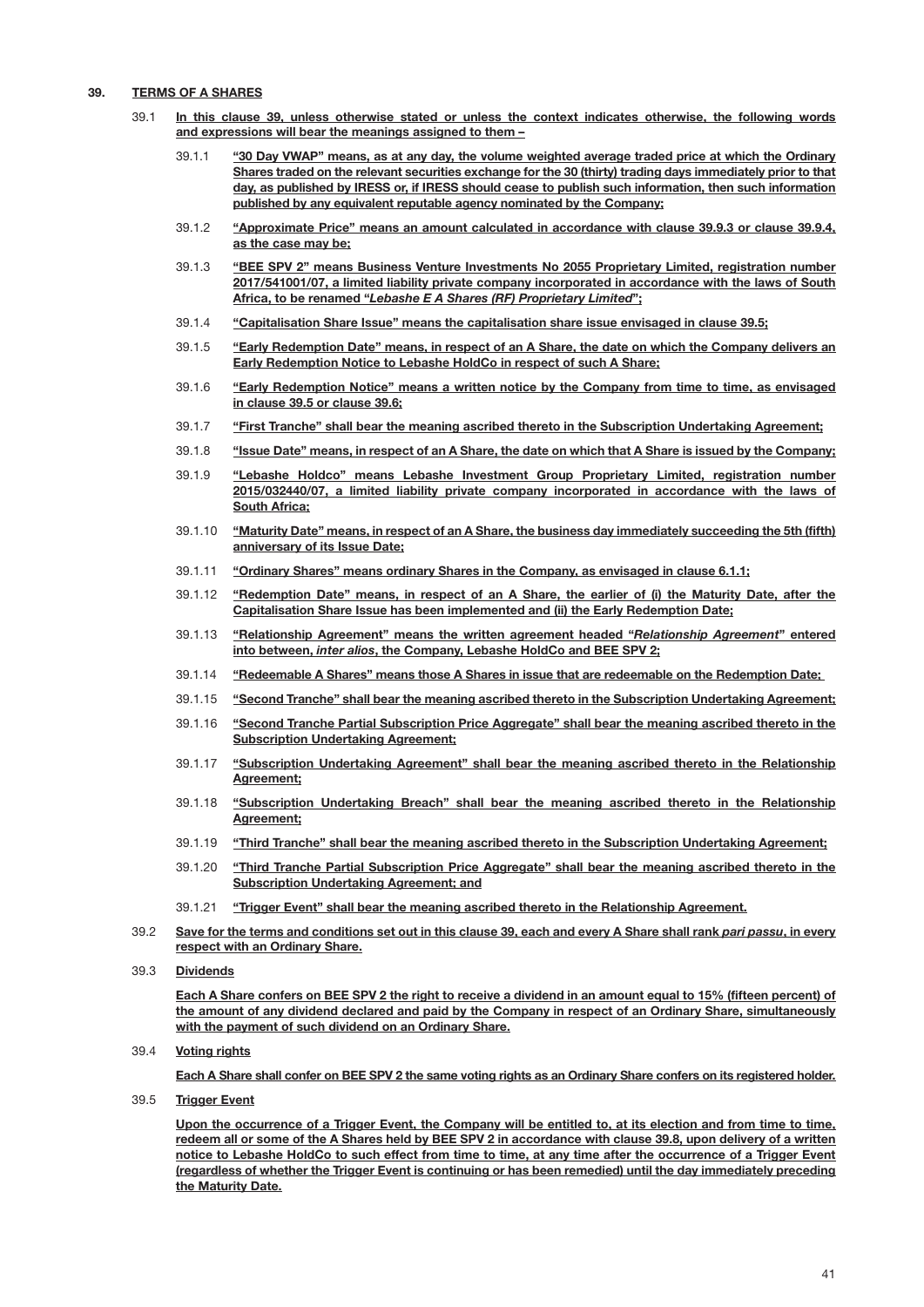**39. TERMS OF A SHARES**

39.1 **In this clause 39, unless otherwise stated or unless the context indicates otherwise, the following words and expressions will bear the meanings assigned to them –**

39.1.1 **"30 Day VWAP" means, as at any day, the volume weighted average traded price at which the Ordinary Shares traded on the relevant securities exchange for the 30 (thirty) trading days immediately prior to that day, as published by IRESS or, if IRESS should cease to publish such information, then such information published by any equivalent reputable agency nominated by the Company;**

39.1.2 **"Approximate Price" means an amount calculated in accordance with clause 39.9.3 or clause 39.9.4, as the case may be;**

39.1.3 **"BEE SPV 2" means Business Venture Investments No 2055 Proprietary Limited, registration number 2017/541001/07, a limited liability private company incorporated in accordance with the laws of South Africa, to be renamed "*Lebashe E A Shares (RF) Proprietary Limited*";**

39.1.4 **"Capitalisation Share Issue" means the capitalisation share issue envisaged in clause 39.5;**

39.1.5 **"Early Redemption Date" means, in respect of an A Share, the date on which the Company delivers an Early Redemption Notice to Lebashe HoldCo in respect of such A Share;**

39.1.6 **"Early Redemption Notice" means a written notice by the Company from time to time, as envisaged in clause 39.5 or clause 39.6;**

39.1.7 **"First Tranche" shall bear the meaning ascribed thereto in the Subscription Undertaking Agreement;**

39.1.8 **"Issue Date" means, in respect of an A Share, the date on which that A Share is issued by the Company;**

39.1.9 **"Lebashe Holdco" means Lebashe Investment Group Proprietary Limited, registration number 2015/032440/07, a limited liability private company incorporated in accordance with the laws of South Africa;**

39.1.10 **"Maturity Date" means, in respect of an A Share, the business day immediately succeeding the 5th (fifth) anniversary of its Issue Date;**

39.1.11 **"Ordinary Shares" means ordinary Shares in the Company, as envisaged in clause 6.1.1;**

39.1.12 **"Redemption Date" means, in respect of an A Share, the earlier of (i) the Maturity Date, after the Capitalisation Share Issue has been implemented and (ii) the Early Redemption Date;**

39.1.13 **"Relationship Agreement" means the written agreement headed "*Relationship Agreement*" entered into between, *inter alios*, the Company, Lebashe HoldCo and BEE SPV 2;**

39.1.14 **"Redeemable A Shares" means those A Shares in issue that are redeemable on the Redemption Date;**

39.1.15 **"Second Tranche" shall bear the meaning ascribed thereto in the Subscription Undertaking Agreement;**

39.1.16 **"Second Tranche Partial Subscription Price Aggregate" shall bear the meaning ascribed thereto in the Subscription Undertaking Agreement;**

39.1.17 **"Subscription Undertaking Agreement" shall bear the meaning ascribed thereto in the Relationship Agreement;**

39.1.18 **"Subscription Undertaking Breach" shall bear the meaning ascribed thereto in the Relationship Agreement;**

39.1.19 **"Third Tranche" shall bear the meaning ascribed thereto in the Subscription Undertaking Agreement;**

39.1.20 **"Third Tranche Partial Subscription Price Aggregate" shall bear the meaning ascribed thereto in the Subscription Undertaking Agreement; and**

39.1.21 **"Trigger Event" shall bear the meaning ascribed thereto in the Relationship Agreement.**

39.2 **Save for the terms and conditions set out in this clause 39, each and every A Share shall rank *pari passu*, in every respect with an Ordinary Share.**

39.3 **Dividends**

**Each A Share confers on BEE SPV 2 the right to receive a dividend in an amount equal to 15% (fifteen percent) of the amount of any dividend declared and paid by the Company in respect of an Ordinary Share, simultaneously with the payment of such dividend on an Ordinary Share.**

39.4 **Voting rights**

**Each A Share shall confer on BEE SPV 2 the same voting rights as an Ordinary Share confers on its registered holder.**

39.5 **Trigger Event**

**Upon the occurrence of a Trigger Event, the Company will be entitled to, at its election and from time to time, redeem all or some of the A Shares held by BEE SPV 2 in accordance with clause 39.8, upon delivery of a written notice to Lebashe HoldCo to such effect from time to time, at any time after the occurrence of a Trigger Event (regardless of whether the Trigger Event is continuing or has been remedied) until the day immediately preceding the Maturity Date.**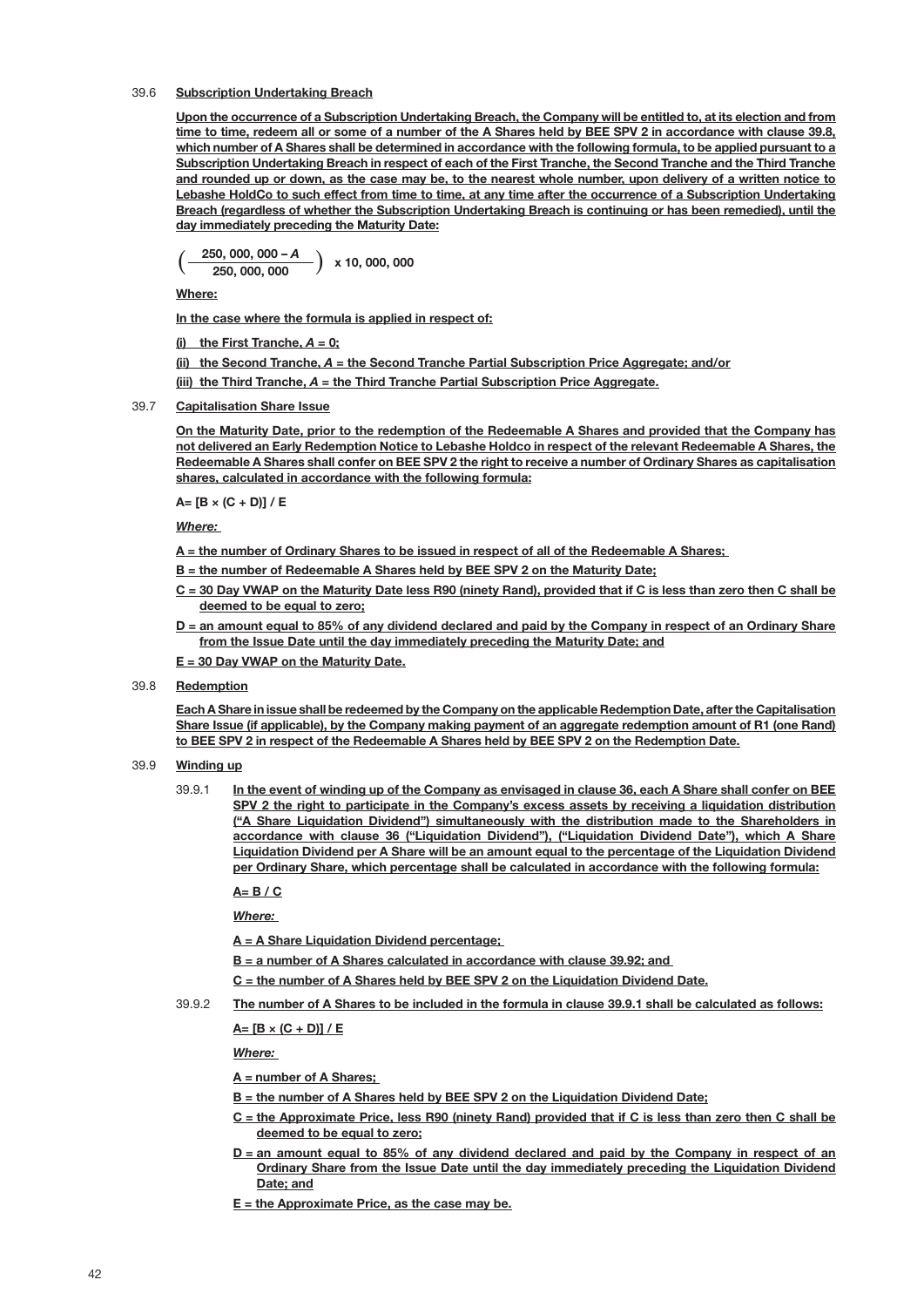39.6 **Subscription Undertaking Breach**

**Upon the occurrence of a Subscription Undertaking Breach, the Company will be entitled to, at its election and from time to time, redeem all or some of a number of the A Shares held by BEE SPV 2 in accordance with clause 39.8, which number of A Shares shall be determined in accordance with the following formula, to be applied pursuant to a Subscription Undertaking Breach in respect of each of the First Tranche, the Second Tranche and the Third Tranche and rounded up or down, as the case may be, to the nearest whole number, upon delivery of a written notice to Lebashe HoldCo to such effect from time to time, at any time after the occurrence of a Subscription Undertaking Breach (regardless of whether the Subscription Undertaking Breach is continuing or has been remedied), until the day immediately preceding the Maturity Date:**

$$\left( \frac{250,000,000 - A}{250,000,000} \right) \times 10,000,000$$

**Where:**

**In the case where the formula is applied in respect of:**

**(i) the First Tranche, $A = 0$;**

**(ii) the Second Tranche, $A$ = the Second Tranche Partial Subscription Price Aggregate; and/or**

**(iii) the Third Tranche, $A$ = the Third Tranche Partial Subscription Price Aggregate.**

39.7 **Capitalisation Share Issue**

**On the Maturity Date, prior to the redemption of the Redeemable A Shares and provided that the Company has not delivered an Early Redemption Notice to Lebashe Holdco in respect of the relevant Redeemable A Shares, the Redeemable A Shares shall confer on BEE SPV 2 the right to receive a number of Ordinary Shares as capitalisation shares, calculated in accordance with the following formula:**

**$A = [B \times (C + D)] / E$**

***Where:***

**A = the number of Ordinary Shares to be issued in respect of all of the Redeemable A Shares;**

**B = the number of Redeemable A Shares held by BEE SPV 2 on the Maturity Date;**

**C = 30 Day VWAP on the Maturity Date less R90 (ninety Rand), provided that if C is less than zero then C shall be deemed to be equal to zero;**

**D = an amount equal to 85% of any dividend declared and paid by the Company in respect of an Ordinary Share from the Issue Date until the day immediately preceding the Maturity Date; and**

**E = 30 Day VWAP on the Maturity Date.**

39.8 **Redemption**

**Each A Share in issue shall be redeemed by the Company on the applicable Redemption Date, after the Capitalisation Share Issue (if applicable), by the Company making payment of an aggregate redemption amount of R1 (one Rand) to BEE SPV 2 in respect of the Redeemable A Shares held by BEE SPV 2 on the Redemption Date.**

39.9 **Winding up**

39.9.1 **In the event of winding up of the Company as envisaged in clause 36, each A Share shall confer on BEE SPV 2 the right to participate in the Company's excess assets by receiving a liquidation distribution ("A Share Liquidation Dividend") simultaneously with the distribution made to the Shareholders in accordance with clause 36 ("Liquidation Dividend"), ("Liquidation Dividend Date"), which A Share Liquidation Dividend per A Share will be an amount equal to the percentage of the Liquidation Dividend per Ordinary Share, which percentage shall be calculated in accordance with the following formula:**

**$A = B / C$**

***Where:***

**A = A Share Liquidation Dividend percentage;**

**B = a number of A Shares calculated in accordance with clause 39.92; and**

**C = the number of A Shares held by BEE SPV 2 on the Liquidation Dividend Date.**

39.9.2 **The number of A Shares to be included in the formula in clause 39.9.1 shall be calculated as follows:**

**$A = [B \times (C + D)] / E$**

***Where:***

**A = number of A Shares;**

**B = the number of A Shares held by BEE SPV 2 on the Liquidation Dividend Date;**

**C = the Approximate Price, less R90 (ninety Rand) provided that if C is less than zero then C shall be deemed to be equal to zero;**

**D = an amount equal to 85% of any dividend declared and paid by the Company in respect of an Ordinary Share from the Issue Date until the day immediately preceding the Liquidation Dividend Date; and**

**E = the Approximate Price, as the case may be.**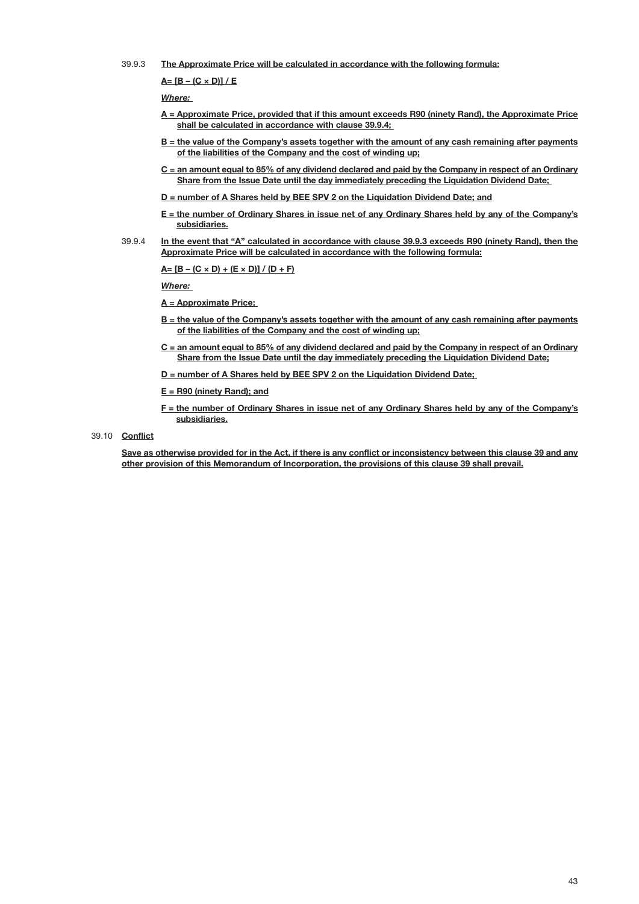39.9.3 **The Approximate Price will be calculated in accordance with the following formula:**

$$A = [B - (C \times D)] / E$$

***Where:***

**A = Approximate Price, provided that if this amount exceeds R90 (ninety Rand), the Approximate Price shall be calculated in accordance with clause 39.9.4;**

**B = the value of the Company's assets together with the amount of any cash remaining after payments of the liabilities of the Company and the cost of winding up;**

**C = an amount equal to 85% of any dividend declared and paid by the Company in respect of an Ordinary Share from the Issue Date until the day immediately preceding the Liquidation Dividend Date;**

**D = number of A Shares held by BEE SPV 2 on the Liquidation Dividend Date; and**

**E = the number of Ordinary Shares in issue net of any Ordinary Shares held by any of the Company's subsidiaries.**

39.9.4 **In the event that "A" calculated in accordance with clause 39.9.3 exceeds R90 (ninety Rand), then the Approximate Price will be calculated in accordance with the following formula:**

$$A = [B - (C \times D) + (E \times D)] / (D + F)$$

***Where:***

**A = Approximate Price;**

**B = the value of the Company's assets together with the amount of any cash remaining after payments of the liabilities of the Company and the cost of winding up;**

**C = an amount equal to 85% of any dividend declared and paid by the Company in respect of an Ordinary Share from the Issue Date until the day immediately preceding the Liquidation Dividend Date;**

**D = number of A Shares held by BEE SPV 2 on the Liquidation Dividend Date;**

**E = R90 (ninety Rand); and**

**F = the number of Ordinary Shares in issue net of any Ordinary Shares held by any of the Company's subsidiaries.**

39.10 **Conflict**

**Save as otherwise provided for in the Act, if there is any conflict or inconsistency between this clause 39 and any other provision of this Memorandum of Incorporation, the provisions of this clause 39 shall prevail.**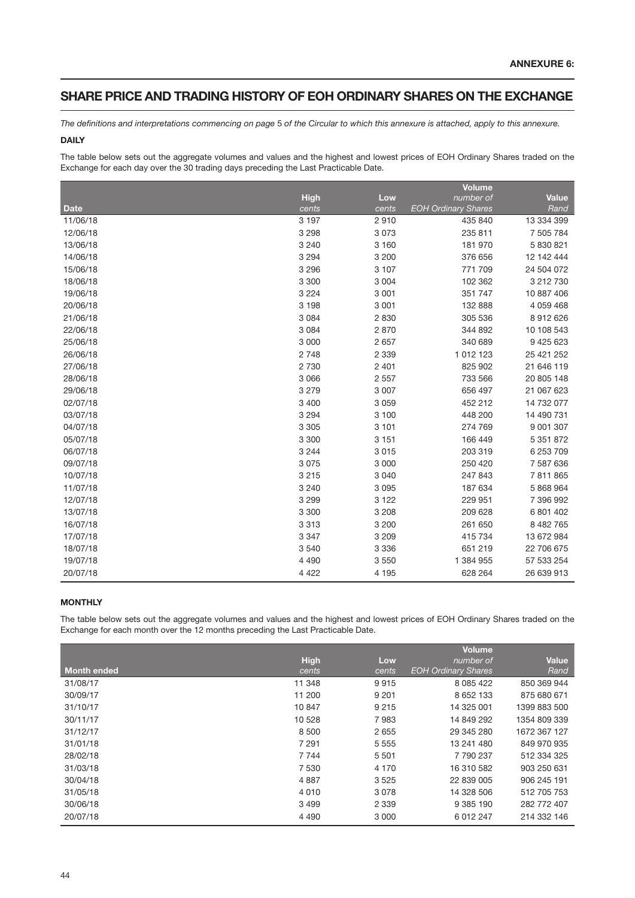**ANNEXURE 6:**

# SHARE PRICE AND TRADING HISTORY OF EOH ORDINARY SHARES ON THE EXCHANGE

*The definitions and interpretations commencing on page 5 of the Circular to which this annexure is attached, apply to this annexure.*

**DAILY**

The table below sets out the aggregate volumes and values and the highest and lowest prices of EOH Ordinary Shares traded on the Exchange for each day over the 30 trading days preceding the Last Practicable Date.

| Date | High *cents* | Low *cents* | Volume *number of EOH Ordinary Shares* | Value *Rand* |
|---|---|---|---|---|
| 11/06/18 | 3 197 | 2 910 | 435 840 | 13 334 399 |
| 12/06/18 | 3 298 | 3 073 | 235 811 | 7 505 784 |
| 13/06/18 | 3 240 | 3 160 | 181 970 | 5 830 821 |
| 14/06/18 | 3 294 | 3 200 | 376 656 | 12 142 444 |
| 15/06/18 | 3 296 | 3 107 | 771 709 | 24 504 072 |
| 18/06/18 | 3 300 | 3 004 | 102 362 | 3 212 730 |
| 19/06/18 | 3 224 | 3 001 | 351 747 | 10 887 406 |
| 20/06/18 | 3 198 | 3 001 | 132 888 | 4 059 468 |
| 21/06/18 | 3 084 | 2 830 | 305 536 | 8 912 626 |
| 22/06/18 | 3 084 | 2 870 | 344 892 | 10 108 543 |
| 25/06/18 | 3 000 | 2 657 | 340 689 | 9 425 623 |
| 26/06/18 | 2 748 | 2 339 | 1 012 123 | 25 421 252 |
| 27/06/18 | 2 730 | 2 401 | 825 902 | 21 646 119 |
| 28/06/18 | 3 066 | 2 557 | 733 566 | 20 805 148 |
| 29/06/18 | 3 279 | 3 007 | 656 497 | 21 067 623 |
| 02/07/18 | 3 400 | 3 059 | 452 212 | 14 732 077 |
| 03/07/18 | 3 294 | 3 100 | 448 200 | 14 490 731 |
| 04/07/18 | 3 305 | 3 101 | 274 769 | 9 001 307 |
| 05/07/18 | 3 300 | 3 151 | 166 449 | 5 351 872 |
| 06/07/18 | 3 244 | 3 015 | 203 319 | 6 253 709 |
| 09/07/18 | 3 075 | 3 000 | 250 420 | 7 587 636 |
| 10/07/18 | 3 215 | 3 040 | 247 843 | 7 811 865 |
| 11/07/18 | 3 240 | 3 095 | 187 634 | 5 868 964 |
| 12/07/18 | 3 299 | 3 122 | 229 951 | 7 396 992 |
| 13/07/18 | 3 300 | 3 208 | 209 628 | 6 801 402 |
| 16/07/18 | 3 313 | 3 200 | 261 650 | 8 482 765 |
| 17/07/18 | 3 347 | 3 209 | 415 734 | 13 672 984 |
| 18/07/18 | 3 540 | 3 336 | 651 219 | 22 706 675 |
| 19/07/18 | 4 490 | 3 550 | 1 384 955 | 57 533 254 |
| 20/07/18 | 4 422 | 4 195 | 628 264 | 26 639 913 |

**MONTHLY**

The table below sets out the aggregate volumes and values and the highest and lowest prices of EOH Ordinary Shares traded on the Exchange for each month over the 12 months preceding the Last Practicable Date.

| Month ended | High *cents* | Low *cents* | Volume *number of EOH Ordinary Shares* | Value *Rand* |
|---|---|---|---|---|
| 31/08/17 | 11 348 | 9 915 | 8 085 422 | 850 369 944 |
| 30/09/17 | 11 200 | 9 201 | 8 652 133 | 875 680 671 |
| 31/10/17 | 10 847 | 9 215 | 14 325 001 | 1399 883 500 |
| 30/11/17 | 10 528 | 7 983 | 14 849 292 | 1354 809 339 |
| 31/12/17 | 8 500 | 2 655 | 29 345 280 | 1672 367 127 |
| 31/01/18 | 7 291 | 5 555 | 13 241 480 | 849 970 935 |
| 28/02/18 | 7 744 | 5 501 | 7 790 237 | 512 334 325 |
| 31/03/18 | 7 530 | 4 170 | 16 310 582 | 903 250 631 |
| 30/04/18 | 4 887 | 3 525 | 22 839 005 | 906 245 191 |
| 31/05/18 | 4 010 | 3 078 | 14 328 506 | 512 705 753 |
| 30/06/18 | 3 499 | 2 339 | 9 385 190 | 282 772 407 |
| 20/07/18 | 4 490 | 3 000 | 6 012 247 | 214 332 146 |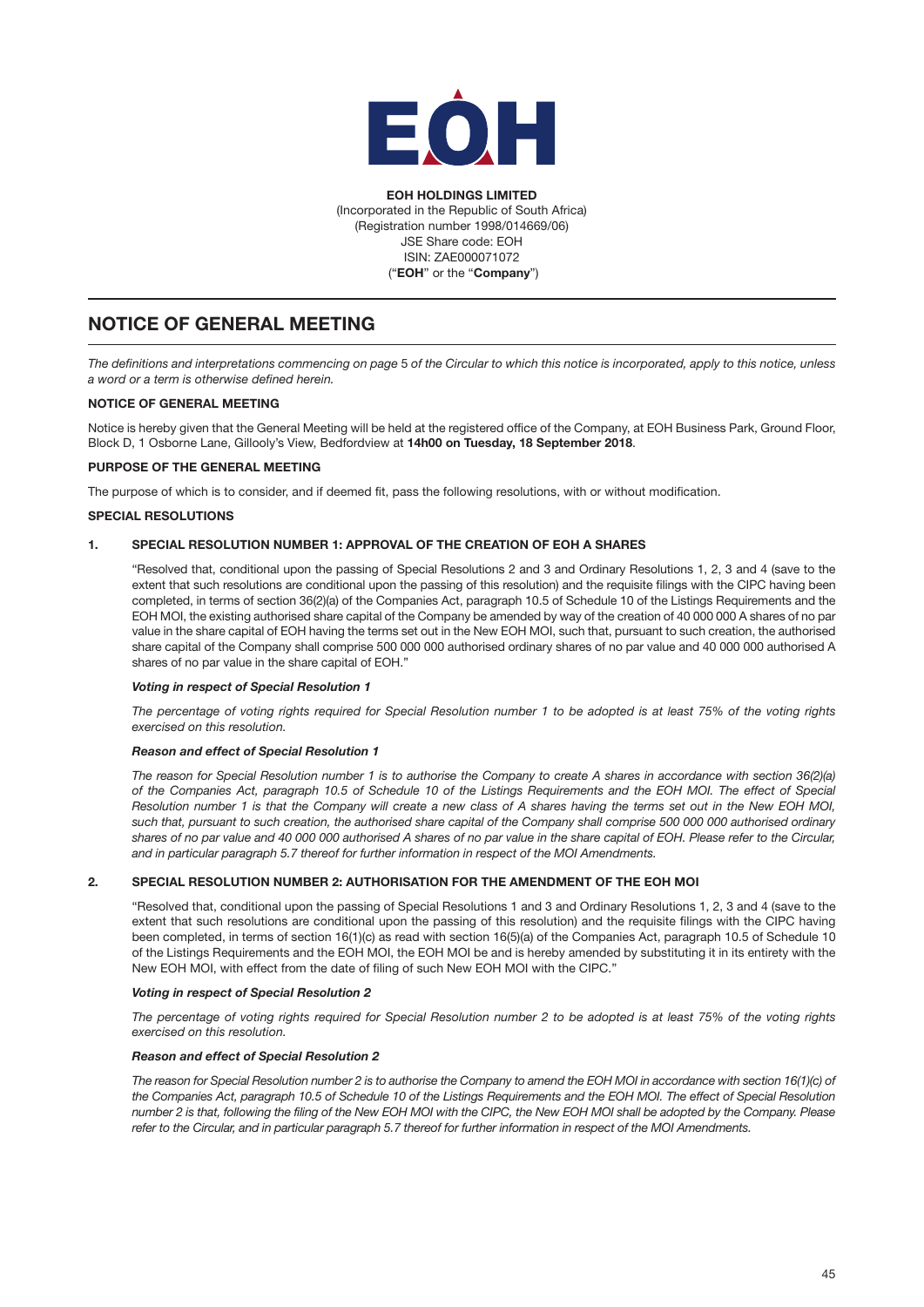**EOH HOLDINGS LIMITED**
(Incorporated in the Republic of South Africa)
(Registration number 1998/014669/06)
JSE Share code: EOH
ISIN: ZAE000071072
("**EOH**" or the "**Company**")

# NOTICE OF GENERAL MEETING

*The definitions and interpretations commencing on page 5 of the Circular to which this notice is incorporated, apply to this notice, unless a word or a term is otherwise defined herein.*

**NOTICE OF GENERAL MEETING**

Notice is hereby given that the General Meeting will be held at the registered office of the Company, at EOH Business Park, Ground Floor, Block D, 1 Osborne Lane, Gillooly's View, Bedfordview at **14h00 on Tuesday, 18 September 2018**.

**PURPOSE OF THE GENERAL MEETING**

The purpose of which is to consider, and if deemed fit, pass the following resolutions, with or without modification.

**SPECIAL RESOLUTIONS**

**1. SPECIAL RESOLUTION NUMBER 1: APPROVAL OF THE CREATION OF EOH A SHARES**

"Resolved that, conditional upon the passing of Special Resolutions 2 and 3 and Ordinary Resolutions 1, 2, 3 and 4 (save to the extent that such resolutions are conditional upon the passing of this resolution) and the requisite filings with the CIPC having been completed, in terms of section 36(2)(a) of the Companies Act, paragraph 10.5 of Schedule 10 of the Listings Requirements and the EOH MOI, the existing authorised share capital of the Company be amended by way of the creation of 40 000 000 A shares of no par value in the share capital of EOH having the terms set out in the New EOH MOI, such that, pursuant to such creation, the authorised share capital of the Company shall comprise 500 000 000 authorised ordinary shares of no par value and 40 000 000 authorised A shares of no par value in the share capital of EOH."

***Voting in respect of Special Resolution 1***

*The percentage of voting rights required for Special Resolution number 1 to be adopted is at least 75% of the voting rights exercised on this resolution.*

***Reason and effect of Special Resolution 1***

*The reason for Special Resolution number 1 is to authorise the Company to create A shares in accordance with section 36(2)(a) of the Companies Act, paragraph 10.5 of Schedule 10 of the Listings Requirements and the EOH MOI. The effect of Special Resolution number 1 is that the Company will create a new class of A shares having the terms set out in the New EOH MOI, such that, pursuant to such creation, the authorised share capital of the Company shall comprise 500 000 000 authorised ordinary shares of no par value and 40 000 000 authorised A shares of no par value in the share capital of EOH. Please refer to the Circular, and in particular paragraph 5.7 thereof for further information in respect of the MOI Amendments.*

**2. SPECIAL RESOLUTION NUMBER 2: AUTHORISATION FOR THE AMENDMENT OF THE EOH MOI**

"Resolved that, conditional upon the passing of Special Resolutions 1 and 3 and Ordinary Resolutions 1, 2, 3 and 4 (save to the extent that such resolutions are conditional upon the passing of this resolution) and the requisite filings with the CIPC having been completed, in terms of section 16(1)(c) as read with section 16(5)(a) of the Companies Act, paragraph 10.5 of Schedule 10 of the Listings Requirements and the EOH MOI, the EOH MOI be and is hereby amended by substituting it in its entirety with the New EOH MOI, with effect from the date of filing of such New EOH MOI with the CIPC."

***Voting in respect of Special Resolution 2***

*The percentage of voting rights required for Special Resolution number 2 to be adopted is at least 75% of the voting rights exercised on this resolution.*

***Reason and effect of Special Resolution 2***

*The reason for Special Resolution number 2 is to authorise the Company to amend the EOH MOI in accordance with section 16(1)(c) of the Companies Act, paragraph 10.5 of Schedule 10 of the Listings Requirements and the EOH MOI. The effect of Special Resolution number 2 is that, following the filing of the New EOH MOI with the CIPC, the New EOH MOI shall be adopted by the Company. Please refer to the Circular, and in particular paragraph 5.7 thereof for further information in respect of the MOI Amendments.*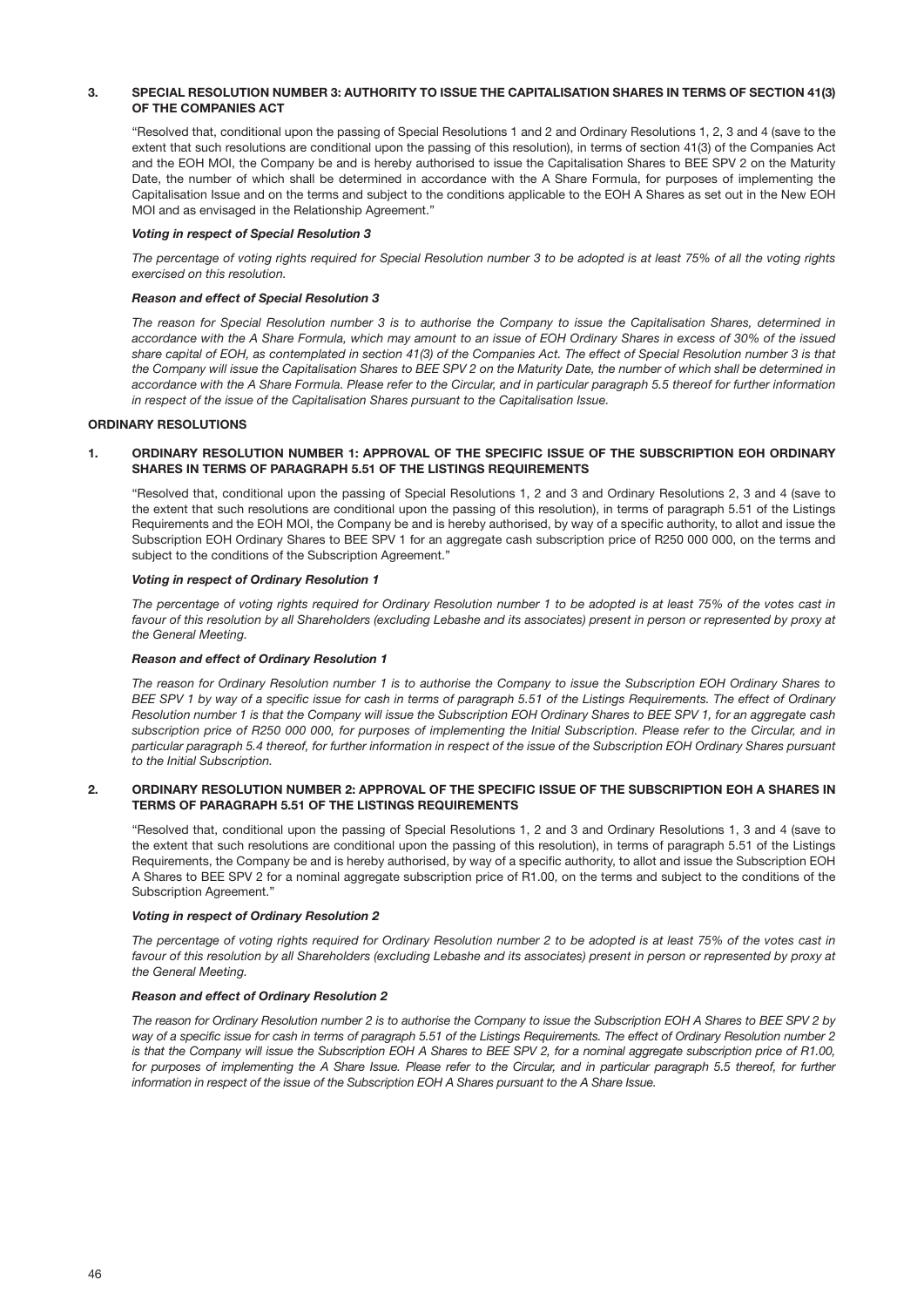### 3. SPECIAL RESOLUTION NUMBER 3: AUTHORITY TO ISSUE THE CAPITALISATION SHARES IN TERMS OF SECTION 41(3) OF THE COMPANIES ACT

"Resolved that, conditional upon the passing of Special Resolutions 1 and 2 and Ordinary Resolutions 1, 2, 3 and 4 (save to the extent that such resolutions are conditional upon the passing of this resolution), in terms of section 41(3) of the Companies Act and the EOH MOI, the Company be and is hereby authorised to issue the Capitalisation Shares to BEE SPV 2 on the Maturity Date, the number of which shall be determined in accordance with the A Share Formula, for purposes of implementing the Capitalisation Issue and on the terms and subject to the conditions applicable to the EOH A Shares as set out in the New EOH MOI and as envisaged in the Relationship Agreement."

***Voting in respect of Special Resolution 3***

*The percentage of voting rights required for Special Resolution number 3 to be adopted is at least 75% of all the voting rights exercised on this resolution.*

***Reason and effect of Special Resolution 3***

*The reason for Special Resolution number 3 is to authorise the Company to issue the Capitalisation Shares, determined in accordance with the A Share Formula, which may amount to an issue of EOH Ordinary Shares in excess of 30% of the issued share capital of EOH, as contemplated in section 41(3) of the Companies Act. The effect of Special Resolution number 3 is that the Company will issue the Capitalisation Shares to BEE SPV 2 on the Maturity Date, the number of which shall be determined in accordance with the A Share Formula. Please refer to the Circular, and in particular paragraph 5.5 thereof for further information in respect of the issue of the Capitalisation Shares pursuant to the Capitalisation Issue.*

## ORDINARY RESOLUTIONS

### 1. ORDINARY RESOLUTION NUMBER 1: APPROVAL OF THE SPECIFIC ISSUE OF THE SUBSCRIPTION EOH ORDINARY SHARES IN TERMS OF PARAGRAPH 5.51 OF THE LISTINGS REQUIREMENTS

"Resolved that, conditional upon the passing of Special Resolutions 1, 2 and 3 and Ordinary Resolutions 2, 3 and 4 (save to the extent that such resolutions are conditional upon the passing of this resolution), in terms of paragraph 5.51 of the Listings Requirements and the EOH MOI, the Company be and is hereby authorised, by way of a specific authority, to allot and issue the Subscription EOH Ordinary Shares to BEE SPV 1 for an aggregate cash subscription price of R250 000 000, on the terms and subject to the conditions of the Subscription Agreement."

***Voting in respect of Ordinary Resolution 1***

*The percentage of voting rights required for Ordinary Resolution number 1 to be adopted is at least 75% of the votes cast in favour of this resolution by all Shareholders (excluding Lebashe and its associates) present in person or represented by proxy at the General Meeting.*

***Reason and effect of Ordinary Resolution 1***

*The reason for Ordinary Resolution number 1 is to authorise the Company to issue the Subscription EOH Ordinary Shares to BEE SPV 1 by way of a specific issue for cash in terms of paragraph 5.51 of the Listings Requirements. The effect of Ordinary Resolution number 1 is that the Company will issue the Subscription EOH Ordinary Shares to BEE SPV 1, for an aggregate cash subscription price of R250 000 000, for purposes of implementing the Initial Subscription. Please refer to the Circular, and in particular paragraph 5.4 thereof, for further information in respect of the issue of the Subscription EOH Ordinary Shares pursuant to the Initial Subscription.*

### 2. ORDINARY RESOLUTION NUMBER 2: APPROVAL OF THE SPECIFIC ISSUE OF THE SUBSCRIPTION EOH A SHARES IN TERMS OF PARAGRAPH 5.51 OF THE LISTINGS REQUIREMENTS

"Resolved that, conditional upon the passing of Special Resolutions 1, 2 and 3 and Ordinary Resolutions 1, 3 and 4 (save to the extent that such resolutions are conditional upon the passing of this resolution), in terms of paragraph 5.51 of the Listings Requirements, the Company be and is hereby authorised, by way of a specific authority, to allot and issue the Subscription EOH A Shares to BEE SPV 2 for a nominal aggregate subscription price of R1.00, on the terms and subject to the conditions of the Subscription Agreement."

***Voting in respect of Ordinary Resolution 2***

*The percentage of voting rights required for Ordinary Resolution number 2 to be adopted is at least 75% of the votes cast in favour of this resolution by all Shareholders (excluding Lebashe and its associates) present in person or represented by proxy at the General Meeting.*

***Reason and effect of Ordinary Resolution 2***

*The reason for Ordinary Resolution number 2 is to authorise the Company to issue the Subscription EOH A Shares to BEE SPV 2 by way of a specific issue for cash in terms of paragraph 5.51 of the Listings Requirements. The effect of Ordinary Resolution number 2 is that the Company will issue the Subscription EOH A Shares to BEE SPV 2, for a nominal aggregate subscription price of R1.00, for purposes of implementing the A Share Issue. Please refer to the Circular, and in particular paragraph 5.5 thereof, for further information in respect of the issue of the Subscription EOH A Shares pursuant to the A Share Issue.*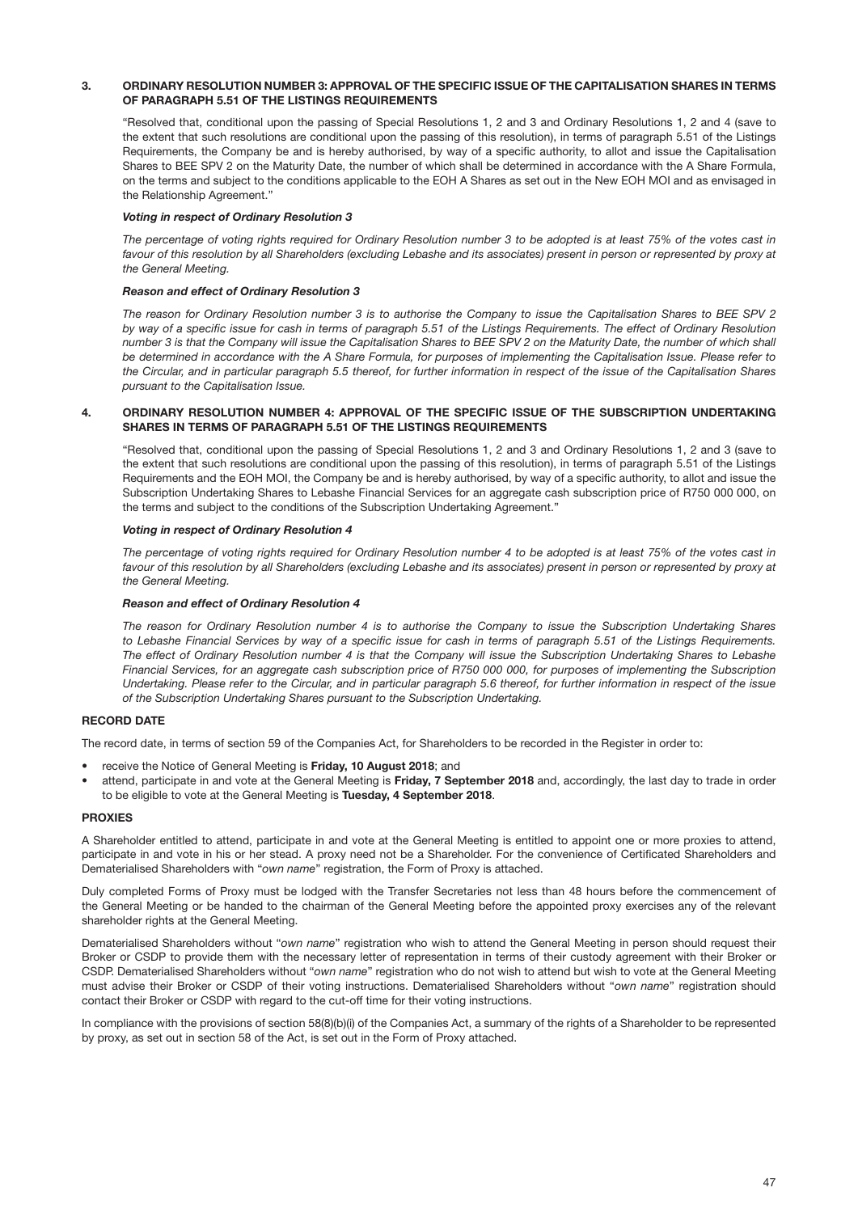### 3. ORDINARY RESOLUTION NUMBER 3: APPROVAL OF THE SPECIFIC ISSUE OF THE CAPITALISATION SHARES IN TERMS OF PARAGRAPH 5.51 OF THE LISTINGS REQUIREMENTS

"Resolved that, conditional upon the passing of Special Resolutions 1, 2 and 3 and Ordinary Resolutions 1, 2 and 4 (save to the extent that such resolutions are conditional upon the passing of this resolution), in terms of paragraph 5.51 of the Listings Requirements, the Company be and is hereby authorised, by way of a specific authority, to allot and issue the Capitalisation Shares to BEE SPV 2 on the Maturity Date, the number of which shall be determined in accordance with the A Share Formula, on the terms and subject to the conditions applicable to the EOH A Shares as set out in the New EOH MOI and as envisaged in the Relationship Agreement."

***Voting in respect of Ordinary Resolution 3***

*The percentage of voting rights required for Ordinary Resolution number 3 to be adopted is at least 75% of the votes cast in favour of this resolution by all Shareholders (excluding Lebashe and its associates) present in person or represented by proxy at the General Meeting.*

***Reason and effect of Ordinary Resolution 3***

*The reason for Ordinary Resolution number 3 is to authorise the Company to issue the Capitalisation Shares to BEE SPV 2 by way of a specific issue for cash in terms of paragraph 5.51 of the Listings Requirements. The effect of Ordinary Resolution number 3 is that the Company will issue the Capitalisation Shares to BEE SPV 2 on the Maturity Date, the number of which shall be determined in accordance with the A Share Formula, for purposes of implementing the Capitalisation Issue. Please refer to the Circular, and in particular paragraph 5.5 thereof, for further information in respect of the issue of the Capitalisation Shares pursuant to the Capitalisation Issue.*

### 4. ORDINARY RESOLUTION NUMBER 4: APPROVAL OF THE SPECIFIC ISSUE OF THE SUBSCRIPTION UNDERTAKING SHARES IN TERMS OF PARAGRAPH 5.51 OF THE LISTINGS REQUIREMENTS

"Resolved that, conditional upon the passing of Special Resolutions 1, 2 and 3 and Ordinary Resolutions 1, 2 and 3 (save to the extent that such resolutions are conditional upon the passing of this resolution), in terms of paragraph 5.51 of the Listings Requirements and the EOH MOI, the Company be and is hereby authorised, by way of a specific authority, to allot and issue the Subscription Undertaking Shares to Lebashe Financial Services for an aggregate cash subscription price of R750 000 000, on the terms and subject to the conditions of the Subscription Undertaking Agreement."

***Voting in respect of Ordinary Resolution 4***

*The percentage of voting rights required for Ordinary Resolution number 4 to be adopted is at least 75% of the votes cast in favour of this resolution by all Shareholders (excluding Lebashe and its associates) present in person or represented by proxy at the General Meeting.*

***Reason and effect of Ordinary Resolution 4***

*The reason for Ordinary Resolution number 4 is to authorise the Company to issue the Subscription Undertaking Shares to Lebashe Financial Services by way of a specific issue for cash in terms of paragraph 5.51 of the Listings Requirements. The effect of Ordinary Resolution number 4 is that the Company will issue the Subscription Undertaking Shares to Lebashe Financial Services, for an aggregate cash subscription price of R750 000 000, for purposes of implementing the Subscription Undertaking. Please refer to the Circular, and in particular paragraph 5.6 thereof, for further information in respect of the issue of the Subscription Undertaking Shares pursuant to the Subscription Undertaking.*

## RECORD DATE

The record date, in terms of section 59 of the Companies Act, for Shareholders to be recorded in the Register in order to:

- receive the Notice of General Meeting is **Friday, 10 August 2018**; and
- attend, participate in and vote at the General Meeting is **Friday, 7 September 2018** and, accordingly, the last day to trade in order to be eligible to vote at the General Meeting is **Tuesday, 4 September 2018**.

## PROXIES

A Shareholder entitled to attend, participate in and vote at the General Meeting is entitled to appoint one or more proxies to attend, participate in and vote in his or her stead. A proxy need not be a Shareholder. For the convenience of Certificated Shareholders and Dematerialised Shareholders with "*own name*" registration, the Form of Proxy is attached.

Duly completed Forms of Proxy must be lodged with the Transfer Secretaries not less than 48 hours before the commencement of the General Meeting or be handed to the chairman of the General Meeting before the appointed proxy exercises any of the relevant shareholder rights at the General Meeting.

Dematerialised Shareholders without "*own name*" registration who wish to attend the General Meeting in person should request their Broker or CSDP to provide them with the necessary letter of representation in terms of their custody agreement with their Broker or CSDP. Dematerialised Shareholders without "*own name*" registration who do not wish to attend but wish to vote at the General Meeting must advise their Broker or CSDP of their voting instructions. Dematerialised Shareholders without "*own name*" registration should contact their Broker or CSDP with regard to the cut-off time for their voting instructions.

In compliance with the provisions of section 58(8)(b)(i) of the Companies Act, a summary of the rights of a Shareholder to be represented by proxy, as set out in section 58 of the Act, is set out in the Form of Proxy attached.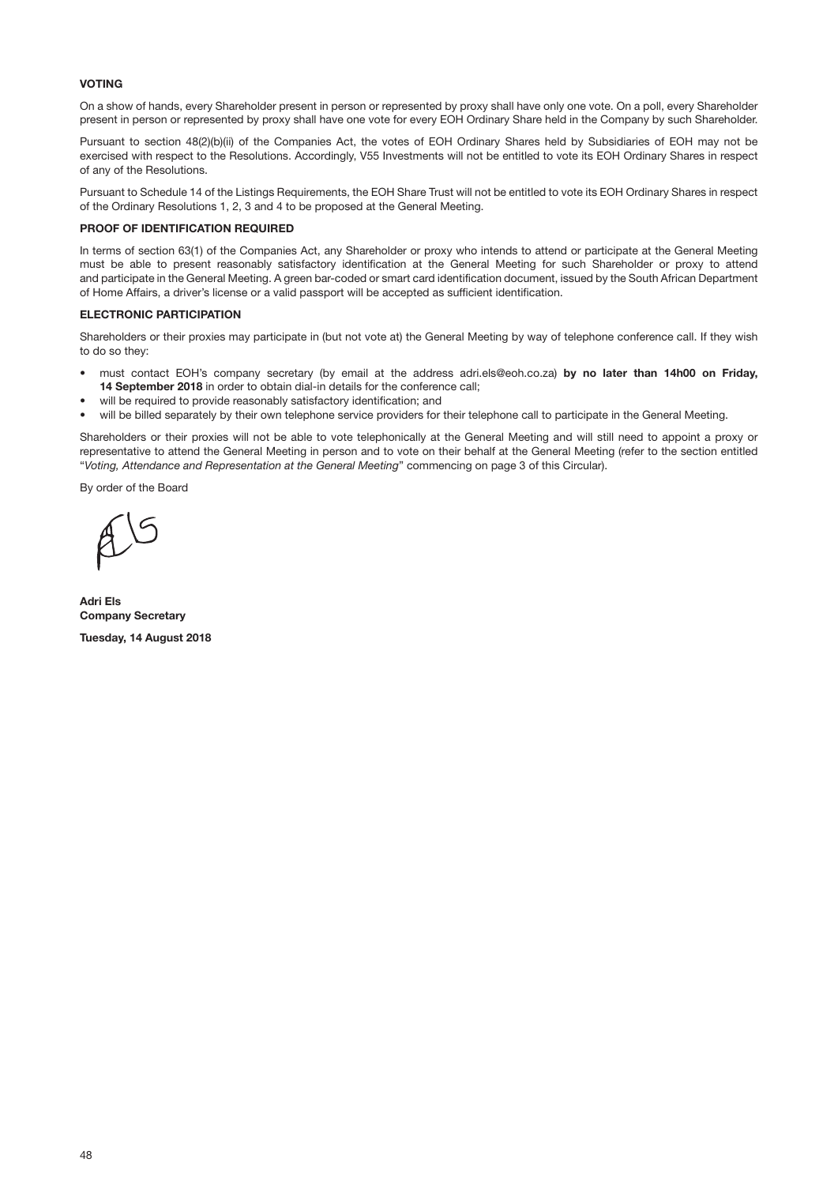## VOTING

On a show of hands, every Shareholder present in person or represented by proxy shall have only one vote. On a poll, every Shareholder present in person or represented by proxy shall have one vote for every EOH Ordinary Share held in the Company by such Shareholder.

Pursuant to section 48(2)(b)(ii) of the Companies Act, the votes of EOH Ordinary Shares held by Subsidiaries of EOH may not be exercised with respect to the Resolutions. Accordingly, V55 Investments will not be entitled to vote its EOH Ordinary Shares in respect of any of the Resolutions.

Pursuant to Schedule 14 of the Listings Requirements, the EOH Share Trust will not be entitled to vote its EOH Ordinary Shares in respect of the Ordinary Resolutions 1, 2, 3 and 4 to be proposed at the General Meeting.

## PROOF OF IDENTIFICATION REQUIRED

In terms of section 63(1) of the Companies Act, any Shareholder or proxy who intends to attend or participate at the General Meeting must be able to present reasonably satisfactory identification at the General Meeting for such Shareholder or proxy to attend and participate in the General Meeting. A green bar-coded or smart card identification document, issued by the South African Department of Home Affairs, a driver's license or a valid passport will be accepted as sufficient identification.

## ELECTRONIC PARTICIPATION

Shareholders or their proxies may participate in (but not vote at) the General Meeting by way of telephone conference call. If they wish to do so they:

- must contact EOH's company secretary (by email at the address adri.els@eoh.co.za) **by no later than 14h00 on Friday, 14 September 2018** in order to obtain dial-in details for the conference call;
- will be required to provide reasonably satisfactory identification; and
- will be billed separately by their own telephone service providers for their telephone call to participate in the General Meeting.

Shareholders or their proxies will not be able to vote telephonically at the General Meeting and will still need to appoint a proxy or representative to attend the General Meeting in person and to vote on their behalf at the General Meeting (refer to the section entitled "*Voting, Attendance and Representation at the General Meeting*" commencing on page 3 of this Circular).

By order of the Board

**Adri Els**
**Company Secretary**

**Tuesday, 14 August 2018**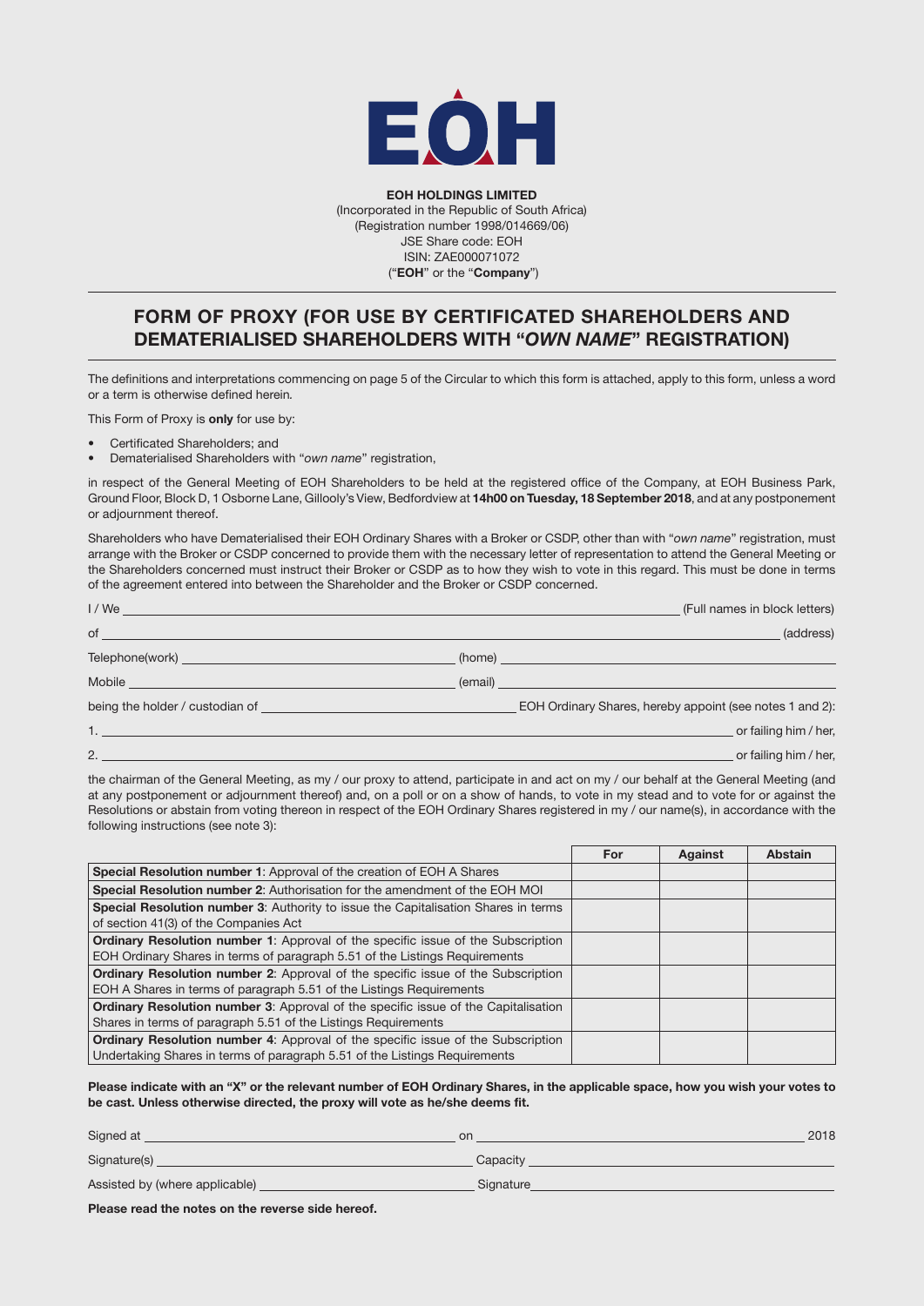**EOH HOLDINGS LIMITED**
(Incorporated in the Republic of South Africa)
(Registration number 1998/014669/06)
JSE Share code: EOH
ISIN: ZAE000071072
("**EOH**" or the "**Company**")

# FORM OF PROXY (FOR USE BY CERTIFICATED SHAREHOLDERS AND DEMATERIALISED SHAREHOLDERS WITH "*OWN NAME*" REGISTRATION)

The definitions and interpretations commencing on page 5 of the Circular to which this form is attached, apply to this form, unless a word or a term is otherwise defined herein.

This Form of Proxy is **only** for use by:

- Certificated Shareholders; and
- Dematerialised Shareholders with "*own name*" registration,

in respect of the General Meeting of EOH Shareholders to be held at the registered office of the Company, at EOH Business Park, Ground Floor, Block D, 1 Osborne Lane, Gillooly's View, Bedfordview at **14h00 on Tuesday, 18 September 2018**, and at any postponement or adjournment thereof.

Shareholders who have Dematerialised their EOH Ordinary Shares with a Broker or CSDP, other than with "*own name*" registration, must arrange with the Broker or CSDP concerned to provide them with the necessary letter of representation to attend the General Meeting or the Shareholders concerned must instruct their Broker or CSDP as to how they wish to vote in this regard. This must be done in terms of the agreement entered into between the Shareholder and the Broker or CSDP concerned.

I / We ______________________________ (Full names in block letters)

of ______________________________ (address)

Telephone(work) ______________________ (home) ______________________

Mobile ______________________ (email) ______________________

being the holder / custodian of ______________________ EOH Ordinary Shares, hereby appoint (see notes 1 and 2):

1. ______________________________ or failing him / her,

2. ______________________________ or failing him / her,

the chairman of the General Meeting, as my / our proxy to attend, participate in and act on my / our behalf at the General Meeting (and at any postponement or adjournment thereof) and, on a poll or on a show of hands, to vote in my stead and to vote for or against the Resolutions or abstain from voting thereon in respect of the EOH Ordinary Shares registered in my / our name(s), in accordance with the following instructions (see note 3):

| | For | Against | Abstain |
|---|---|---|---|
| **Special Resolution number 1**: Approval of the creation of EOH A Shares | | | |
| **Special Resolution number 2**: Authorisation for the amendment of the EOH MOI | | | |
| **Special Resolution number 3**: Authority to issue the Capitalisation Shares in terms of section 41(3) of the Companies Act | | | |
| **Ordinary Resolution number 1**: Approval of the specific issue of the Subscription EOH Ordinary Shares in terms of paragraph 5.51 of the Listings Requirements | | | |
| **Ordinary Resolution number 2**: Approval of the specific issue of the Subscription EOH A Shares in terms of paragraph 5.51 of the Listings Requirements | | | |
| **Ordinary Resolution number 3**: Approval of the specific issue of the Capitalisation Shares in terms of paragraph 5.51 of the Listings Requirements | | | |
| **Ordinary Resolution number 4**: Approval of the specific issue of the Subscription Undertaking Shares in terms of paragraph 5.51 of the Listings Requirements | | | |

**Please indicate with an "X" or the relevant number of EOH Ordinary Shares, in the applicable space, how you wish your votes to be cast. Unless otherwise directed, the proxy will vote as he/she deems fit.**

Signed at ______________________ on ______________________ 2018

Signature(s) ______________________ Capacity ______________________

Assisted by (where applicable) ______________________ Signature ______________________

**Please read the notes on the reverse side hereof.**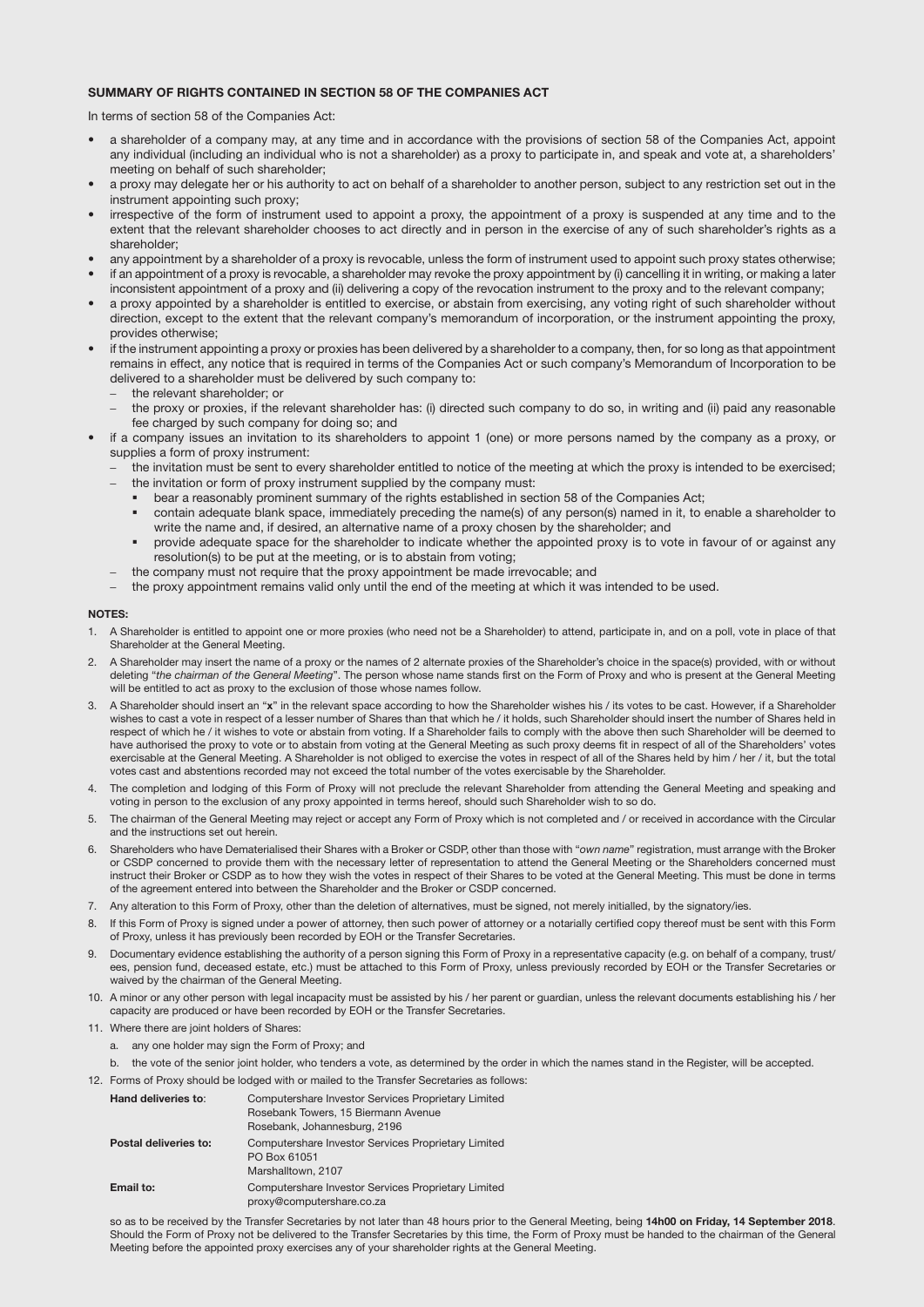**SUMMARY OF RIGHTS CONTAINED IN SECTION 58 OF THE COMPANIES ACT**

In terms of section 58 of the Companies Act:

- a shareholder of a company may, at any time and in accordance with the provisions of section 58 of the Companies Act, appoint any individual (including an individual who is not a shareholder) as a proxy to participate in, and speak and vote at, a shareholders' meeting on behalf of such shareholder;
- a proxy may delegate her or his authority to act on behalf of a shareholder to another person, subject to any restriction set out in the instrument appointing such proxy;
- irrespective of the form of instrument used to appoint a proxy, the appointment of a proxy is suspended at any time and to the extent that the relevant shareholder chooses to act directly and in person in the exercise of any of such shareholder's rights as a shareholder;
- any appointment by a shareholder of a proxy is revocable, unless the form of instrument used to appoint such proxy states otherwise;
- if an appointment of a proxy is revocable, a shareholder may revoke the proxy appointment by (i) cancelling it in writing, or making a later inconsistent appointment of a proxy and (ii) delivering a copy of the revocation instrument to the proxy and to the relevant company;
- a proxy appointed by a shareholder is entitled to exercise, or abstain from exercising, any voting right of such shareholder without direction, except to the extent that the relevant company's memorandum of incorporation, or the instrument appointing the proxy, provides otherwise;
- if the instrument appointing a proxy or proxies has been delivered by a shareholder to a company, then, for so long as that appointment remains in effect, any notice that is required in terms of the Companies Act or such company's Memorandum of Incorporation to be delivered to a shareholder must be delivered by such company to:
  - the relevant shareholder; or
  - the proxy or proxies, if the relevant shareholder has: (i) directed such company to do so, in writing and (ii) paid any reasonable fee charged by such company for doing so; and
- if a company issues an invitation to its shareholders to appoint 1 (one) or more persons named by the company as a proxy, or supplies a form of proxy instrument:
  - the invitation must be sent to every shareholder entitled to notice of the meeting at which the proxy is intended to be exercised;
  - the invitation or form of proxy instrument supplied by the company must:
    - bear a reasonably prominent summary of the rights established in section 58 of the Companies Act;
    - contain adequate blank space, immediately preceding the name(s) of any person(s) named in it, to enable a shareholder to write the name and, if desired, an alternative name of a proxy chosen by the shareholder; and
    - provide adequate space for the shareholder to indicate whether the appointed proxy is to vote in favour of or against any resolution(s) to be put at the meeting, or is to abstain from voting;
  - the company must not require that the proxy appointment be made irrevocable; and
  - the proxy appointment remains valid only until the end of the meeting at which it was intended to be used.

**NOTES:**

1. A Shareholder is entitled to appoint one or more proxies (who need not be a Shareholder) to attend, participate in, and on a poll, vote in place of that Shareholder at the General Meeting.
2. A Shareholder may insert the name of a proxy or the names of 2 alternate proxies of the Shareholder's choice in the space(s) provided, with or without deleting "*the chairman of the General Meeting*". The person whose name stands first on the Form of Proxy and who is present at the General Meeting will be entitled to act as proxy to the exclusion of those whose names follow.
3. A Shareholder should insert an "**x**" in the relevant space according to how the Shareholder wishes his / its votes to be cast. However, if a Shareholder wishes to cast a vote in respect of a lesser number of Shares than that which he / it holds, such Shareholder should insert the number of Shares held in respect of which he / it wishes to vote or abstain from voting. If a Shareholder fails to comply with the above then such Shareholder will be deemed to have authorised the proxy to vote or to abstain from voting at the General Meeting as such proxy deems fit in respect of all of the Shareholders' votes exercisable at the General Meeting. A Shareholder is not obliged to exercise the votes in respect of all of the Shares held by him / her / it, but the total votes cast and abstentions recorded may not exceed the total number of the votes exercisable by the Shareholder.
4. The completion and lodging of this Form of Proxy will not preclude the relevant Shareholder from attending the General Meeting and speaking and voting in person to the exclusion of any proxy appointed in terms hereof, should such Shareholder wish to do so.
5. The chairman of the General Meeting may reject or accept any Form of Proxy which is not completed and / or received in accordance with the Circular and the instructions set out herein.
6. Shareholders who have Dematerialised their Shares with a Broker or CSDP, other than those with "*own name*" registration, must arrange with the Broker or CSDP concerned to provide them with the necessary letter of representation to attend the General Meeting or the Shareholders concerned must instruct their Broker or CSDP as to how they wish the votes in respect of their Shares to be voted at the General Meeting. This must be done in terms of the agreement entered into between the Shareholder and the Broker or CSDP concerned.
7. Any alteration to this Form of Proxy, other than the deletion of alternatives, must be signed, not merely initialled, by the signatory/ies.
8. If this Form of Proxy is signed under a power of attorney, then such power of attorney or a notarially certified copy thereof must be sent with this Form of Proxy, unless it has previously been recorded by EOH or the Transfer Secretaries.
9. Documentary evidence establishing the authority of a person signing this Form of Proxy in a representative capacity (e.g. on behalf of a company, trust/ees, pension fund, deceased estate, etc.) must be attached to this Form of Proxy, unless previously recorded by EOH or the Transfer Secretaries or waived by the chairman of the General Meeting.
10. A minor or any other person with legal incapacity must be assisted by his / her parent or guardian, unless the relevant documents establishing his / her capacity are produced or have been recorded by EOH or the Transfer Secretaries.
11. Where there are joint holders of Shares:
    a. any one holder may sign the Form of Proxy; and
    b. the vote of the senior joint holder, who tenders a vote, as determined by the order in which the names stand in the Register, will be accepted.
12. Forms of Proxy should be lodged with or mailed to the Transfer Secretaries as follows:

| | |
|---|---|
| **Hand deliveries to**: | Computershare Investor Services Proprietary Limited<br>Rosebank Towers, 15 Biermann Avenue<br>Rosebank, Johannesburg, 2196 |
| **Postal deliveries to:** | Computershare Investor Services Proprietary Limited<br>PO Box 61051<br>Marshalltown, 2107 |
| **Email to:** | Computershare Investor Services Proprietary Limited<br>proxy@computershare.co.za |

so as to be received by the Transfer Secretaries by not later than 48 hours prior to the General Meeting, being **14h00 on Friday, 14 September 2018**. Should the Form of Proxy not be delivered to the Transfer Secretaries by this time, the Form of Proxy must be handed to the chairman of the General Meeting before the appointed proxy exercises any of your shareholder rights at the General Meeting.